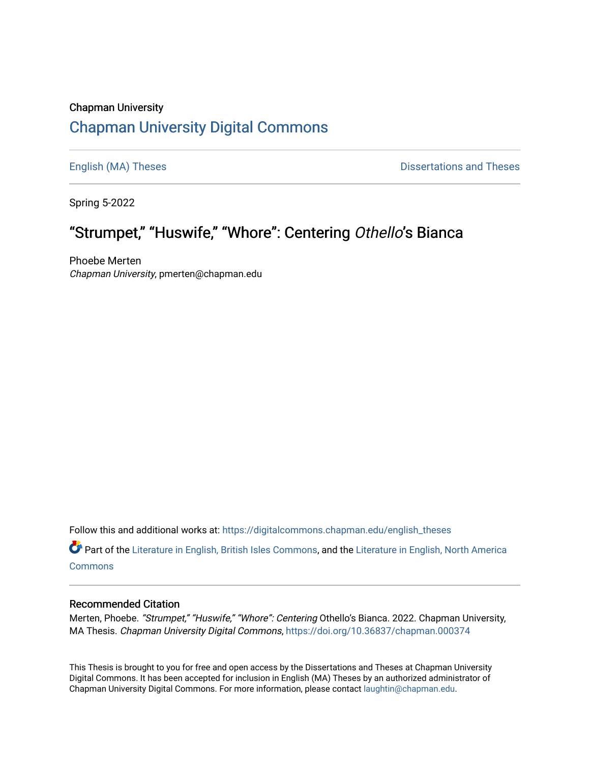Chapman University

## Chapman University Digital Commons

English (MA) Theses | Dissertations and Theses

Spring 5-2022

# "Strumpet," "Huswife," "Whore": Centering *Othello*'s Bianca

Phoebe Merten
*Chapman University*, pmerten@chapman.edu

Follow this and additional works at: https://digitalcommons.chapman.edu/english_theses

Part of the Literature in English, British Isles Commons, and the Literature in English, North America Commons

### Recommended Citation

Merten, Phoebe. *"Strumpet," "Huswife," "Whore": Centering* Othello's Bianca. 2022. Chapman University, MA Thesis. *Chapman University Digital Commons*, https://doi.org/10.36837/chapman.000374

This Thesis is brought to you for free and open access by the Dissertations and Theses at Chapman University Digital Commons. It has been accepted for inclusion in English (MA) Theses by an authorized administrator of Chapman University Digital Commons. For more information, please contact laughtin@chapman.edu.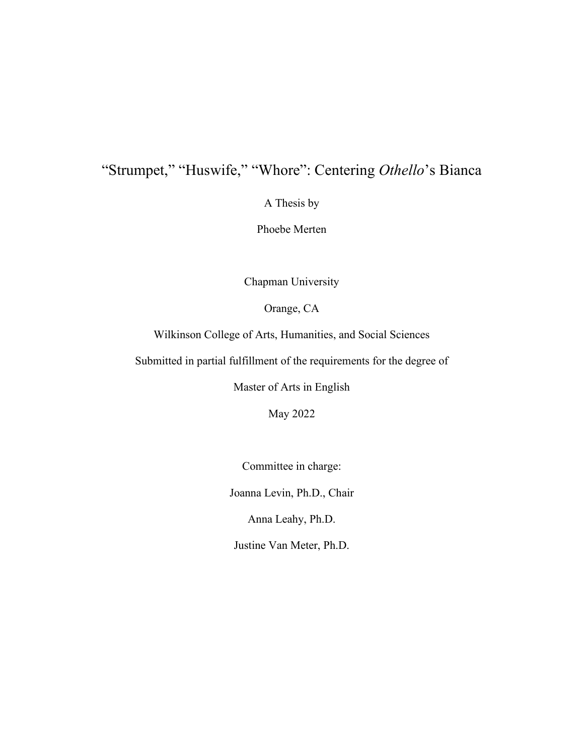# “Strumpet,” “Huswife,” “Whore”: Centering *Othello*’s Bianca

A Thesis by

Phoebe Merten

Chapman University

Orange, CA

Wilkinson College of Arts, Humanities, and Social Sciences

Submitted in partial fulfillment of the requirements for the degree of

Master of Arts in English

May 2022

Committee in charge:

Joanna Levin, Ph.D., Chair

Anna Leahy, Ph.D.

Justine Van Meter, Ph.D.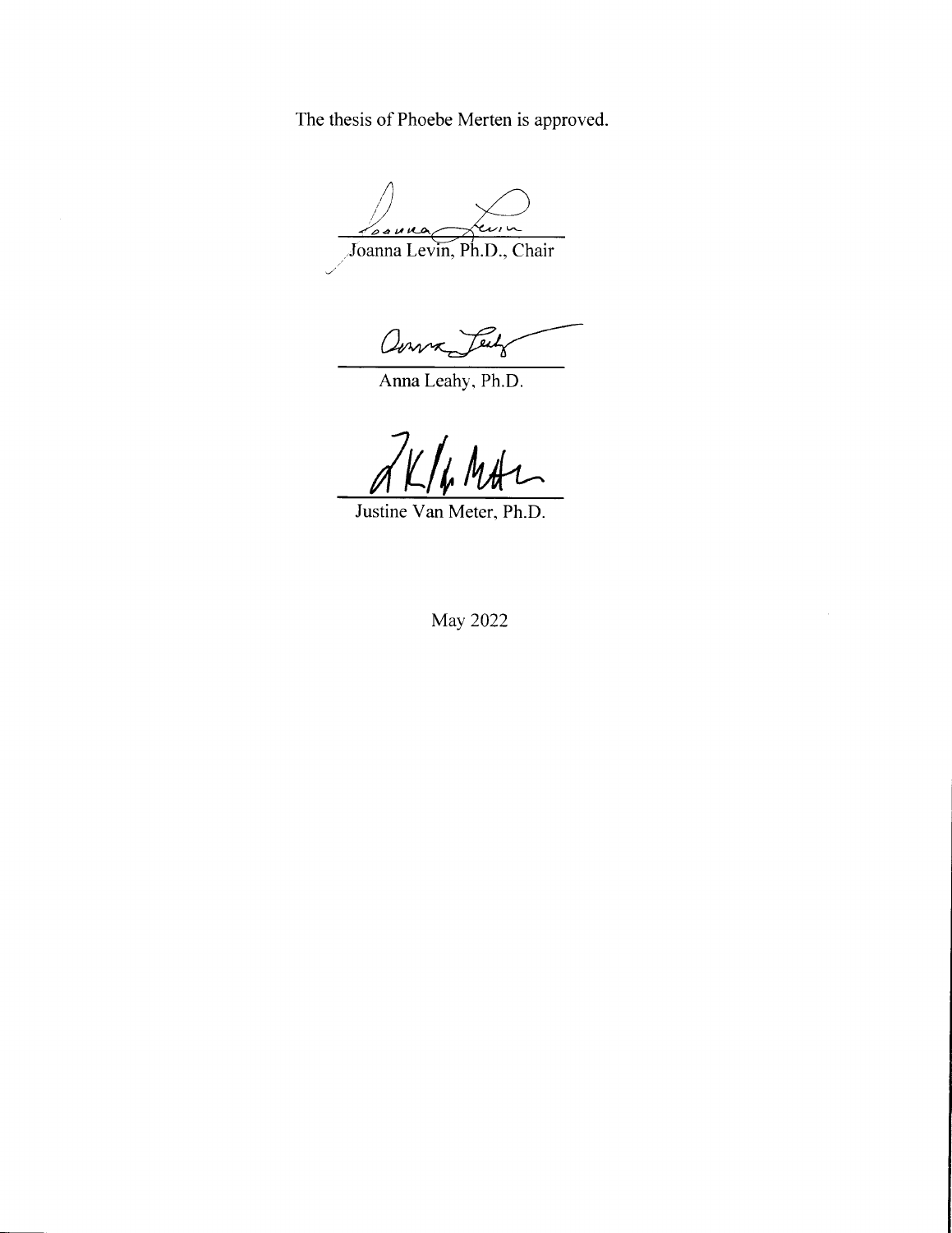The thesis of Phoebe Merten is approved.

Joanna Levin, Ph.D., Chair

Anna Leahy, Ph.D.

Justine Van Meter, Ph.D.

May 2022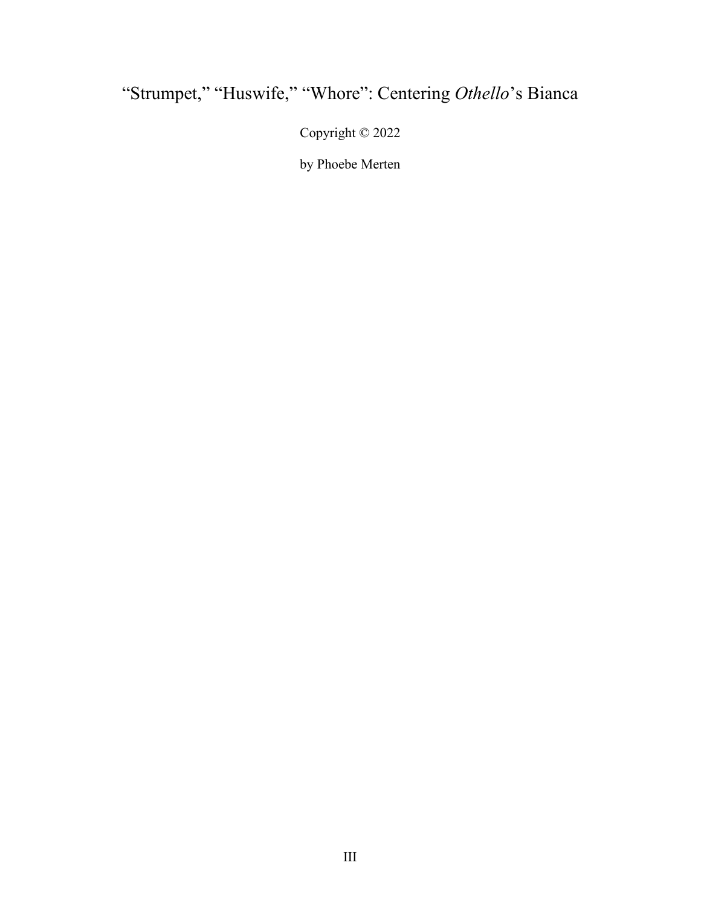“Strumpet,” “Huswife,” “Whore”: Centering *Othello*’s Bianca

Copyright © 2022

by Phoebe Merten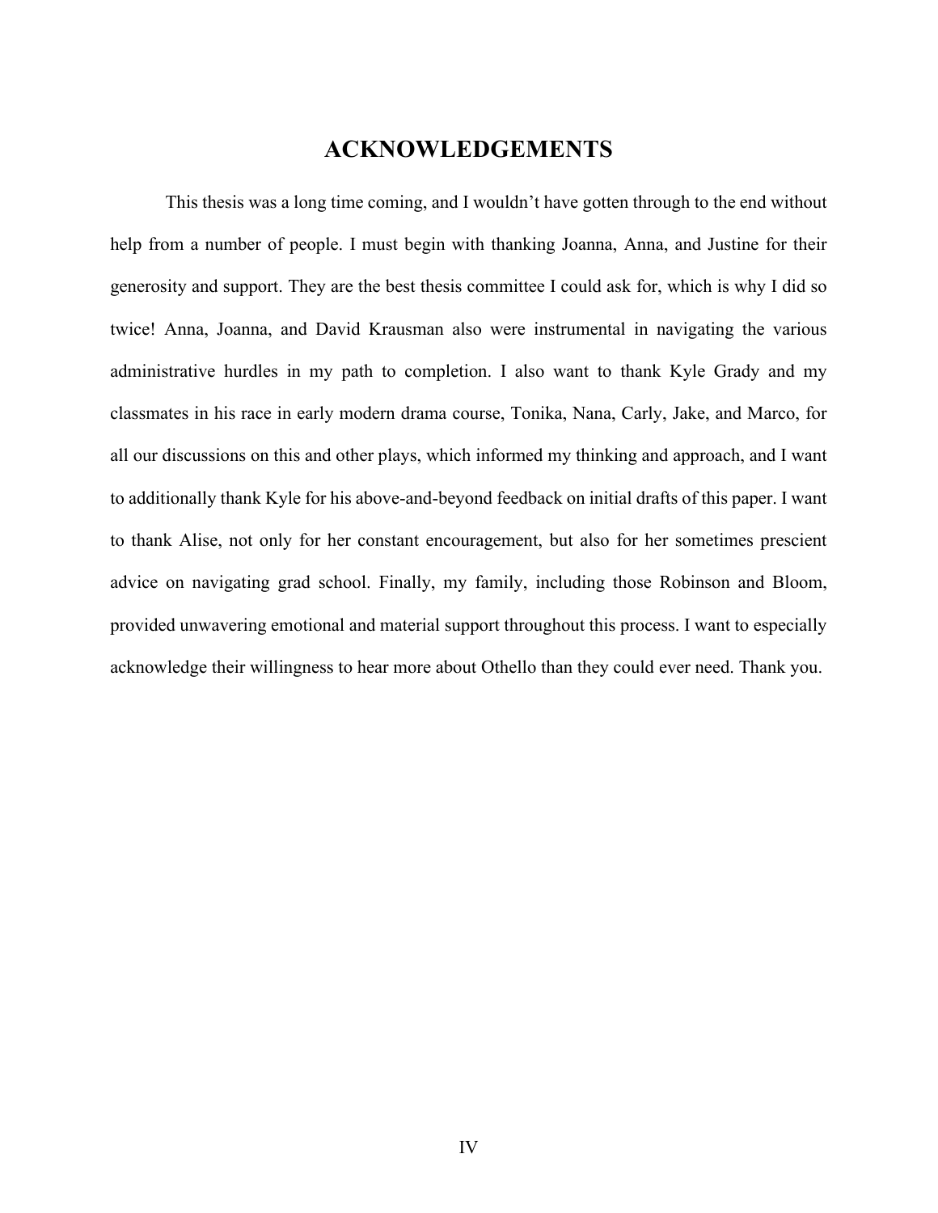# ACKNOWLEDGEMENTS

This thesis was a long time coming, and I wouldn't have gotten through to the end without help from a number of people. I must begin with thanking Joanna, Anna, and Justine for their generosity and support. They are the best thesis committee I could ask for, which is why I did so twice! Anna, Joanna, and David Krausman also were instrumental in navigating the various administrative hurdles in my path to completion. I also want to thank Kyle Grady and my classmates in his race in early modern drama course, Tonika, Nana, Carly, Jake, and Marco, for all our discussions on this and other plays, which informed my thinking and approach, and I want to additionally thank Kyle for his above-and-beyond feedback on initial drafts of this paper. I want to thank Alise, not only for her constant encouragement, but also for her sometimes prescient advice on navigating grad school. Finally, my family, including those Robinson and Bloom, provided unwavering emotional and material support throughout this process. I want to especially acknowledge their willingness to hear more about Othello than they could ever need. Thank you.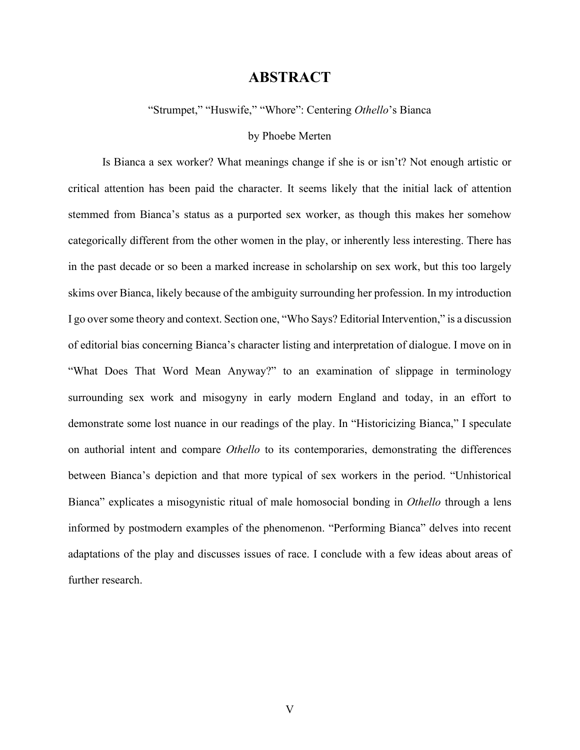# ABSTRACT

“Strumpet,” “Huswife,” “Whore”: Centering *Othello*’s Bianca

by Phoebe Merten

Is Bianca a sex worker? What meanings change if she is or isn’t? Not enough artistic or critical attention has been paid the character. It seems likely that the initial lack of attention stemmed from Bianca’s status as a purported sex worker, as though this makes her somehow categorically different from the other women in the play, or inherently less interesting. There has in the past decade or so been a marked increase in scholarship on sex work, but this too largely skims over Bianca, likely because of the ambiguity surrounding her profession. In my introduction I go over some theory and context. Section one, “Who Says? Editorial Intervention,” is a discussion of editorial bias concerning Bianca’s character listing and interpretation of dialogue. I move on in “What Does That Word Mean Anyway?” to an examination of slippage in terminology surrounding sex work and misogyny in early modern England and today, in an effort to demonstrate some lost nuance in our readings of the play. In “Historicizing Bianca,” I speculate on authorial intent and compare *Othello* to its contemporaries, demonstrating the differences between Bianca’s depiction and that more typical of sex workers in the period. “Unhistorical Bianca” explicates a misogynistic ritual of male homosocial bonding in *Othello* through a lens informed by postmodern examples of the phenomenon. “Performing Bianca” delves into recent adaptations of the play and discusses issues of race. I conclude with a few ideas about areas of further research.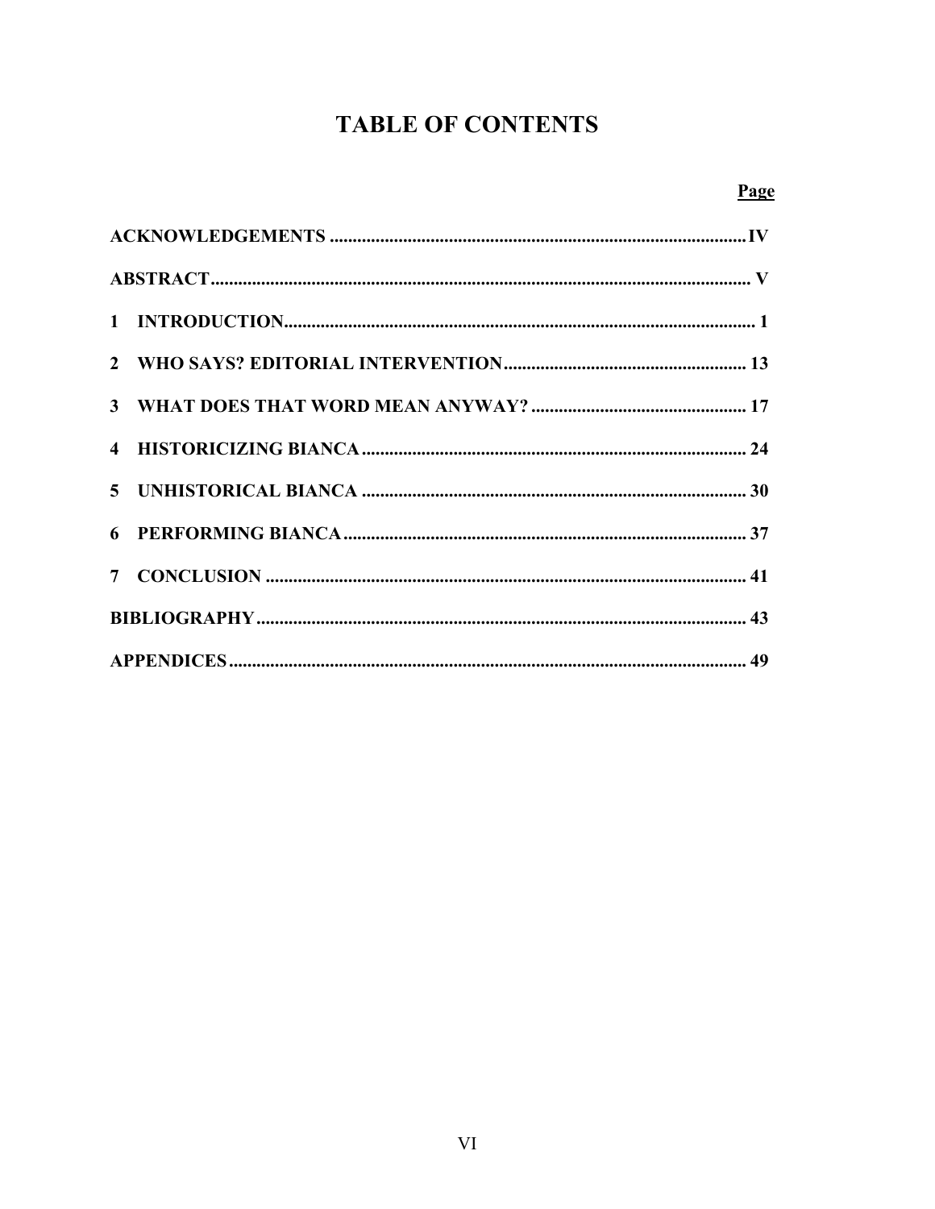# TABLE OF CONTENTS

| | Page |
|---|---|
| ACKNOWLEDGEMENTS | IV |
| ABSTRACT | V |
| 1 INTRODUCTION | 1 |
| 2 WHO SAYS? EDITORIAL INTERVENTION | 13 |
| 3 WHAT DOES THAT WORD MEAN ANYWAY? | 17 |
| 4 HISTORICIZING BIANCA | 24 |
| 5 UNHISTORICAL BIANCA | 30 |
| 6 PERFORMING BIANCA | 37 |
| 7 CONCLUSION | 41 |
| BIBLIOGRAPHY | 43 |
| APPENDICES | 49 |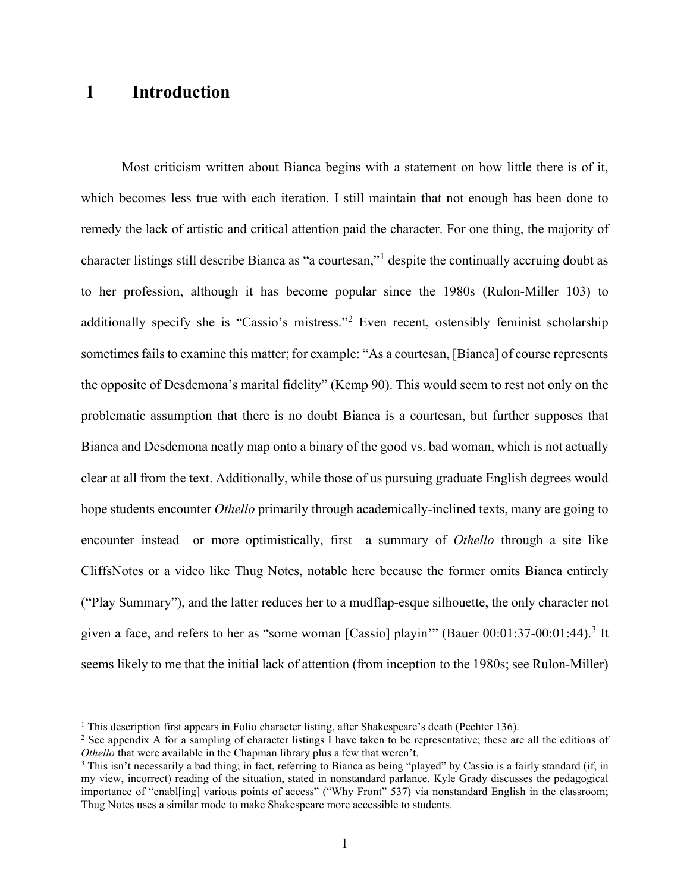# 1 Introduction

Most criticism written about Bianca begins with a statement on how little there is of it, which becomes less true with each iteration. I still maintain that not enough has been done to remedy the lack of artistic and critical attention paid the character. For one thing, the majority of character listings still describe Bianca as "a courtesan,"[1] despite the continually accruing doubt as to her profession, although it has become popular since the 1980s (Rulon-Miller 103) to additionally specify she is "Cassio's mistress."[2] Even recent, ostensibly feminist scholarship sometimes fails to examine this matter; for example: "As a courtesan, [Bianca] of course represents the opposite of Desdemona's marital fidelity" (Kemp 90). This would seem to rest not only on the problematic assumption that there is no doubt Bianca is a courtesan, but further supposes that Bianca and Desdemona neatly map onto a binary of the good vs. bad woman, which is not actually clear at all from the text. Additionally, while those of us pursuing graduate English degrees would hope students encounter *Othello* primarily through academically-inclined texts, many are going to encounter instead—or more optimistically, first—a summary of *Othello* through a site like CliffsNotes or a video like Thug Notes, notable here because the former omits Bianca entirely ("Play Summary"), and the latter reduces her to a mudflap-esque silhouette, the only character not given a face, and refers to her as "some woman [Cassio] playin'" (Bauer 00:01:37-00:01:44).[3] It seems likely to me that the initial lack of attention (from inception to the 1980s; see Rulon-Miller)

---

[1] This description first appears in Folio character listing, after Shakespeare's death (Pechter 136).

[2] See appendix A for a sampling of character listings I have taken to be representative; these are all the editions of *Othello* that were available in the Chapman library plus a few that weren't.

[3] This isn't necessarily a bad thing; in fact, referring to Bianca as being "played" by Cassio is a fairly standard (if, in my view, incorrect) reading of the situation, stated in nonstandard parlance. Kyle Grady discusses the pedagogical importance of "enabl[ing] various points of access" ("Why Front" 537) via nonstandard English in the classroom; Thug Notes uses a similar mode to make Shakespeare more accessible to students.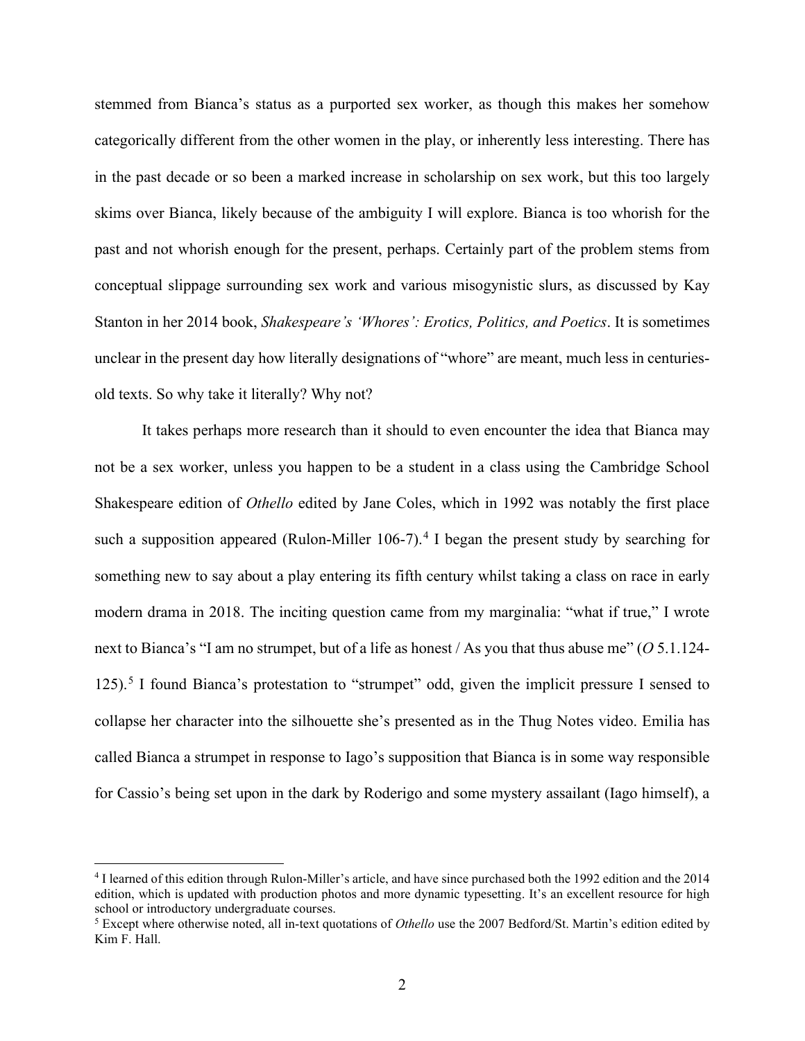stemmed from Bianca's status as a purported sex worker, as though this makes her somehow categorically different from the other women in the play, or inherently less interesting. There has in the past decade or so been a marked increase in scholarship on sex work, but this too largely skims over Bianca, likely because of the ambiguity I will explore. Bianca is too whorish for the past and not whorish enough for the present, perhaps. Certainly part of the problem stems from conceptual slippage surrounding sex work and various misogynistic slurs, as discussed by Kay Stanton in her 2014 book, *Shakespeare's 'Whores': Erotics, Politics, and Poetics*. It is sometimes unclear in the present day how literally designations of "whore" are meant, much less in centuries-old texts. So why take it literally? Why not?

It takes perhaps more research than it should to even encounter the idea that Bianca may not be a sex worker, unless you happen to be a student in a class using the Cambridge School Shakespeare edition of *Othello* edited by Jane Coles, which in 1992 was notably the first place such a supposition appeared (Rulon-Miller 106-7).[4] I began the present study by searching for something new to say about a play entering its fifth century whilst taking a class on race in early modern drama in 2018. The inciting question came from my marginalia: "what if true," I wrote next to Bianca's "I am no strumpet, but of a life as honest / As you that thus abuse me" (*O* 5.1.124-125).[5] I found Bianca's protestation to "strumpet" odd, given the implicit pressure I sensed to collapse her character into the silhouette she's presented as in the Thug Notes video. Emilia has called Bianca a strumpet in response to Iago's supposition that Bianca is in some way responsible for Cassio's being set upon in the dark by Roderigo and some mystery assailant (Iago himself), a

---

[4] I learned of this edition through Rulon-Miller's article, and have since purchased both the 1992 edition and the 2014 edition, which is updated with production photos and more dynamic typesetting. It's an excellent resource for high school or introductory undergraduate courses.

[5] Except where otherwise noted, all in-text quotations of *Othello* use the 2007 Bedford/St. Martin's edition edited by Kim F. Hall.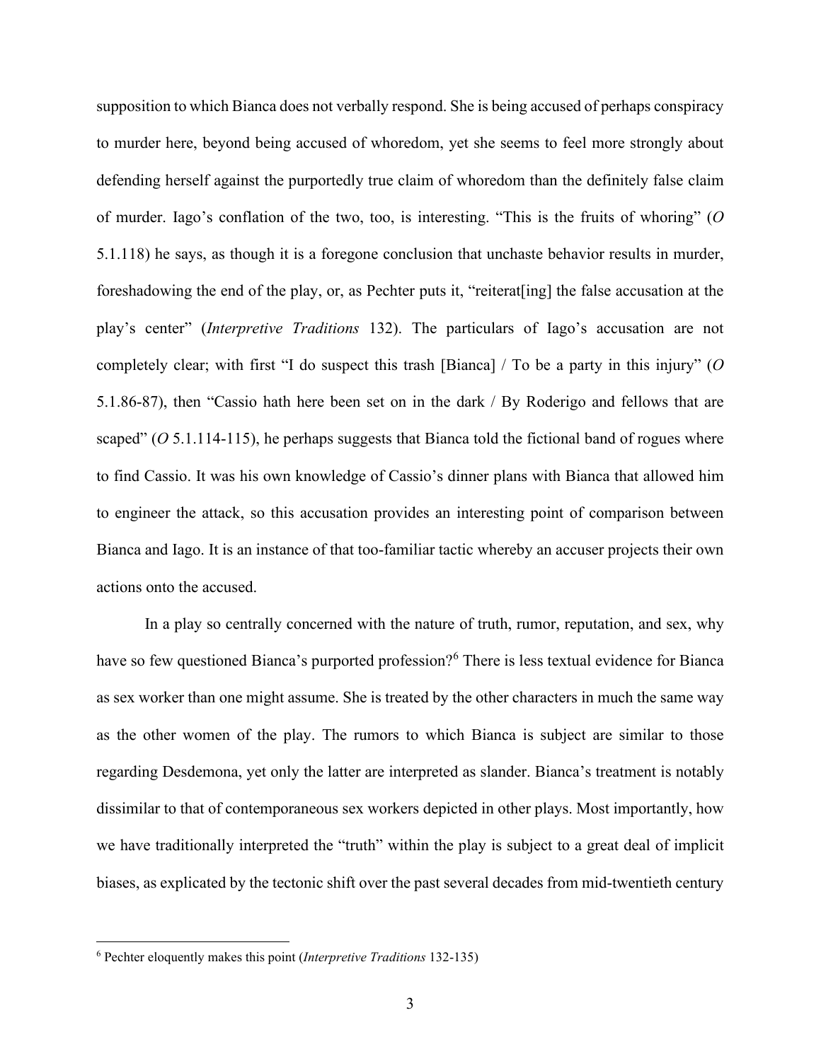supposition to which Bianca does not verbally respond. She is being accused of perhaps conspiracy to murder here, beyond being accused of whoredom, yet she seems to feel more strongly about defending herself against the purportedly true claim of whoredom than the definitely false claim of murder. Iago's conflation of the two, too, is interesting. "This is the fruits of whoring" (*O* 5.1.118) he says, as though it is a foregone conclusion that unchaste behavior results in murder, foreshadowing the end of the play, or, as Pechter puts it, "reiterat[ing] the false accusation at the play's center" (*Interpretive Traditions* 132). The particulars of Iago's accusation are not completely clear; with first "I do suspect this trash [Bianca] / To be a party in this injury" (*O* 5.1.86-87), then "Cassio hath here been set on in the dark / By Roderigo and fellows that are scaped" (*O* 5.1.114-115), he perhaps suggests that Bianca told the fictional band of rogues where to find Cassio. It was his own knowledge of Cassio's dinner plans with Bianca that allowed him to engineer the attack, so this accusation provides an interesting point of comparison between Bianca and Iago. It is an instance of that too-familiar tactic whereby an accuser projects their own actions onto the accused.

In a play so centrally concerned with the nature of truth, rumor, reputation, and sex, why have so few questioned Bianca's purported profession?[6] There is less textual evidence for Bianca as sex worker than one might assume. She is treated by the other characters in much the same way as the other women of the play. The rumors to which Bianca is subject are similar to those regarding Desdemona, yet only the latter are interpreted as slander. Bianca's treatment is notably dissimilar to that of contemporaneous sex workers depicted in other plays. Most importantly, how we have traditionally interpreted the "truth" within the play is subject to a great deal of implicit biases, as explicated by the tectonic shift over the past several decades from mid-twentieth century

---

[6] Pechter eloquently makes this point (*Interpretive Traditions* 132-135)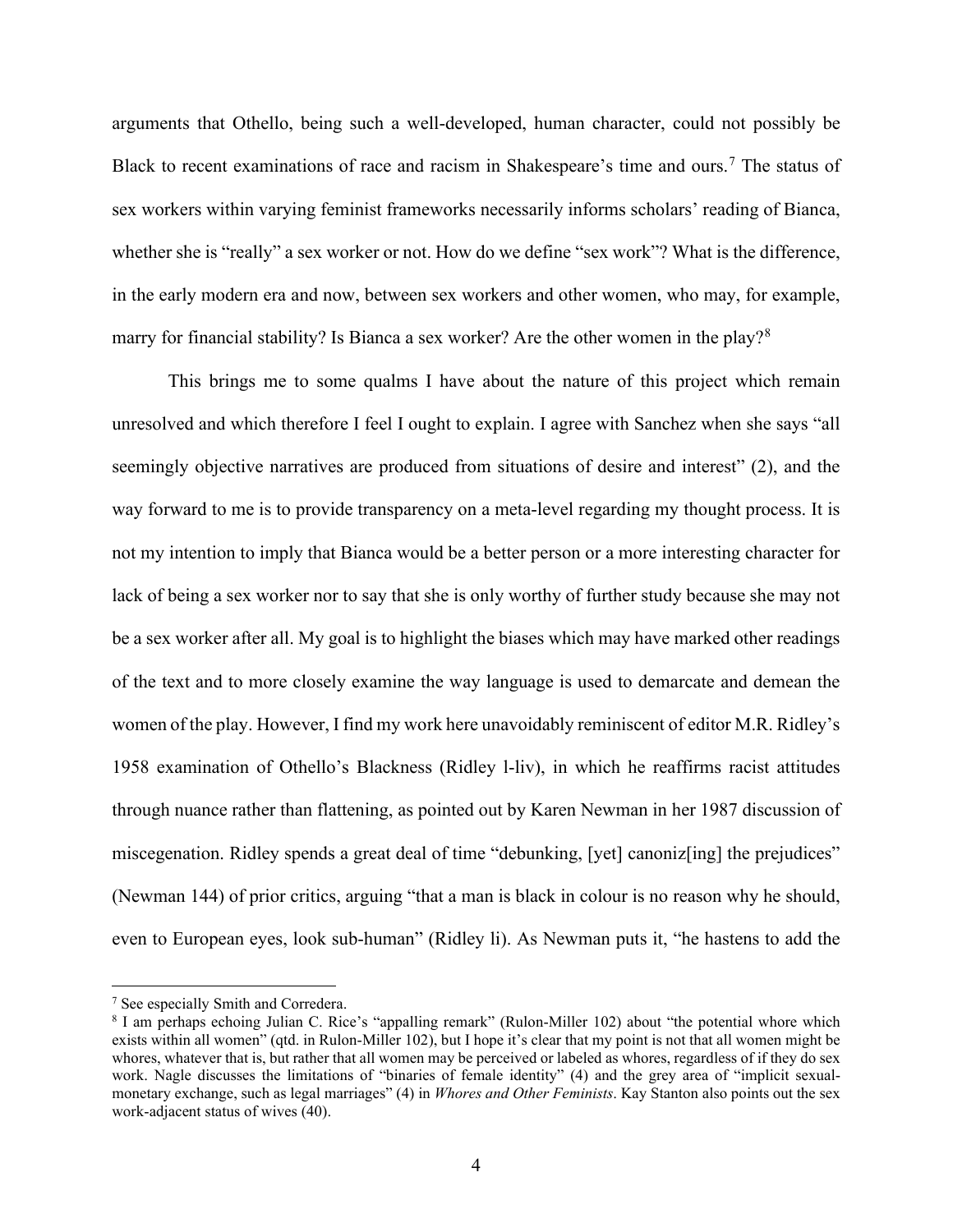arguments that Othello, being such a well-developed, human character, could not possibly be Black to recent examinations of race and racism in Shakespeare's time and ours.[7] The status of sex workers within varying feminist frameworks necessarily informs scholars' reading of Bianca, whether she is "really" a sex worker or not. How do we define "sex work"? What is the difference, in the early modern era and now, between sex workers and other women, who may, for example, marry for financial stability? Is Bianca a sex worker? Are the other women in the play?[8]

This brings me to some qualms I have about the nature of this project which remain unresolved and which therefore I feel I ought to explain. I agree with Sanchez when she says "all seemingly objective narratives are produced from situations of desire and interest" (2), and the way forward to me is to provide transparency on a meta-level regarding my thought process. It is not my intention to imply that Bianca would be a better person or a more interesting character for lack of being a sex worker nor to say that she is only worthy of further study because she may not be a sex worker after all. My goal is to highlight the biases which may have marked other readings of the text and to more closely examine the way language is used to demarcate and demean the women of the play. However, I find my work here unavoidably reminiscent of editor M.R. Ridley's 1958 examination of Othello's Blackness (Ridley l-liv), in which he reaffirms racist attitudes through nuance rather than flattening, as pointed out by Karen Newman in her 1987 discussion of miscegenation. Ridley spends a great deal of time "debunking, [yet] canoniz[ing] the prejudices" (Newman 144) of prior critics, arguing "that a man is black in colour is no reason why he should, even to European eyes, look sub-human" (Ridley li). As Newman puts it, "he hastens to add the

---

[7] See especially Smith and Corredera.

[8] I am perhaps echoing Julian C. Rice's "appalling remark" (Rulon-Miller 102) about "the potential whore which exists within all women" (qtd. in Rulon-Miller 102), but I hope it's clear that my point is not that all women might be whores, whatever that is, but rather that all women may be perceived or labeled as whores, regardless of if they do sex work. Nagle discusses the limitations of "binaries of female identity" (4) and the grey area of "implicit sexual-monetary exchange, such as legal marriages" (4) in *Whores and Other Feminists*. Kay Stanton also points out the sex work-adjacent status of wives (40).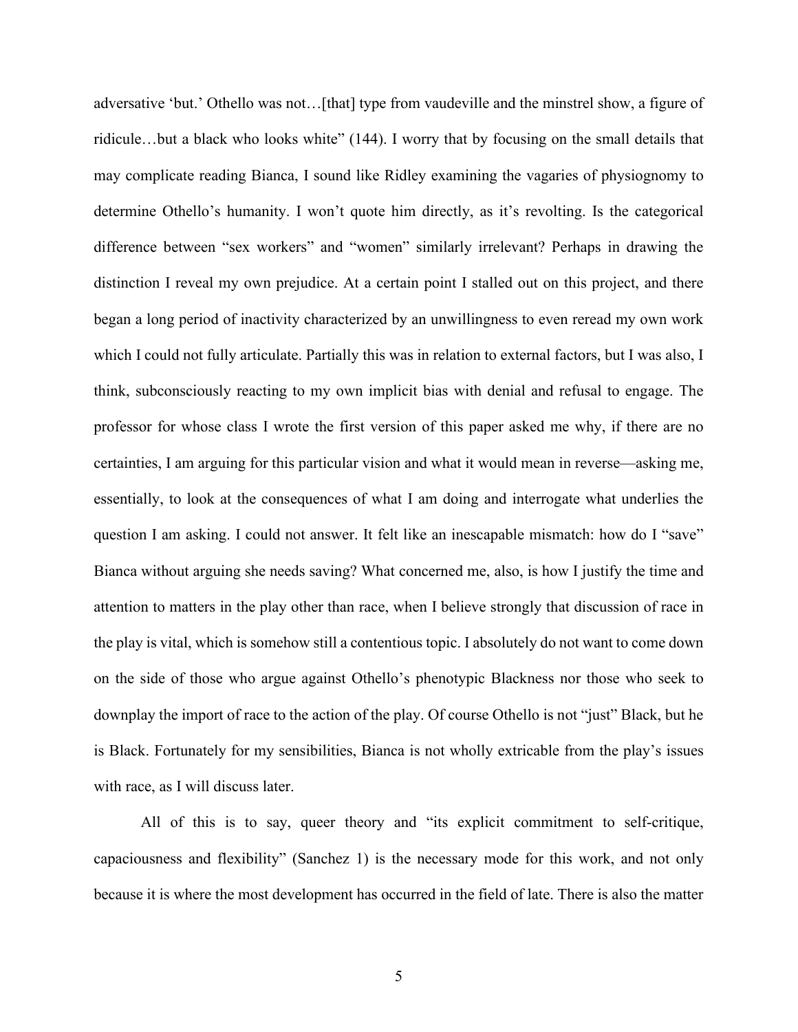adversative 'but.' Othello was not…[that] type from vaudeville and the minstrel show, a figure of ridicule…but a black who looks white" (144). I worry that by focusing on the small details that may complicate reading Bianca, I sound like Ridley examining the vagaries of physiognomy to determine Othello's humanity. I won't quote him directly, as it's revolting. Is the categorical difference between "sex workers" and "women" similarly irrelevant? Perhaps in drawing the distinction I reveal my own prejudice. At a certain point I stalled out on this project, and there began a long period of inactivity characterized by an unwillingness to even reread my own work which I could not fully articulate. Partially this was in relation to external factors, but I was also, I think, subconsciously reacting to my own implicit bias with denial and refusal to engage. The professor for whose class I wrote the first version of this paper asked me why, if there are no certainties, I am arguing for this particular vision and what it would mean in reverse—asking me, essentially, to look at the consequences of what I am doing and interrogate what underlies the question I am asking. I could not answer. It felt like an inescapable mismatch: how do I "save" Bianca without arguing she needs saving? What concerned me, also, is how I justify the time and attention to matters in the play other than race, when I believe strongly that discussion of race in the play is vital, which is somehow still a contentious topic. I absolutely do not want to come down on the side of those who argue against Othello's phenotypic Blackness nor those who seek to downplay the import of race to the action of the play. Of course Othello is not "just" Black, but he is Black. Fortunately for my sensibilities, Bianca is not wholly extricable from the play's issues with race, as I will discuss later.

All of this is to say, queer theory and "its explicit commitment to self-critique, capaciousness and flexibility" (Sanchez 1) is the necessary mode for this work, and not only because it is where the most development has occurred in the field of late. There is also the matter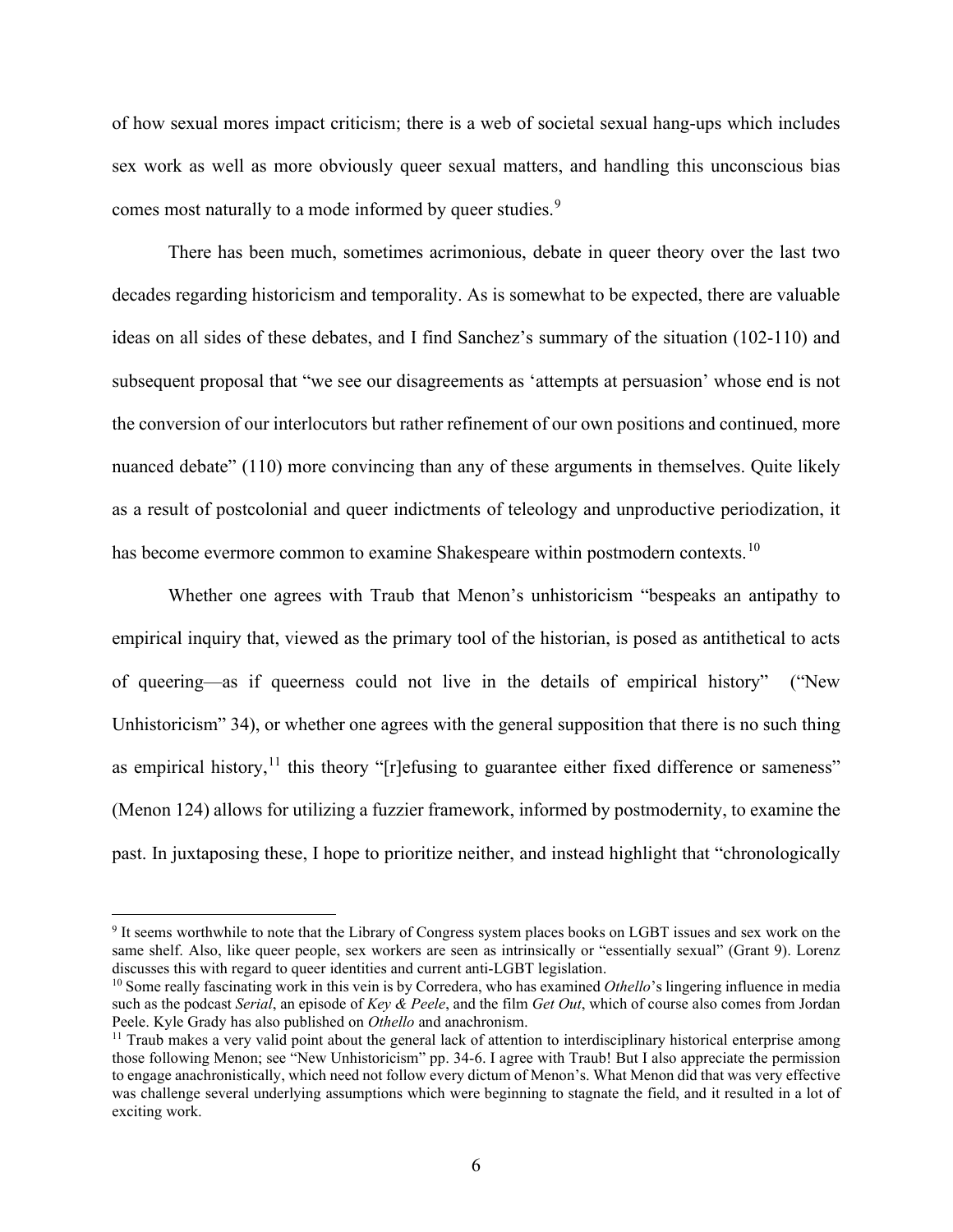of how sexual mores impact criticism; there is a web of societal sexual hang-ups which includes sex work as well as more obviously queer sexual matters, and handling this unconscious bias comes most naturally to a mode informed by queer studies.[9]

There has been much, sometimes acrimonious, debate in queer theory over the last two decades regarding historicism and temporality. As is somewhat to be expected, there are valuable ideas on all sides of these debates, and I find Sanchez's summary of the situation (102-110) and subsequent proposal that "we see our disagreements as 'attempts at persuasion' whose end is not the conversion of our interlocutors but rather refinement of our own positions and continued, more nuanced debate" (110) more convincing than any of these arguments in themselves. Quite likely as a result of postcolonial and queer indictments of teleology and unproductive periodization, it has become evermore common to examine Shakespeare within postmodern contexts.[10]

Whether one agrees with Traub that Menon's unhistoricism "bespeaks an antipathy to empirical inquiry that, viewed as the primary tool of the historian, is posed as antithetical to acts of queering—as if queerness could not live in the details of empirical history" ("New Unhistoricism" 34), or whether one agrees with the general supposition that there is no such thing as empirical history,[11] this theory "[r]efusing to guarantee either fixed difference or sameness" (Menon 124) allows for utilizing a fuzzier framework, informed by postmodernity, to examine the past. In juxtaposing these, I hope to prioritize neither, and instead highlight that "chronologically

---

[9] It seems worthwhile to note that the Library of Congress system places books on LGBT issues and sex work on the same shelf. Also, like queer people, sex workers are seen as intrinsically or "essentially sexual" (Grant 9). Lorenz discusses this with regard to queer identities and current anti-LGBT legislation.

[10] Some really fascinating work in this vein is by Corredera, who has examined *Othello*'s lingering influence in media such as the podcast *Serial*, an episode of *Key & Peele*, and the film *Get Out*, which of course also comes from Jordan Peele. Kyle Grady has also published on *Othello* and anachronism.

[11] Traub makes a very valid point about the general lack of attention to interdisciplinary historical enterprise among those following Menon; see "New Unhistoricism" pp. 34-6. I agree with Traub! But I also appreciate the permission to engage anachronistically, which need not follow every dictum of Menon's. What Menon did that was very effective was challenge several underlying assumptions which were beginning to stagnate the field, and it resulted in a lot of exciting work.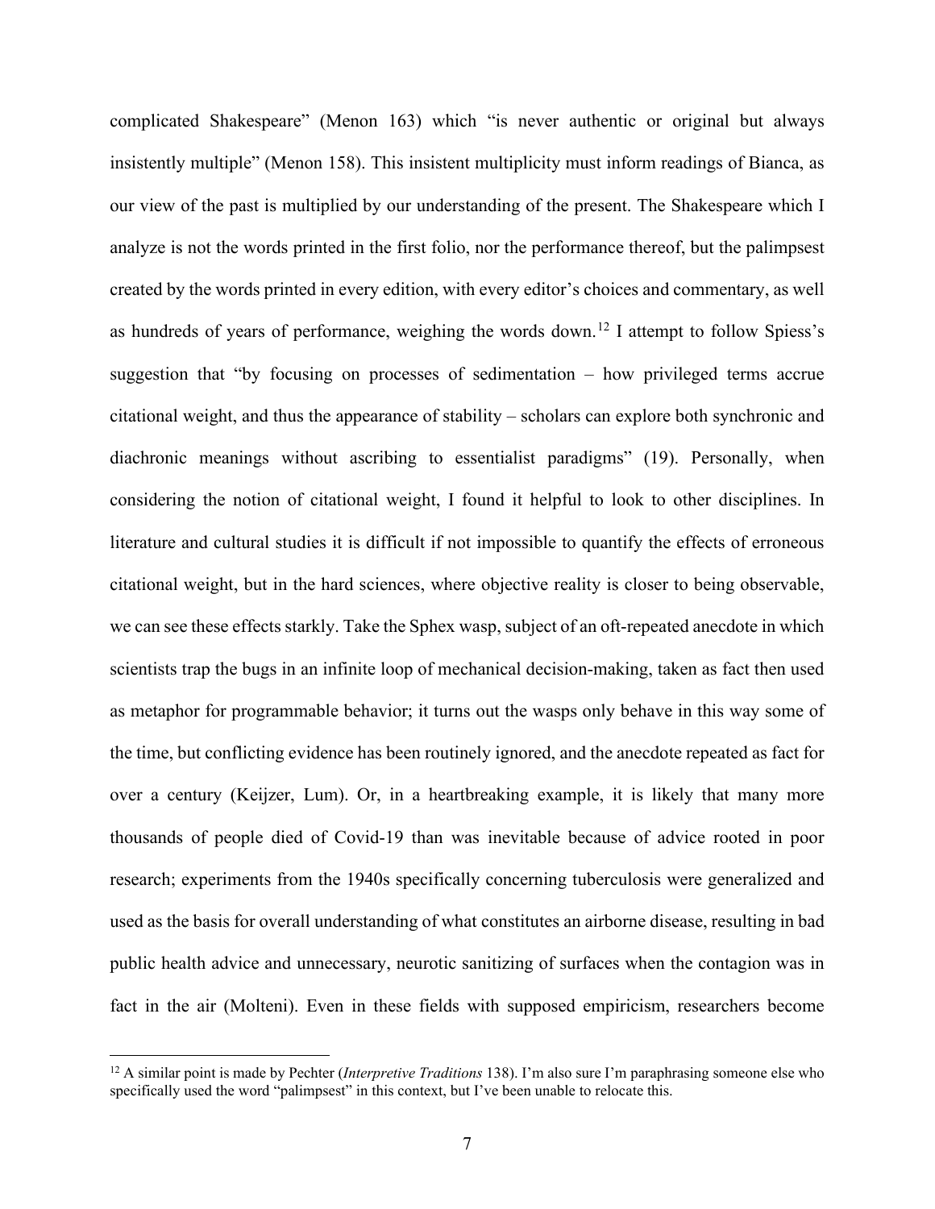complicated Shakespeare" (Menon 163) which "is never authentic or original but always insistently multiple" (Menon 158). This insistent multiplicity must inform readings of Bianca, as our view of the past is multiplied by our understanding of the present. The Shakespeare which I analyze is not the words printed in the first folio, nor the performance thereof, but the palimpsest created by the words printed in every edition, with every editor's choices and commentary, as well as hundreds of years of performance, weighing the words down.[12] I attempt to follow Spiess's suggestion that "by focusing on processes of sedimentation – how privileged terms accrue citational weight, and thus the appearance of stability – scholars can explore both synchronic and diachronic meanings without ascribing to essentialist paradigms" (19). Personally, when considering the notion of citational weight, I found it helpful to look to other disciplines. In literature and cultural studies it is difficult if not impossible to quantify the effects of erroneous citational weight, but in the hard sciences, where objective reality is closer to being observable, we can see these effects starkly. Take the Sphex wasp, subject of an oft-repeated anecdote in which scientists trap the bugs in an infinite loop of mechanical decision-making, taken as fact then used as metaphor for programmable behavior; it turns out the wasps only behave in this way some of the time, but conflicting evidence has been routinely ignored, and the anecdote repeated as fact for over a century (Keijzer, Lum). Or, in a heartbreaking example, it is likely that many more thousands of people died of Covid-19 than was inevitable because of advice rooted in poor research; experiments from the 1940s specifically concerning tuberculosis were generalized and used as the basis for overall understanding of what constitutes an airborne disease, resulting in bad public health advice and unnecessary, neurotic sanitizing of surfaces when the contagion was in fact in the air (Molteni). Even in these fields with supposed empiricism, researchers become

[12] A similar point is made by Pechter (*Interpretive Traditions* 138). I'm also sure I'm paraphrasing someone else who specifically used the word "palimpsest" in this context, but I've been unable to relocate this.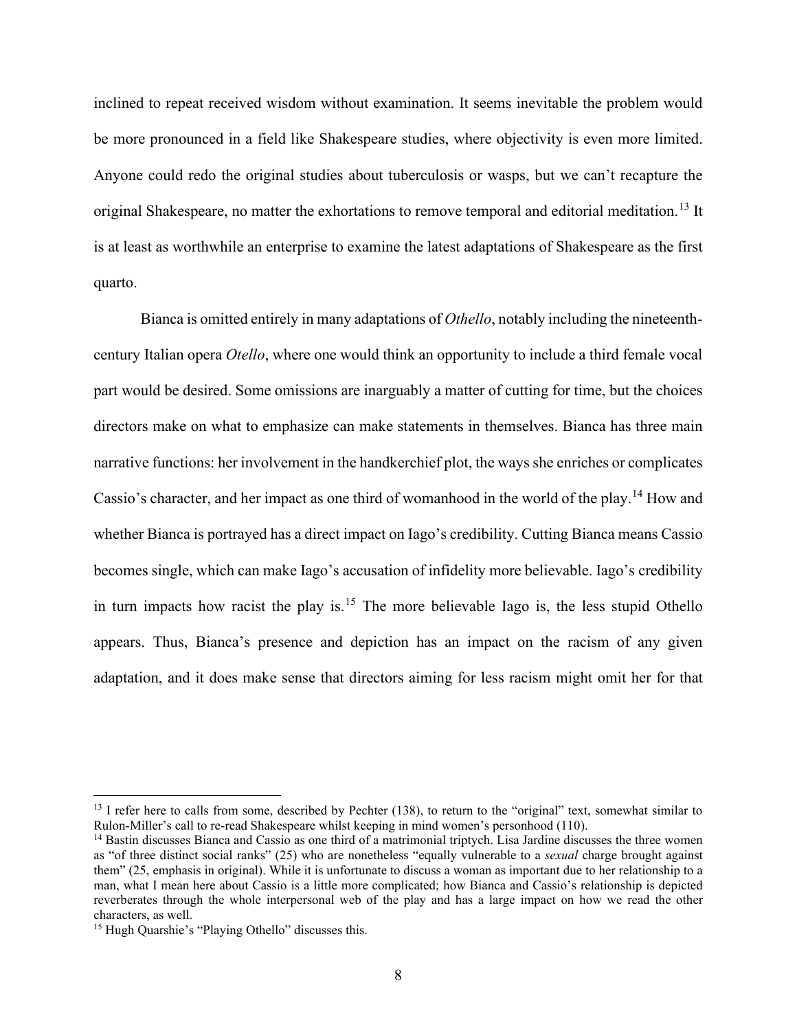inclined to repeat received wisdom without examination. It seems inevitable the problem would be more pronounced in a field like Shakespeare studies, where objectivity is even more limited. Anyone could redo the original studies about tuberculosis or wasps, but we can't recapture the original Shakespeare, no matter the exhortations to remove temporal and editorial meditation.[13] It is at least as worthwhile an enterprise to examine the latest adaptations of Shakespeare as the first quarto.

Bianca is omitted entirely in many adaptations of *Othello*, notably including the nineteenth-century Italian opera *Otello*, where one would think an opportunity to include a third female vocal part would be desired. Some omissions are inarguably a matter of cutting for time, but the choices directors make on what to emphasize can make statements in themselves. Bianca has three main narrative functions: her involvement in the handkerchief plot, the ways she enriches or complicates Cassio's character, and her impact as one third of womanhood in the world of the play.[14] How and whether Bianca is portrayed has a direct impact on Iago's credibility. Cutting Bianca means Cassio becomes single, which can make Iago's accusation of infidelity more believable. Iago's credibility in turn impacts how racist the play is.[15] The more believable Iago is, the less stupid Othello appears. Thus, Bianca's presence and depiction has an impact on the racism of any given adaptation, and it does make sense that directors aiming for less racism might omit her for that

---

[13] I refer here to calls from some, described by Pechter (138), to return to the "original" text, somewhat similar to Rulon-Miller's call to re-read Shakespeare whilst keeping in mind women's personhood (110).

[14] Bastin discusses Bianca and Cassio as one third of a matrimonial triptych. Lisa Jardine discusses the three women as "of three distinct social ranks" (25) who are nonetheless "equally vulnerable to a *sexual* charge brought against them" (25, emphasis in original). While it is unfortunate to discuss a woman as important due to her relationship to a man, what I mean here about Cassio is a little more complicated; how Bianca and Cassio's relationship is depicted reverberates through the whole interpersonal web of the play and has a large impact on how we read the other characters, as well.

[15] Hugh Quarshie's "Playing Othello" discusses this.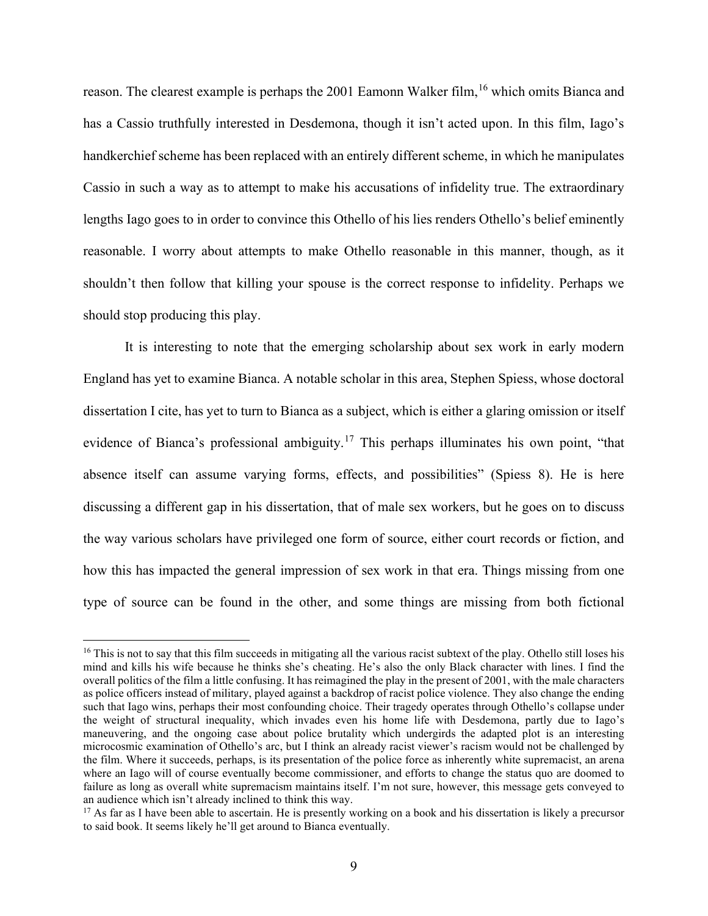reason. The clearest example is perhaps the 2001 Eamonn Walker film,[16] which omits Bianca and has a Cassio truthfully interested in Desdemona, though it isn't acted upon. In this film, Iago's handkerchief scheme has been replaced with an entirely different scheme, in which he manipulates Cassio in such a way as to attempt to make his accusations of infidelity true. The extraordinary lengths Iago goes to in order to convince this Othello of his lies renders Othello's belief eminently reasonable. I worry about attempts to make Othello reasonable in this manner, though, as it shouldn't then follow that killing your spouse is the correct response to infidelity. Perhaps we should stop producing this play.

It is interesting to note that the emerging scholarship about sex work in early modern England has yet to examine Bianca. A notable scholar in this area, Stephen Spiess, whose doctoral dissertation I cite, has yet to turn to Bianca as a subject, which is either a glaring omission or itself evidence of Bianca's professional ambiguity.[17] This perhaps illuminates his own point, "that absence itself can assume varying forms, effects, and possibilities" (Spiess 8). He is here discussing a different gap in his dissertation, that of male sex workers, but he goes on to discuss the way various scholars have privileged one form of source, either court records or fiction, and how this has impacted the general impression of sex work in that era. Things missing from one type of source can be found in the other, and some things are missing from both fictional

---

[16] This is not to say that this film succeeds in mitigating all the various racist subtext of the play. Othello still loses his mind and kills his wife because he thinks she's cheating. He's also the only Black character with lines. I find the overall politics of the film a little confusing. It has reimagined the play in the present of 2001, with the male characters as police officers instead of military, played against a backdrop of racist police violence. They also change the ending such that Iago wins, perhaps their most confounding choice. Their tragedy operates through Othello's collapse under the weight of structural inequality, which invades even his home life with Desdemona, partly due to Iago's maneuvering, and the ongoing case about police brutality which undergirds the adapted plot is an interesting microcosmic examination of Othello's arc, but I think an already racist viewer's racism would not be challenged by the film. Where it succeeds, perhaps, is its presentation of the police force as inherently white supremacist, an arena where an Iago will of course eventually become commissioner, and efforts to change the status quo are doomed to failure as long as overall white supremacism maintains itself. I'm not sure, however, this message gets conveyed to an audience which isn't already inclined to think this way.

[17] As far as I have been able to ascertain. He is presently working on a book and his dissertation is likely a precursor to said book. It seems likely he'll get around to Bianca eventually.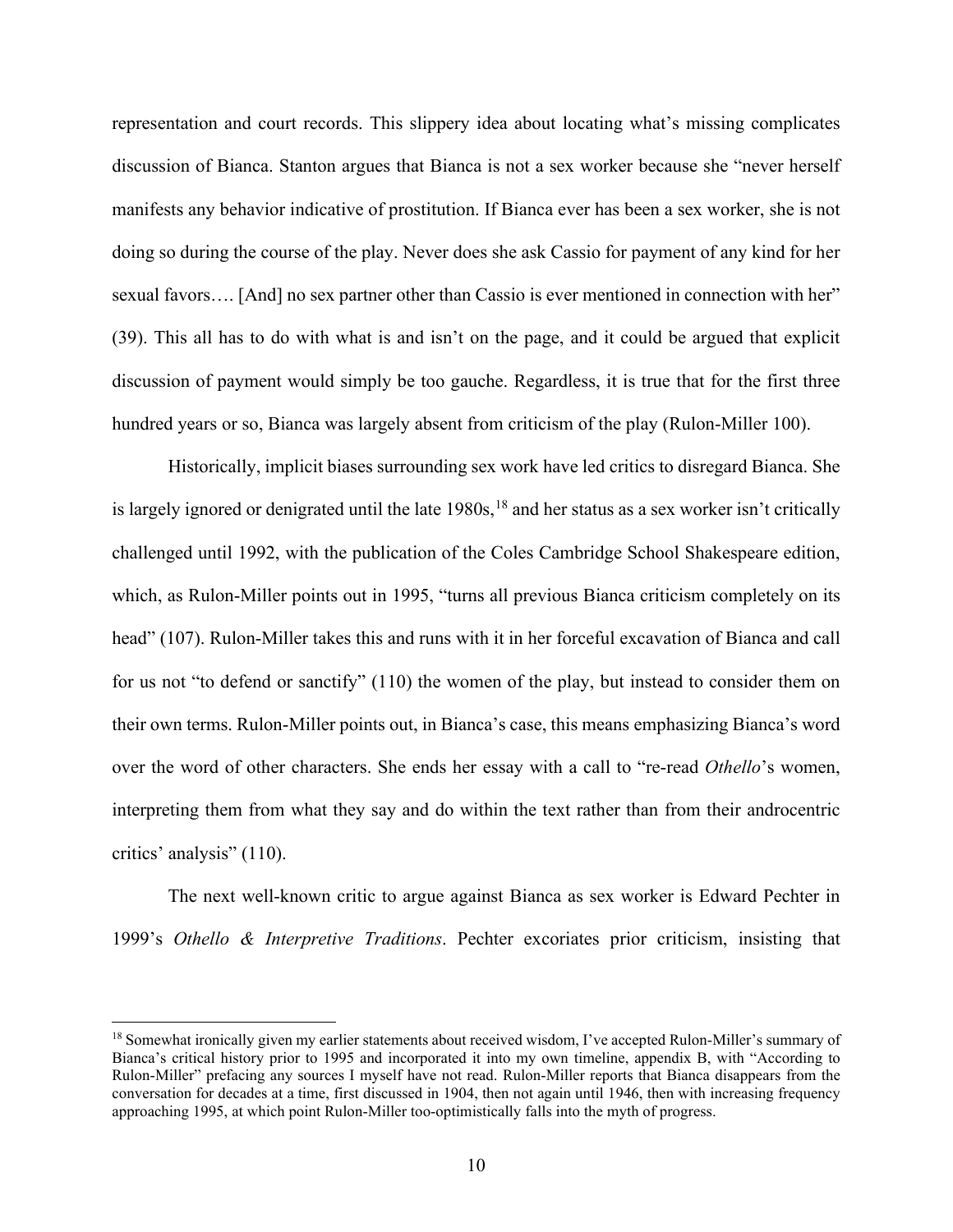representation and court records. This slippery idea about locating what's missing complicates discussion of Bianca. Stanton argues that Bianca is not a sex worker because she "never herself manifests any behavior indicative of prostitution. If Bianca ever has been a sex worker, she is not doing so during the course of the play. Never does she ask Cassio for payment of any kind for her sexual favors…. [And] no sex partner other than Cassio is ever mentioned in connection with her" (39). This all has to do with what is and isn't on the page, and it could be argued that explicit discussion of payment would simply be too gauche. Regardless, it is true that for the first three hundred years or so, Bianca was largely absent from criticism of the play (Rulon-Miller 100).

Historically, implicit biases surrounding sex work have led critics to disregard Bianca. She is largely ignored or denigrated until the late 1980s,[18] and her status as a sex worker isn't critically challenged until 1992, with the publication of the Coles Cambridge School Shakespeare edition, which, as Rulon-Miller points out in 1995, "turns all previous Bianca criticism completely on its head" (107). Rulon-Miller takes this and runs with it in her forceful excavation of Bianca and call for us not "to defend or sanctify" (110) the women of the play, but instead to consider them on their own terms. Rulon-Miller points out, in Bianca's case, this means emphasizing Bianca's word over the word of other characters. She ends her essay with a call to "re-read *Othello*'s women, interpreting them from what they say and do within the text rather than from their androcentric critics' analysis" (110).

The next well-known critic to argue against Bianca as sex worker is Edward Pechter in 1999's *Othello & Interpretive Traditions*. Pechter excoriates prior criticism, insisting that

[18] Somewhat ironically given my earlier statements about received wisdom, I've accepted Rulon-Miller's summary of Bianca's critical history prior to 1995 and incorporated it into my own timeline, appendix B, with "According to Rulon-Miller" prefacing any sources I myself have not read. Rulon-Miller reports that Bianca disappears from the conversation for decades at a time, first discussed in 1904, then not again until 1946, then with increasing frequency approaching 1995, at which point Rulon-Miller too-optimistically falls into the myth of progress.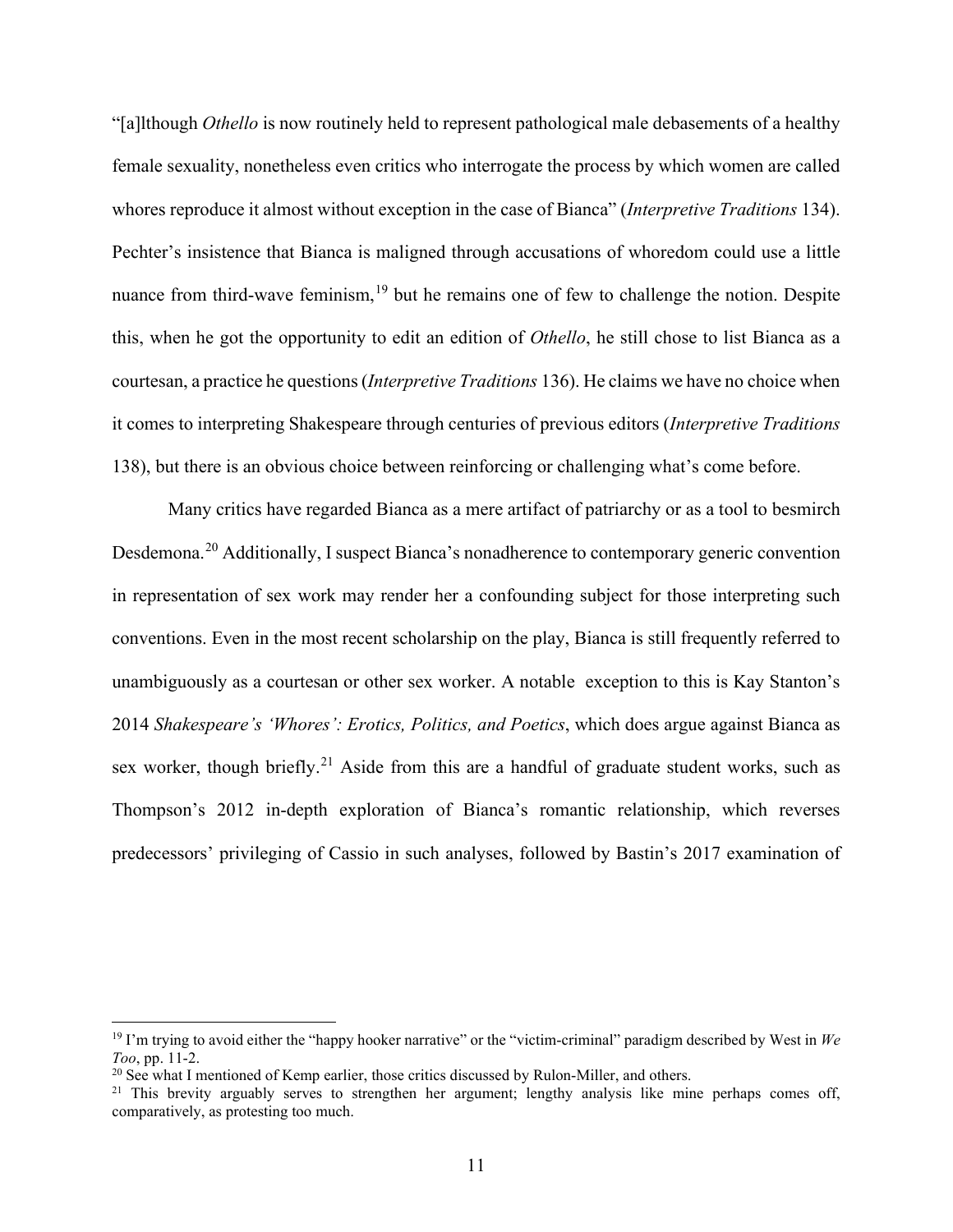"[a]lthough *Othello* is now routinely held to represent pathological male debasements of a healthy female sexuality, nonetheless even critics who interrogate the process by which women are called whores reproduce it almost without exception in the case of Bianca" (*Interpretive Traditions* 134). Pechter's insistence that Bianca is maligned through accusations of whoredom could use a little nuance from third-wave feminism,[19] but he remains one of few to challenge the notion. Despite this, when he got the opportunity to edit an edition of *Othello*, he still chose to list Bianca as a courtesan, a practice he questions (*Interpretive Traditions* 136). He claims we have no choice when it comes to interpreting Shakespeare through centuries of previous editors (*Interpretive Traditions* 138), but there is an obvious choice between reinforcing or challenging what's come before.

Many critics have regarded Bianca as a mere artifact of patriarchy or as a tool to besmirch Desdemona.[20] Additionally, I suspect Bianca's nonadherence to contemporary generic convention in representation of sex work may render her a confounding subject for those interpreting such conventions. Even in the most recent scholarship on the play, Bianca is still frequently referred to unambiguously as a courtesan or other sex worker. A notable exception to this is Kay Stanton's 2014 *Shakespeare's 'Whores': Erotics, Politics, and Poetics*, which does argue against Bianca as sex worker, though briefly.[21] Aside from this are a handful of graduate student works, such as Thompson's 2012 in-depth exploration of Bianca's romantic relationship, which reverses predecessors' privileging of Cassio in such analyses, followed by Bastin's 2017 examination of

---

[19] I'm trying to avoid either the "happy hooker narrative" or the "victim-criminal" paradigm described by West in *We Too*, pp. 11-2.

[20] See what I mentioned of Kemp earlier, those critics discussed by Rulon-Miller, and others.

[21] This brevity arguably serves to strengthen her argument; lengthy analysis like mine perhaps comes off, comparatively, as protesting too much.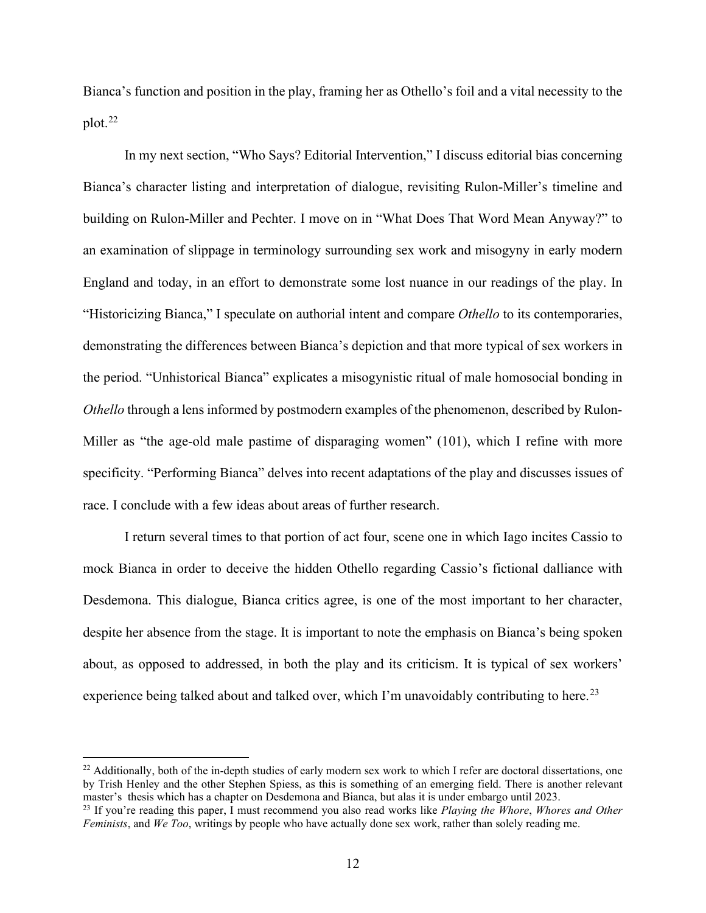Bianca's function and position in the play, framing her as Othello's foil and a vital necessity to the plot.[22]

In my next section, "Who Says? Editorial Intervention," I discuss editorial bias concerning Bianca's character listing and interpretation of dialogue, revisiting Rulon-Miller's timeline and building on Rulon-Miller and Pechter. I move on in "What Does That Word Mean Anyway?" to an examination of slippage in terminology surrounding sex work and misogyny in early modern England and today, in an effort to demonstrate some lost nuance in our readings of the play. In "Historicizing Bianca," I speculate on authorial intent and compare *Othello* to its contemporaries, demonstrating the differences between Bianca's depiction and that more typical of sex workers in the period. "Unhistorical Bianca" explicates a misogynistic ritual of male homosocial bonding in *Othello* through a lens informed by postmodern examples of the phenomenon, described by Rulon-Miller as "the age-old male pastime of disparaging women" (101), which I refine with more specificity. "Performing Bianca" delves into recent adaptations of the play and discusses issues of race. I conclude with a few ideas about areas of further research.

I return several times to that portion of act four, scene one in which Iago incites Cassio to mock Bianca in order to deceive the hidden Othello regarding Cassio's fictional dalliance with Desdemona. This dialogue, Bianca critics agree, is one of the most important to her character, despite her absence from the stage. It is important to note the emphasis on Bianca's being spoken about, as opposed to addressed, in both the play and its criticism. It is typical of sex workers' experience being talked about and talked over, which I'm unavoidably contributing to here.[23]

---

[22] Additionally, both of the in-depth studies of early modern sex work to which I refer are doctoral dissertations, one by Trish Henley and the other Stephen Spiess, as this is something of an emerging field. There is another relevant master's thesis which has a chapter on Desdemona and Bianca, but alas it is under embargo until 2023.

[23] If you're reading this paper, I must recommend you also read works like *Playing the Whore*, *Whores and Other Feminists*, and *We Too*, writings by people who have actually done sex work, rather than solely reading me.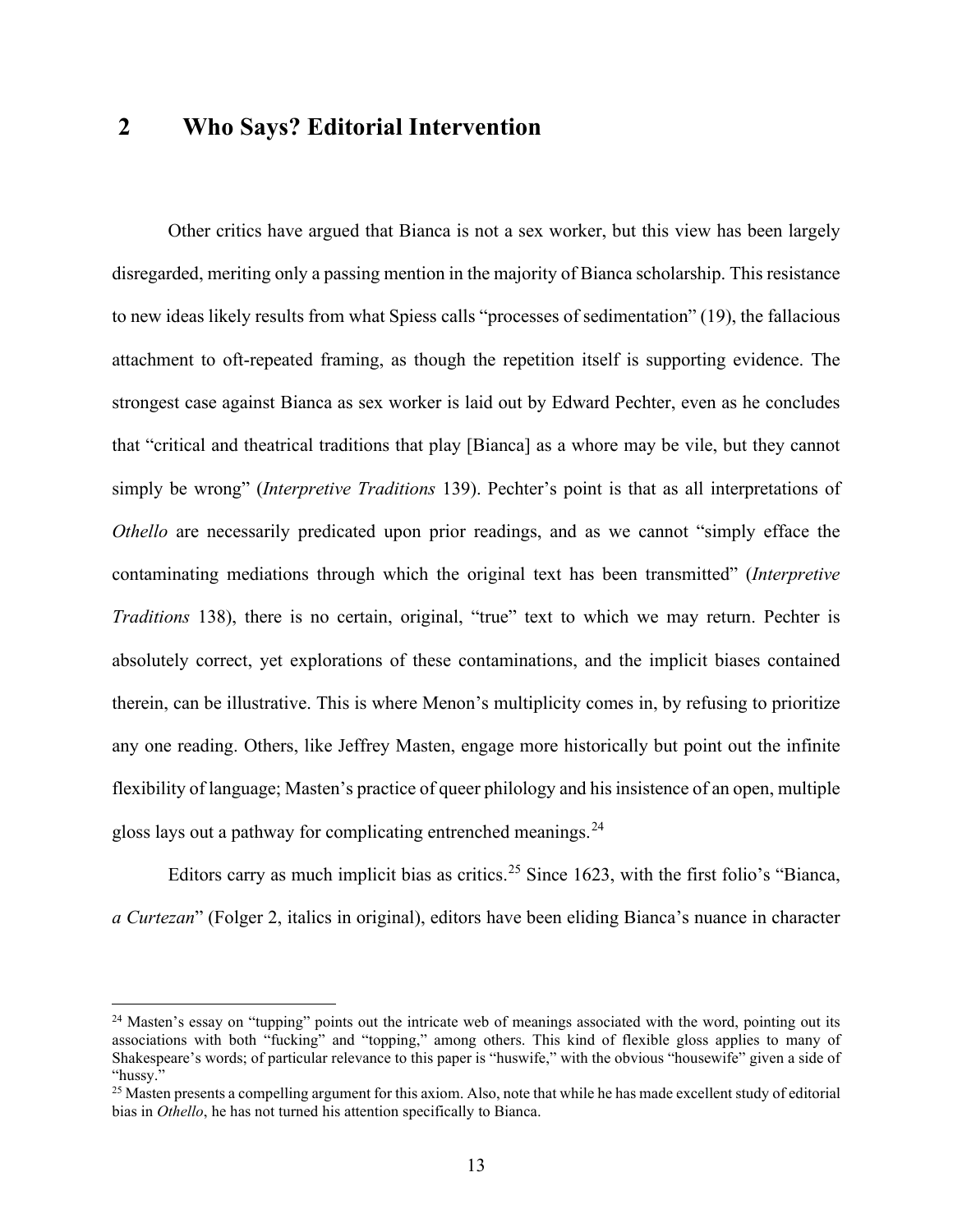## 2 Who Says? Editorial Intervention

Other critics have argued that Bianca is not a sex worker, but this view has been largely disregarded, meriting only a passing mention in the majority of Bianca scholarship. This resistance to new ideas likely results from what Spiess calls "processes of sedimentation" (19), the fallacious attachment to oft-repeated framing, as though the repetition itself is supporting evidence. The strongest case against Bianca as sex worker is laid out by Edward Pechter, even as he concludes that "critical and theatrical traditions that play [Bianca] as a whore may be vile, but they cannot simply be wrong" (*Interpretive Traditions* 139). Pechter's point is that as all interpretations of *Othello* are necessarily predicated upon prior readings, and as we cannot "simply efface the contaminating mediations through which the original text has been transmitted" (*Interpretive Traditions* 138), there is no certain, original, "true" text to which we may return. Pechter is absolutely correct, yet explorations of these contaminations, and the implicit biases contained therein, can be illustrative. This is where Menon's multiplicity comes in, by refusing to prioritize any one reading. Others, like Jeffrey Masten, engage more historically but point out the infinite flexibility of language; Masten's practice of queer philology and his insistence of an open, multiple gloss lays out a pathway for complicating entrenched meanings.[24]

Editors carry as much implicit bias as critics.[25] Since 1623, with the first folio's "Bianca, *a Curtezan*" (Folger 2, italics in original), editors have been eliding Bianca's nuance in character

[24] Masten's essay on "tupping" points out the intricate web of meanings associated with the word, pointing out its associations with both "fucking" and "topping," among others. This kind of flexible gloss applies to many of Shakespeare's words; of particular relevance to this paper is "huswife," with the obvious "housewife" given a side of "hussy."

[25] Masten presents a compelling argument for this axiom. Also, note that while he has made excellent study of editorial bias in *Othello*, he has not turned his attention specifically to Bianca.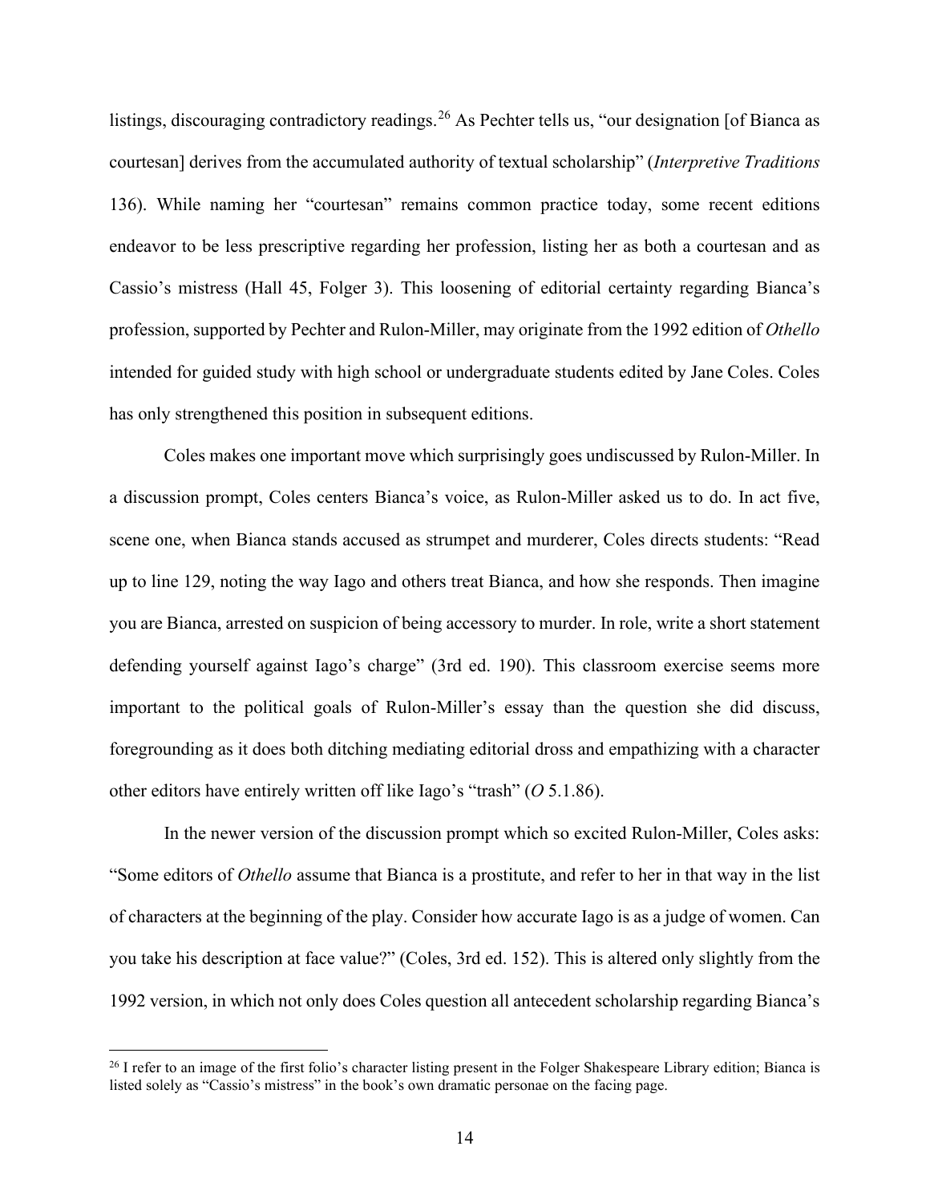listings, discouraging contradictory readings.[26] As Pechter tells us, "our designation [of Bianca as courtesan] derives from the accumulated authority of textual scholarship" (*Interpretive Traditions* 136). While naming her "courtesan" remains common practice today, some recent editions endeavor to be less prescriptive regarding her profession, listing her as both a courtesan and as Cassio's mistress (Hall 45, Folger 3). This loosening of editorial certainty regarding Bianca's profession, supported by Pechter and Rulon-Miller, may originate from the 1992 edition of *Othello* intended for guided study with high school or undergraduate students edited by Jane Coles. Coles has only strengthened this position in subsequent editions.

Coles makes one important move which surprisingly goes undiscussed by Rulon-Miller. In a discussion prompt, Coles centers Bianca's voice, as Rulon-Miller asked us to do. In act five, scene one, when Bianca stands accused as strumpet and murderer, Coles directs students: "Read up to line 129, noting the way Iago and others treat Bianca, and how she responds. Then imagine you are Bianca, arrested on suspicion of being accessory to murder. In role, write a short statement defending yourself against Iago's charge" (3rd ed. 190). This classroom exercise seems more important to the political goals of Rulon-Miller's essay than the question she did discuss, foregrounding as it does both ditching mediating editorial dross and empathizing with a character other editors have entirely written off like Iago's "trash" (*O* 5.1.86).

In the newer version of the discussion prompt which so excited Rulon-Miller, Coles asks: "Some editors of *Othello* assume that Bianca is a prostitute, and refer to her in that way in the list of characters at the beginning of the play. Consider how accurate Iago is as a judge of women. Can you take his description at face value?" (Coles, 3rd ed. 152). This is altered only slightly from the 1992 version, in which not only does Coles question all antecedent scholarship regarding Bianca's

[26] I refer to an image of the first folio's character listing present in the Folger Shakespeare Library edition; Bianca is listed solely as "Cassio's mistress" in the book's own dramatic personae on the facing page.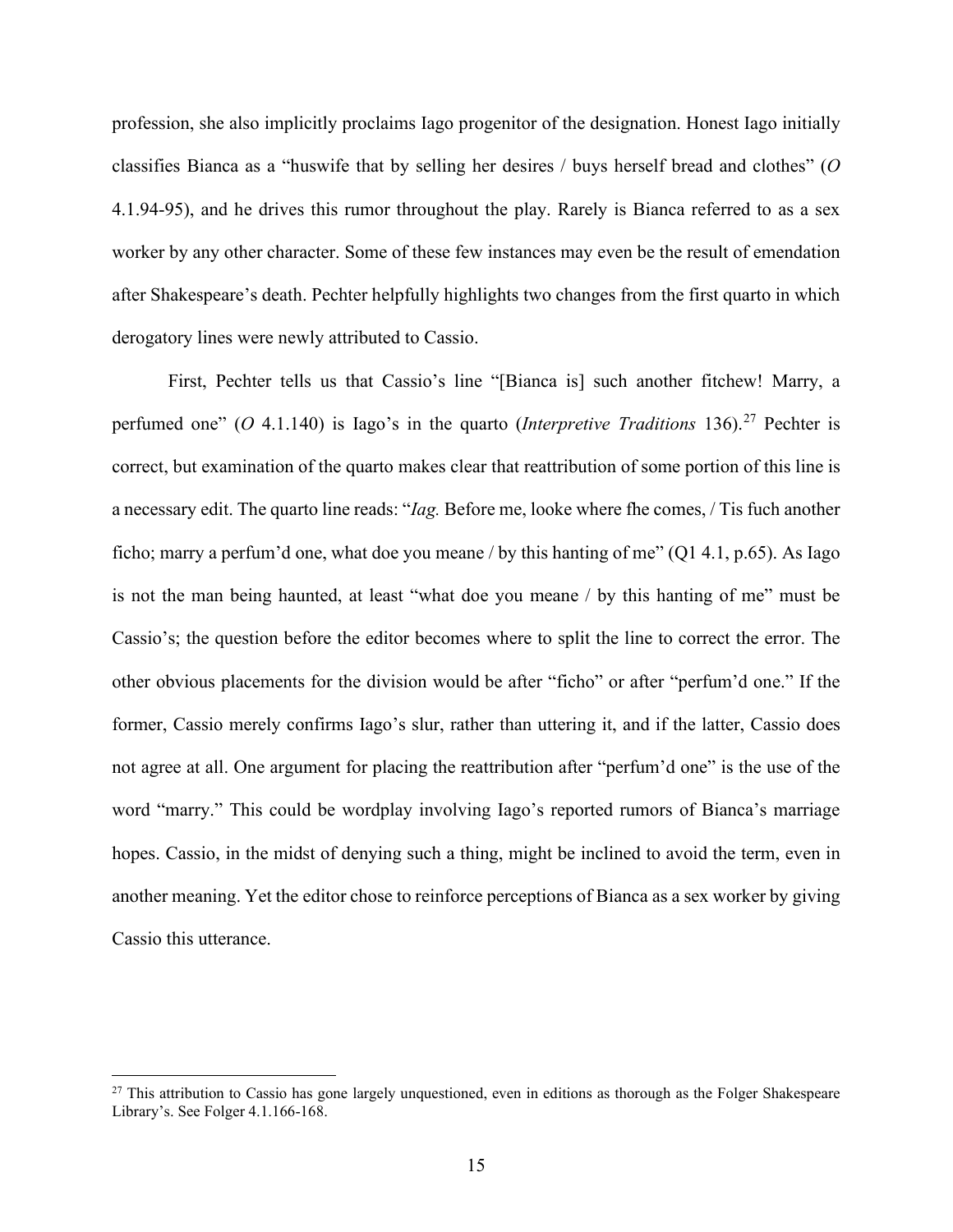profession, she also implicitly proclaims Iago progenitor of the designation. Honest Iago initially classifies Bianca as a "huswife that by selling her desires / buys herself bread and clothes" (*O* 4.1.94-95), and he drives this rumor throughout the play. Rarely is Bianca referred to as a sex worker by any other character. Some of these few instances may even be the result of emendation after Shakespeare's death. Pechter helpfully highlights two changes from the first quarto in which derogatory lines were newly attributed to Cassio.

First, Pechter tells us that Cassio's line "[Bianca is] such another fitchew! Marry, a perfumed one" (*O* 4.1.140) is Iago's in the quarto (*Interpretive Traditions* 136).[27] Pechter is correct, but examination of the quarto makes clear that reattribution of some portion of this line is a necessary edit. The quarto line reads: "*Iag.* Before me, looke where fhe comes, / Tis fuch another ficho; marry a perfum'd one, what doe you meane / by this hanting of me" (Q1 4.1, p.65). As Iago is not the man being haunted, at least "what doe you meane / by this hanting of me" must be Cassio's; the question before the editor becomes where to split the line to correct the error. The other obvious placements for the division would be after "ficho" or after "perfum'd one." If the former, Cassio merely confirms Iago's slur, rather than uttering it, and if the latter, Cassio does not agree at all. One argument for placing the reattribution after "perfum'd one" is the use of the word "marry." This could be wordplay involving Iago's reported rumors of Bianca's marriage hopes. Cassio, in the midst of denying such a thing, might be inclined to avoid the term, even in another meaning. Yet the editor chose to reinforce perceptions of Bianca as a sex worker by giving Cassio this utterance.

[27] This attribution to Cassio has gone largely unquestioned, even in editions as thorough as the Folger Shakespeare Library's. See Folger 4.1.166-168.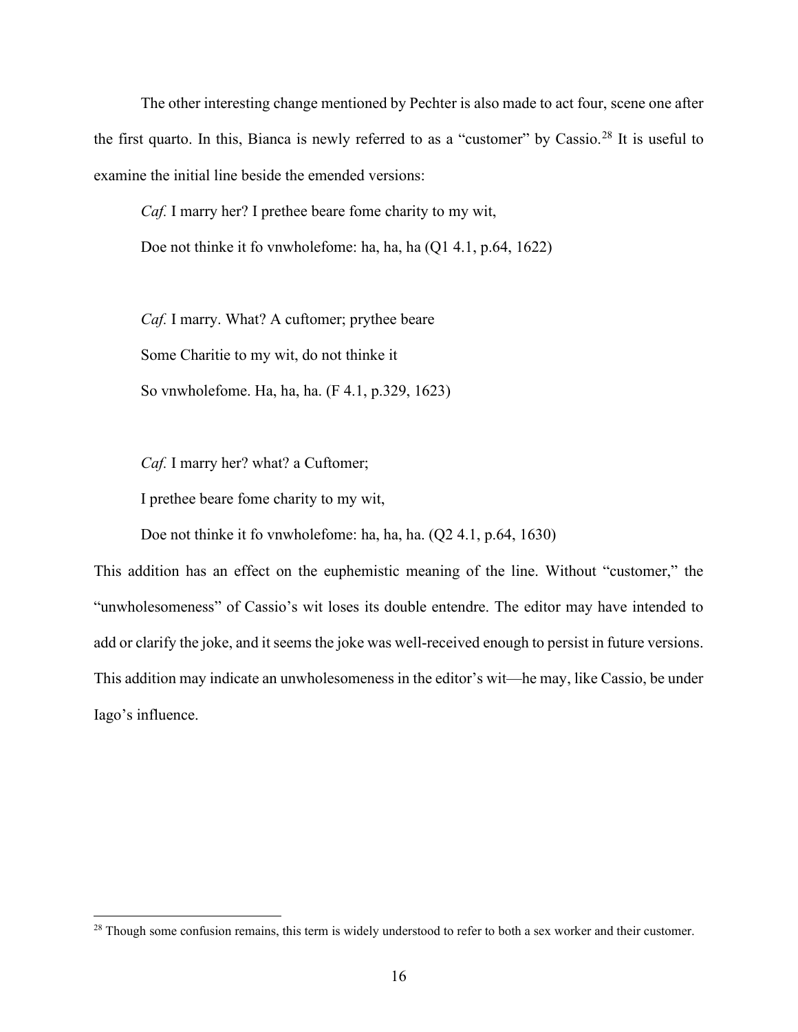The other interesting change mentioned by Pechter is also made to act four, scene one after the first quarto. In this, Bianca is newly referred to as a "customer" by Cassio.[28] It is useful to examine the initial line beside the emended versions:

> *Caf.* I marry her? I prethee beare fome charity to my wit,
>
> Doe not thinke it fo vnwholefome: ha, ha, ha (Q1 4.1, p.64, 1622)

> *Caf.* I marry. What? A cuftomer; prythee beare
>
> Some Charitie to my wit, do not thinke it
>
> So vnwholefome. Ha, ha, ha. (F 4.1, p.329, 1623)

> *Caf.* I marry her? what? a Cuftomer;
>
> I prethee beare fome charity to my wit,
>
> Doe not thinke it fo vnwholefome: ha, ha, ha. (Q2 4.1, p.64, 1630)

This addition has an effect on the euphemistic meaning of the line. Without "customer," the "unwholesomeness" of Cassio's wit loses its double entendre. The editor may have intended to add or clarify the joke, and it seems the joke was well-received enough to persist in future versions. This addition may indicate an unwholesomeness in the editor's wit—he may, like Cassio, be under Iago's influence.

[28] Though some confusion remains, this term is widely understood to refer to both a sex worker and their customer.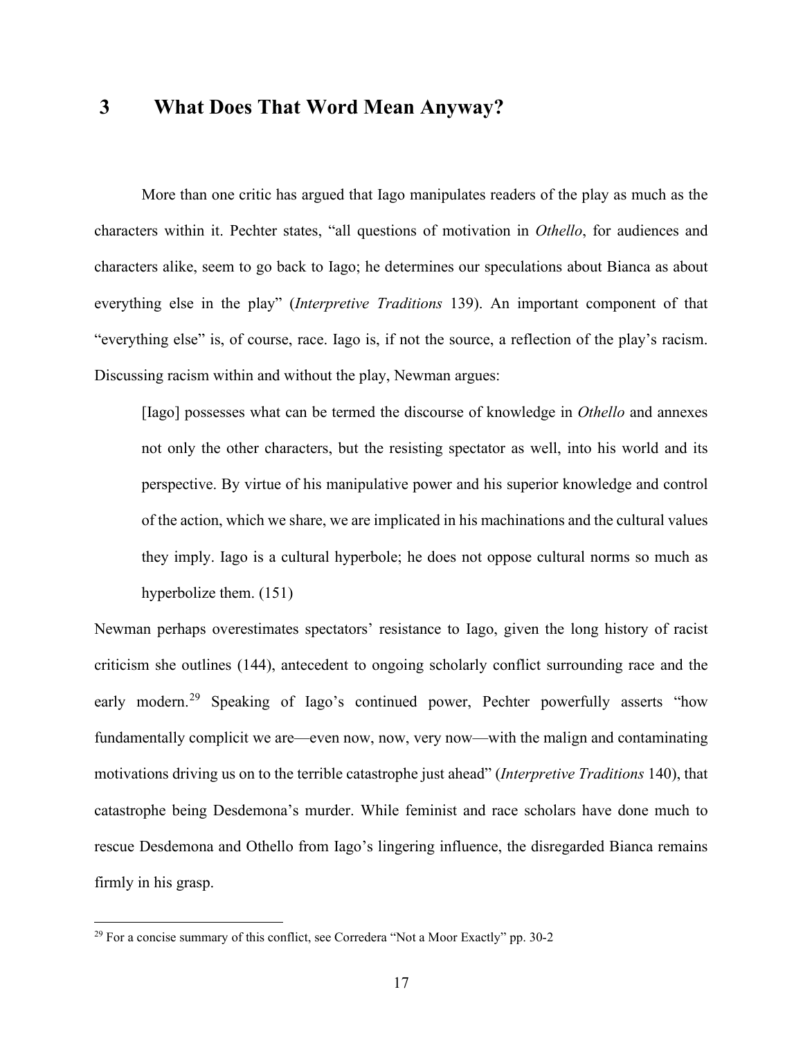# 3 What Does That Word Mean Anyway?

More than one critic has argued that Iago manipulates readers of the play as much as the characters within it. Pechter states, "all questions of motivation in *Othello*, for audiences and characters alike, seem to go back to Iago; he determines our speculations about Bianca as about everything else in the play" (*Interpretive Traditions* 139). An important component of that "everything else" is, of course, race. Iago is, if not the source, a reflection of the play's racism. Discussing racism within and without the play, Newman argues:

> [Iago] possesses what can be termed the discourse of knowledge in *Othello* and annexes not only the other characters, but the resisting spectator as well, into his world and its perspective. By virtue of his manipulative power and his superior knowledge and control of the action, which we share, we are implicated in his machinations and the cultural values they imply. Iago is a cultural hyperbole; he does not oppose cultural norms so much as hyperbolize them. (151)

Newman perhaps overestimates spectators' resistance to Iago, given the long history of racist criticism she outlines (144), antecedent to ongoing scholarly conflict surrounding race and the early modern.[29] Speaking of Iago's continued power, Pechter powerfully asserts "how fundamentally complicit we are—even now, now, very now—with the malign and contaminating motivations driving us on to the terrible catastrophe just ahead" (*Interpretive Traditions* 140), that catastrophe being Desdemona's murder. While feminist and race scholars have done much to rescue Desdemona and Othello from Iago's lingering influence, the disregarded Bianca remains firmly in his grasp.

---

[29] For a concise summary of this conflict, see Corredera "Not a Moor Exactly" pp. 30-2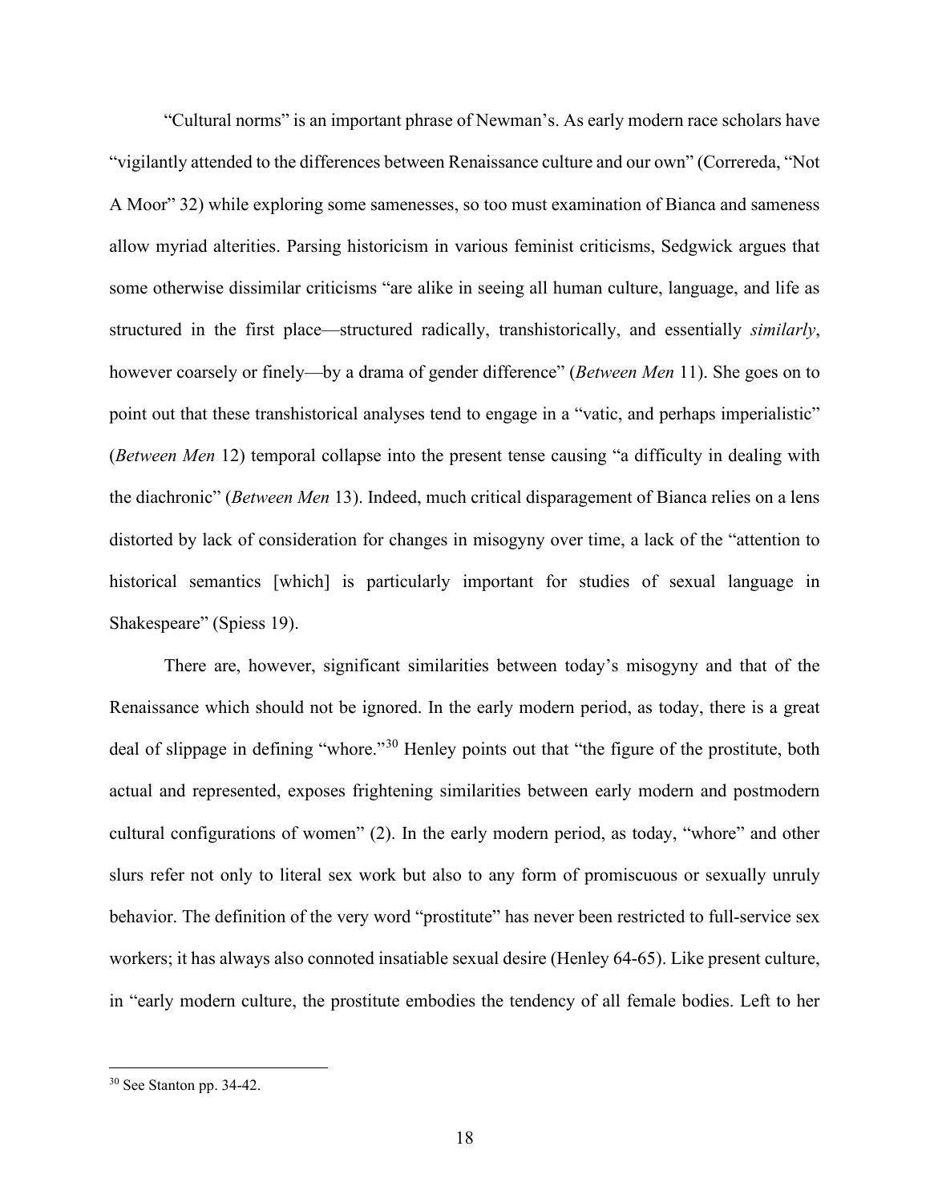“Cultural norms” is an important phrase of Newman’s. As early modern race scholars have “vigilantly attended to the differences between Renaissance culture and our own” (Correreda, “Not A Moor” 32) while exploring some samenesses, so too must examination of Bianca and sameness allow myriad alterities. Parsing historicism in various feminist criticisms, Sedgwick argues that some otherwise dissimilar criticisms “are alike in seeing all human culture, language, and life as structured in the first place—structured radically, transhistorically, and essentially *similarly*, however coarsely or finely—by a drama of gender difference” (*Between Men* 11). She goes on to point out that these transhistorical analyses tend to engage in a “vatic, and perhaps imperialistic” (*Between Men* 12) temporal collapse into the present tense causing “a difficulty in dealing with the diachronic” (*Between Men* 13). Indeed, much critical disparagement of Bianca relies on a lens distorted by lack of consideration for changes in misogyny over time, a lack of the “attention to historical semantics [which] is particularly important for studies of sexual language in Shakespeare” (Spiess 19).

There are, however, significant similarities between today’s misogyny and that of the Renaissance which should not be ignored. In the early modern period, as today, there is a great deal of slippage in defining “whore.”[30] Henley points out that “the figure of the prostitute, both actual and represented, exposes frightening similarities between early modern and postmodern cultural configurations of women” (2). In the early modern period, as today, “whore” and other slurs refer not only to literal sex work but also to any form of promiscuous or sexually unruly behavior. The definition of the very word “prostitute” has never been restricted to full-service sex workers; it has always also connoted insatiable sexual desire (Henley 64-65). Like present culture, in “early modern culture, the prostitute embodies the tendency of all female bodies. Left to her

[30] See Stanton pp. 34-42.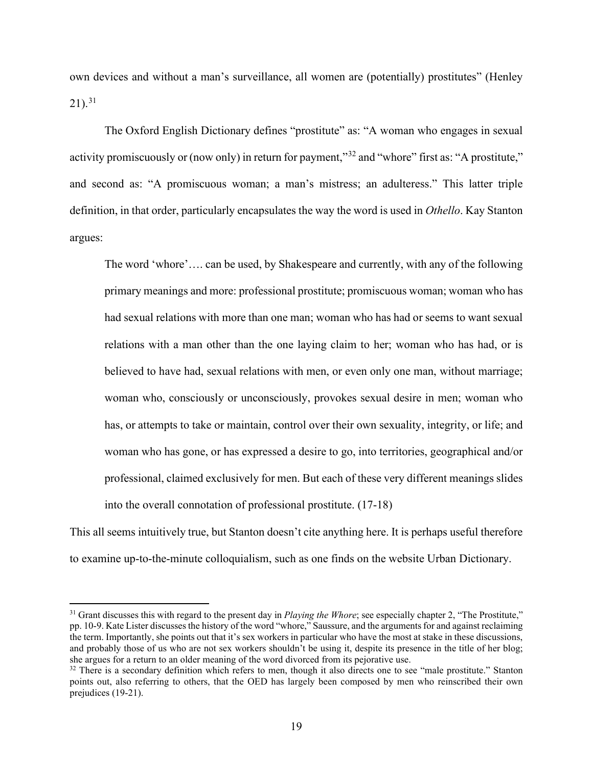own devices and without a man's surveillance, all women are (potentially) prostitutes" (Henley 21).[31]

The Oxford English Dictionary defines "prostitute" as: "A woman who engages in sexual activity promiscuously or (now only) in return for payment,"[32] and "whore" first as: "A prostitute," and second as: "A promiscuous woman; a man's mistress; an adulteress." This latter triple definition, in that order, particularly encapsulates the way the word is used in *Othello*. Kay Stanton argues:

> The word 'whore'…. can be used, by Shakespeare and currently, with any of the following primary meanings and more: professional prostitute; promiscuous woman; woman who has had sexual relations with more than one man; woman who has had or seems to want sexual relations with a man other than the one laying claim to her; woman who has had, or is believed to have had, sexual relations with men, or even only one man, without marriage; woman who, consciously or unconsciously, provokes sexual desire in men; woman who has, or attempts to take or maintain, control over their own sexuality, integrity, or life; and woman who has gone, or has expressed a desire to go, into territories, geographical and/or professional, claimed exclusively for men. But each of these very different meanings slides into the overall connotation of professional prostitute. (17-18)

This all seems intuitively true, but Stanton doesn't cite anything here. It is perhaps useful therefore to examine up-to-the-minute colloquialism, such as one finds on the website Urban Dictionary.

---

[31] Grant discusses this with regard to the present day in *Playing the Whore*; see especially chapter 2, "The Prostitute," pp. 10-9. Kate Lister discusses the history of the word "whore," Saussure, and the arguments for and against reclaiming the term. Importantly, she points out that it's sex workers in particular who have the most at stake in these discussions, and probably those of us who are not sex workers shouldn't be using it, despite its presence in the title of her blog; she argues for a return to an older meaning of the word divorced from its pejorative use.

[32] There is a secondary definition which refers to men, though it also directs one to see "male prostitute." Stanton points out, also referring to others, that the OED has largely been composed by men who reinscribed their own prejudices (19-21).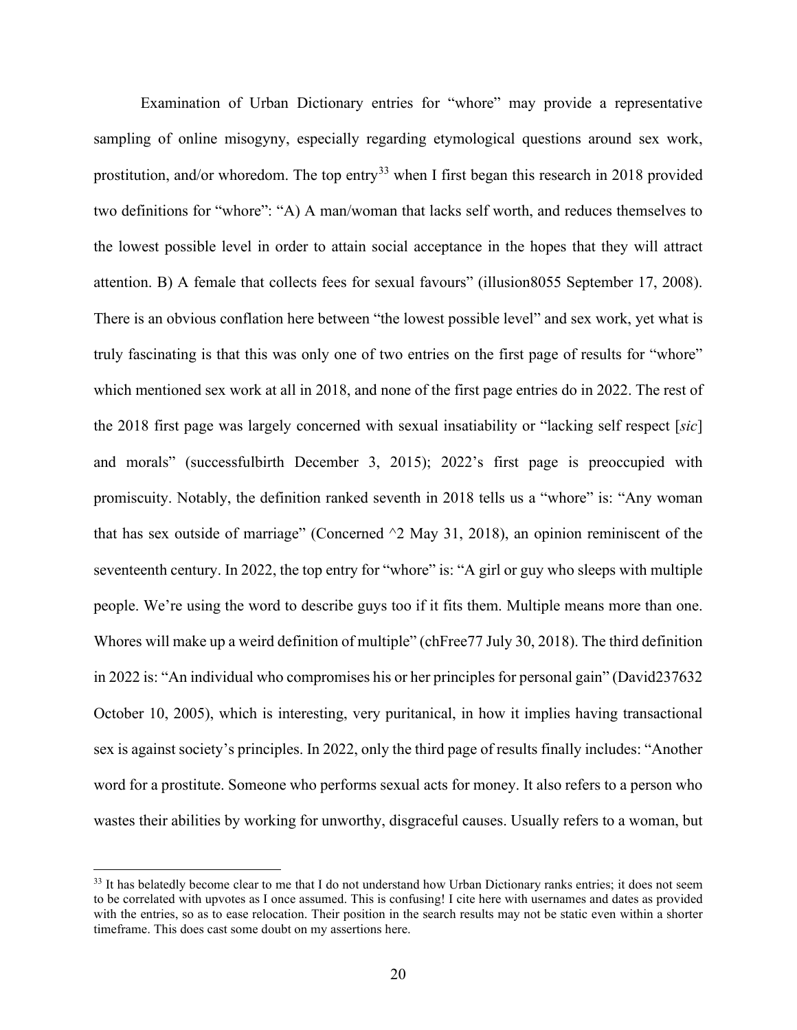Examination of Urban Dictionary entries for "whore" may provide a representative sampling of online misogyny, especially regarding etymological questions around sex work, prostitution, and/or whoredom. The top entry[33] when I first began this research in 2018 provided two definitions for "whore": "A) A man/woman that lacks self worth, and reduces themselves to the lowest possible level in order to attain social acceptance in the hopes that they will attract attention. B) A female that collects fees for sexual favours" (illusion8055 September 17, 2008). There is an obvious conflation here between "the lowest possible level" and sex work, yet what is truly fascinating is that this was only one of two entries on the first page of results for "whore" which mentioned sex work at all in 2018, and none of the first page entries do in 2022. The rest of the 2018 first page was largely concerned with sexual insatiability or "lacking self respect [*sic*] and morals" (successfulbirth December 3, 2015); 2022's first page is preoccupied with promiscuity. Notably, the definition ranked seventh in 2018 tells us a "whore" is: "Any woman that has sex outside of marriage" (Concerned ^2 May 31, 2018), an opinion reminiscent of the seventeenth century. In 2022, the top entry for "whore" is: "A girl or guy who sleeps with multiple people. We're using the word to describe guys too if it fits them. Multiple means more than one. Whores will make up a weird definition of multiple" (chFree77 July 30, 2018). The third definition in 2022 is: "An individual who compromises his or her principles for personal gain" (David237632 October 10, 2005), which is interesting, very puritanical, in how it implies having transactional sex is against society's principles. In 2022, only the third page of results finally includes: "Another word for a prostitute. Someone who performs sexual acts for money. It also refers to a person who wastes their abilities by working for unworthy, disgraceful causes. Usually refers to a woman, but

[33] It has belatedly become clear to me that I do not understand how Urban Dictionary ranks entries; it does not seem to be correlated with upvotes as I once assumed. This is confusing! I cite here with usernames and dates as provided with the entries, so as to ease relocation. Their position in the search results may not be static even within a shorter timeframe. This does cast some doubt on my assertions here.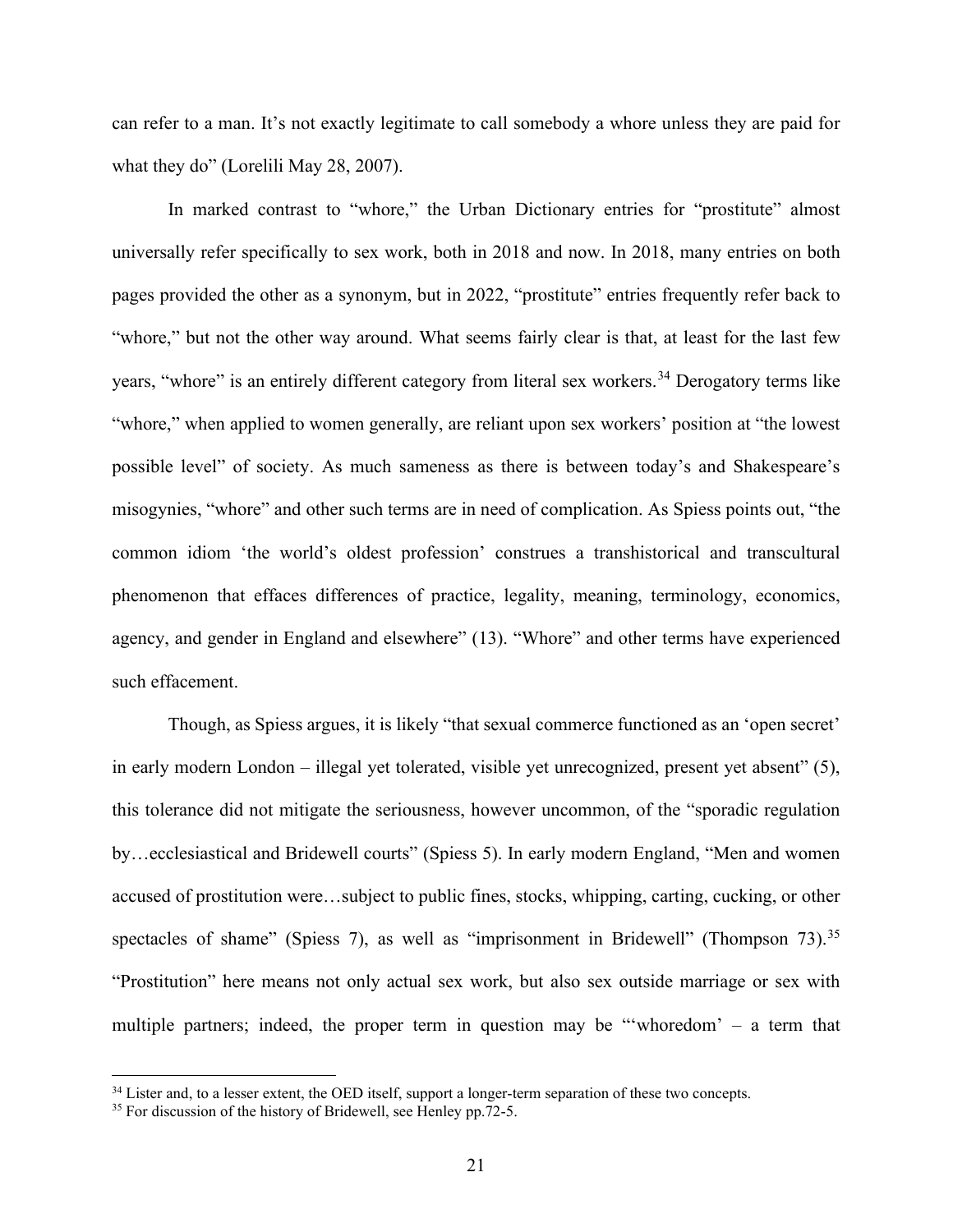can refer to a man. It's not exactly legitimate to call somebody a whore unless they are paid for what they do" (Lorelili May 28, 2007).

In marked contrast to "whore," the Urban Dictionary entries for "prostitute" almost universally refer specifically to sex work, both in 2018 and now. In 2018, many entries on both pages provided the other as a synonym, but in 2022, "prostitute" entries frequently refer back to "whore," but not the other way around. What seems fairly clear is that, at least for the last few years, "whore" is an entirely different category from literal sex workers.[34] Derogatory terms like "whore," when applied to women generally, are reliant upon sex workers' position at "the lowest possible level" of society. As much sameness as there is between today's and Shakespeare's misogynies, "whore" and other such terms are in need of complication. As Spiess points out, "the common idiom 'the world's oldest profession' construes a transhistorical and transcultural phenomenon that effaces differences of practice, legality, meaning, terminology, economics, agency, and gender in England and elsewhere" (13). "Whore" and other terms have experienced such effacement.

Though, as Spiess argues, it is likely "that sexual commerce functioned as an 'open secret' in early modern London – illegal yet tolerated, visible yet unrecognized, present yet absent" (5), this tolerance did not mitigate the seriousness, however uncommon, of the "sporadic regulation by…ecclesiastical and Bridewell courts" (Spiess 5). In early modern England, "Men and women accused of prostitution were…subject to public fines, stocks, whipping, carting, cucking, or other spectacles of shame" (Spiess 7), as well as "imprisonment in Bridewell" (Thompson 73).[35] "Prostitution" here means not only actual sex work, but also sex outside marriage or sex with multiple partners; indeed, the proper term in question may be "'whoredom' – a term that

[34] Lister and, to a lesser extent, the OED itself, support a longer-term separation of these two concepts.

[35] For discussion of the history of Bridewell, see Henley pp.72-5.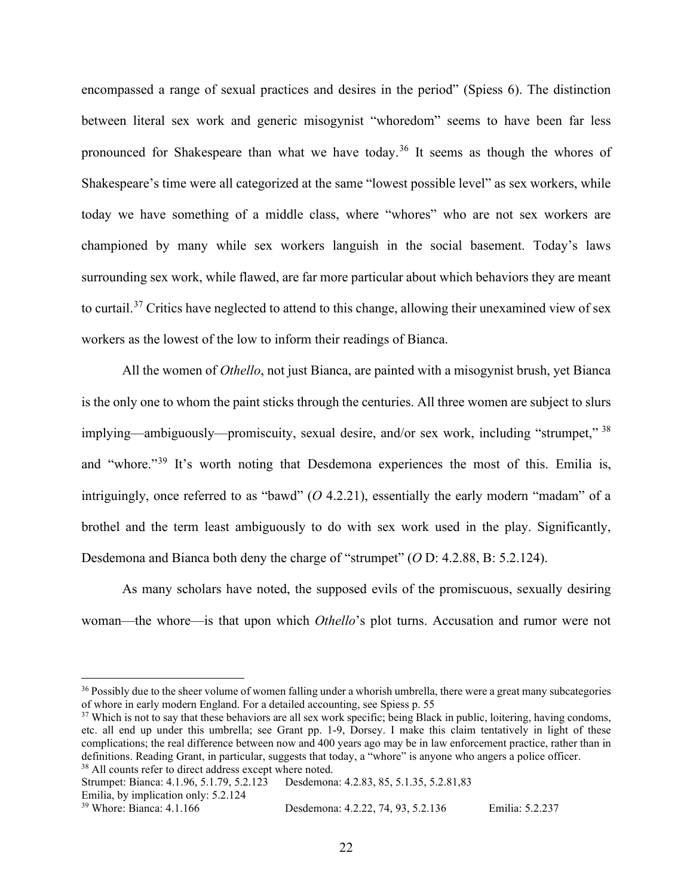encompassed a range of sexual practices and desires in the period" (Spiess 6). The distinction between literal sex work and generic misogynist "whoredom" seems to have been far less pronounced for Shakespeare than what we have today.[36] It seems as though the whores of Shakespeare's time were all categorized at the same "lowest possible level" as sex workers, while today we have something of a middle class, where "whores" who are not sex workers are championed by many while sex workers languish in the social basement. Today's laws surrounding sex work, while flawed, are far more particular about which behaviors they are meant to curtail.[37] Critics have neglected to attend to this change, allowing their unexamined view of sex workers as the lowest of the low to inform their readings of Bianca.

All the women of *Othello*, not just Bianca, are painted with a misogynist brush, yet Bianca is the only one to whom the paint sticks through the centuries. All three women are subject to slurs implying—ambiguously—promiscuity, sexual desire, and/or sex work, including "strumpet," [38] and "whore."[39] It's worth noting that Desdemona experiences the most of this. Emilia is, intriguingly, once referred to as "bawd" (*O* 4.2.21), essentially the early modern "madam" of a brothel and the term least ambiguously to do with sex work used in the play. Significantly, Desdemona and Bianca both deny the charge of "strumpet" (*O* D: 4.2.88, B: 5.2.124).

As many scholars have noted, the supposed evils of the promiscuous, sexually desiring woman—the whore—is that upon which *Othello*'s plot turns. Accusation and rumor were not

---

[36] Possibly due to the sheer volume of women falling under a whorish umbrella, there were a great many subcategories of whore in early modern England. For a detailed accounting, see Spiess p. 55

[37] Which is not to say that these behaviors are all sex work specific; being Black in public, loitering, having condoms, etc. all end up under this umbrella; see Grant pp. 1-9, Dorsey. I make this claim tentatively in light of these complications; the real difference between now and 400 years ago may be in law enforcement practice, rather than in definitions. Reading Grant, in particular, suggests that today, a "whore" is anyone who angers a police officer.

[38] All counts refer to direct address except where noted.
Strumpet: Bianca: 4.1.96, 5.1.79, 5.2.123 Desdemona: 4.2.83, 85, 5.1.35, 5.2.81,83
Emilia, by implication only: 5.2.124

[39] Whore: Bianca: 4.1.166 Desdemona: 4.2.22, 74, 93, 5.2.136 Emilia: 5.2.237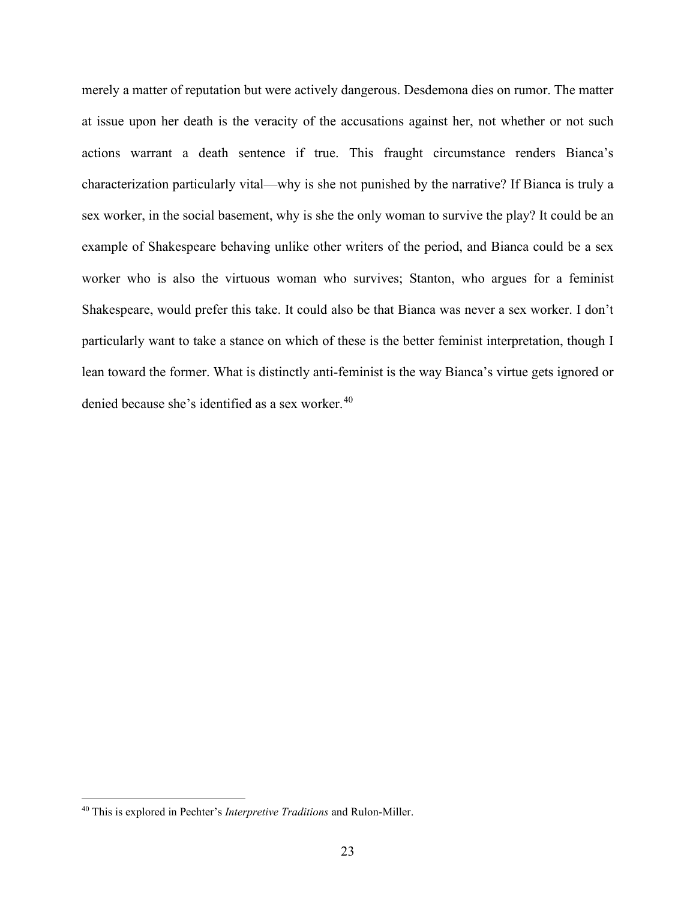merely a matter of reputation but were actively dangerous. Desdemona dies on rumor. The matter at issue upon her death is the veracity of the accusations against her, not whether or not such actions warrant a death sentence if true. This fraught circumstance renders Bianca's characterization particularly vital—why is she not punished by the narrative? If Bianca is truly a sex worker, in the social basement, why is she the only woman to survive the play? It could be an example of Shakespeare behaving unlike other writers of the period, and Bianca could be a sex worker who is also the virtuous woman who survives; Stanton, who argues for a feminist Shakespeare, would prefer this take. It could also be that Bianca was never a sex worker. I don't particularly want to take a stance on which of these is the better feminist interpretation, though I lean toward the former. What is distinctly anti-feminist is the way Bianca's virtue gets ignored or denied because she's identified as a sex worker.[40]

---

[40] This is explored in Pechter's *Interpretive Traditions* and Rulon-Miller.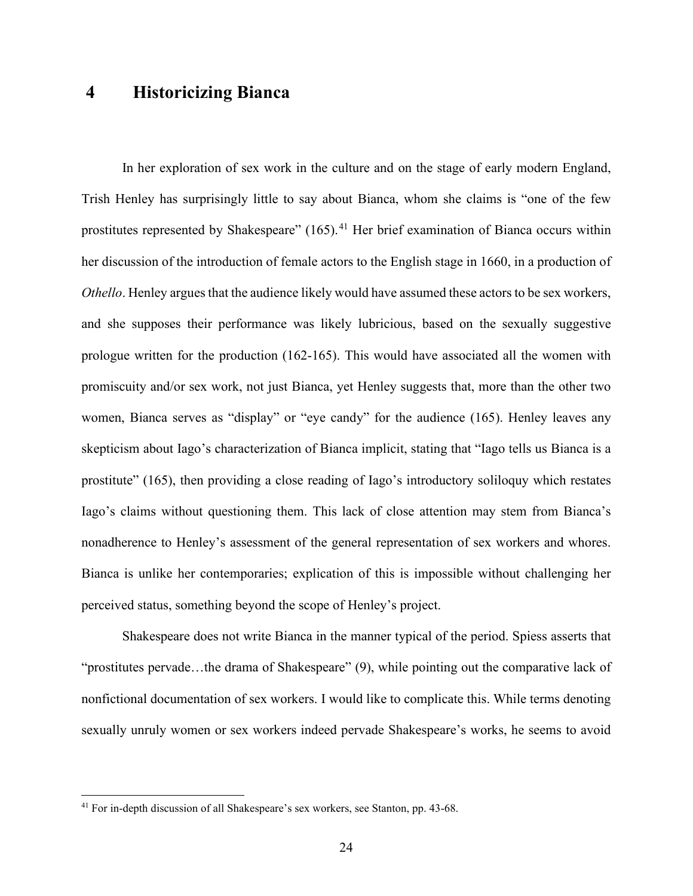# 4 Historicizing Bianca

In her exploration of sex work in the culture and on the stage of early modern England, Trish Henley has surprisingly little to say about Bianca, whom she claims is "one of the few prostitutes represented by Shakespeare" (165).[41] Her brief examination of Bianca occurs within her discussion of the introduction of female actors to the English stage in 1660, in a production of *Othello*. Henley argues that the audience likely would have assumed these actors to be sex workers, and she supposes their performance was likely lubricious, based on the sexually suggestive prologue written for the production (162-165). This would have associated all the women with promiscuity and/or sex work, not just Bianca, yet Henley suggests that, more than the other two women, Bianca serves as "display" or "eye candy" for the audience (165). Henley leaves any skepticism about Iago's characterization of Bianca implicit, stating that "Iago tells us Bianca is a prostitute" (165), then providing a close reading of Iago's introductory soliloquy which restates Iago's claims without questioning them. This lack of close attention may stem from Bianca's nonadherence to Henley's assessment of the general representation of sex workers and whores. Bianca is unlike her contemporaries; explication of this is impossible without challenging her perceived status, something beyond the scope of Henley's project.

Shakespeare does not write Bianca in the manner typical of the period. Spiess asserts that "prostitutes pervade…the drama of Shakespeare" (9), while pointing out the comparative lack of nonfictional documentation of sex workers. I would like to complicate this. While terms denoting sexually unruly women or sex workers indeed pervade Shakespeare's works, he seems to avoid

[41] For in-depth discussion of all Shakespeare's sex workers, see Stanton, pp. 43-68.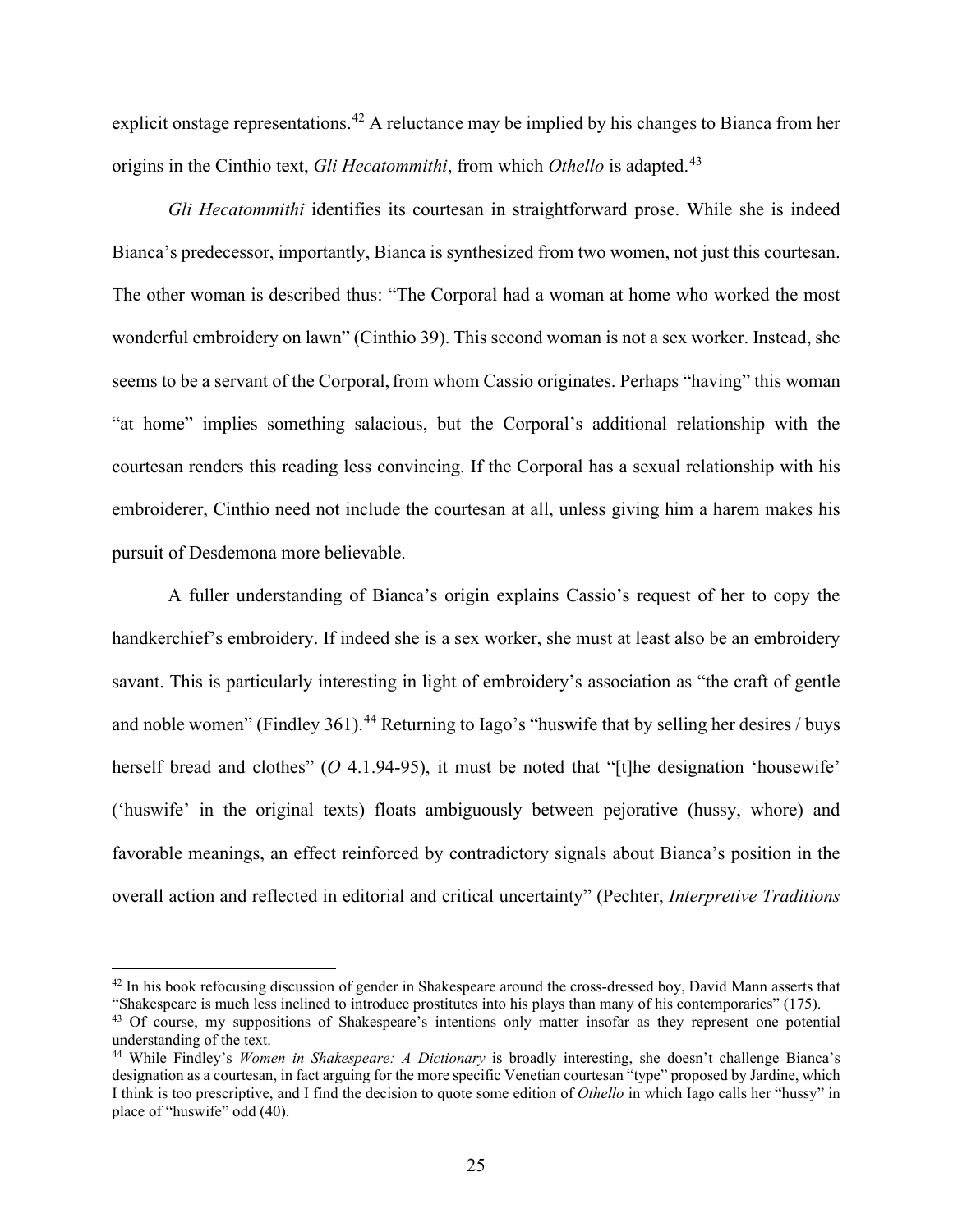explicit onstage representations.[42] A reluctance may be implied by his changes to Bianca from her origins in the Cinthio text, *Gli Hecatommithi*, from which *Othello* is adapted.[43]

*Gli Hecatommithi* identifies its courtesan in straightforward prose. While she is indeed Bianca's predecessor, importantly, Bianca is synthesized from two women, not just this courtesan. The other woman is described thus: "The Corporal had a woman at home who worked the most wonderful embroidery on lawn" (Cinthio 39). This second woman is not a sex worker. Instead, she seems to be a servant of the Corporal, from whom Cassio originates. Perhaps "having" this woman "at home" implies something salacious, but the Corporal's additional relationship with the courtesan renders this reading less convincing. If the Corporal has a sexual relationship with his embroiderer, Cinthio need not include the courtesan at all, unless giving him a harem makes his pursuit of Desdemona more believable.

A fuller understanding of Bianca's origin explains Cassio's request of her to copy the handkerchief's embroidery. If indeed she is a sex worker, she must at least also be an embroidery savant. This is particularly interesting in light of embroidery's association as "the craft of gentle and noble women" (Findley 361).[44] Returning to Iago's "huswife that by selling her desires / buys herself bread and clothes" (*O* 4.1.94-95), it must be noted that "[t]he designation 'housewife' ('huswife' in the original texts) floats ambiguously between pejorative (hussy, whore) and favorable meanings, an effect reinforced by contradictory signals about Bianca's position in the overall action and reflected in editorial and critical uncertainty" (Pechter, *Interpretive Traditions*

---

[42] In his book refocusing discussion of gender in Shakespeare around the cross-dressed boy, David Mann asserts that "Shakespeare is much less inclined to introduce prostitutes into his plays than many of his contemporaries" (175).

[43] Of course, my suppositions of Shakespeare's intentions only matter insofar as they represent one potential understanding of the text.

[44] While Findley's *Women in Shakespeare: A Dictionary* is broadly interesting, she doesn't challenge Bianca's designation as a courtesan, in fact arguing for the more specific Venetian courtesan "type" proposed by Jardine, which I think is too prescriptive, and I find the decision to quote some edition of *Othello* in which Iago calls her "hussy" in place of "huswife" odd (40).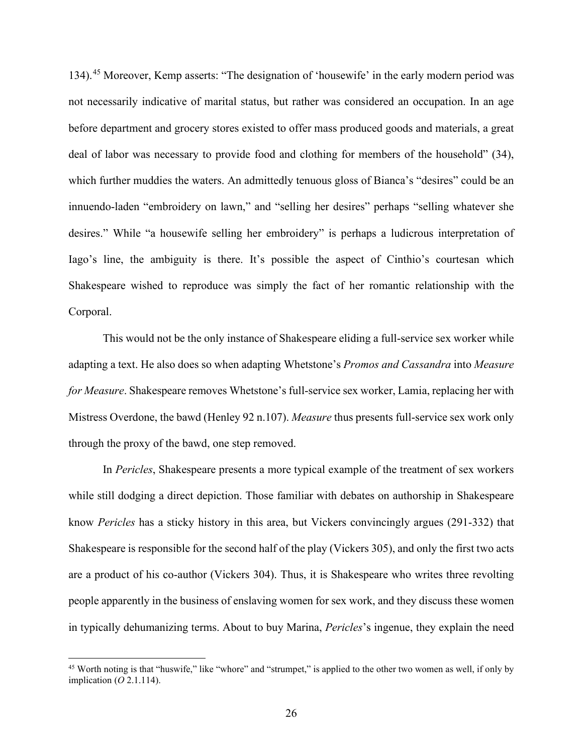134).[45] Moreover, Kemp asserts: "The designation of 'housewife' in the early modern period was not necessarily indicative of marital status, but rather was considered an occupation. In an age before department and grocery stores existed to offer mass produced goods and materials, a great deal of labor was necessary to provide food and clothing for members of the household" (34), which further muddies the waters. An admittedly tenuous gloss of Bianca's "desires" could be an innuendo-laden "embroidery on lawn," and "selling her desires" perhaps "selling whatever she desires." While "a housewife selling her embroidery" is perhaps a ludicrous interpretation of Iago's line, the ambiguity is there. It's possible the aspect of Cinthio's courtesan which Shakespeare wished to reproduce was simply the fact of her romantic relationship with the Corporal.

This would not be the only instance of Shakespeare eliding a full-service sex worker while adapting a text. He also does so when adapting Whetstone's *Promos and Cassandra* into *Measure for Measure*. Shakespeare removes Whetstone's full-service sex worker, Lamia, replacing her with Mistress Overdone, the bawd (Henley 92 n.107). *Measure* thus presents full-service sex work only through the proxy of the bawd, one step removed.

In *Pericles*, Shakespeare presents a more typical example of the treatment of sex workers while still dodging a direct depiction. Those familiar with debates on authorship in Shakespeare know *Pericles* has a sticky history in this area, but Vickers convincingly argues (291-332) that Shakespeare is responsible for the second half of the play (Vickers 305), and only the first two acts are a product of his co-author (Vickers 304). Thus, it is Shakespeare who writes three revolting people apparently in the business of enslaving women for sex work, and they discuss these women in typically dehumanizing terms. About to buy Marina, *Pericles*'s ingenue, they explain the need

[45] Worth noting is that "huswife," like "whore" and "strumpet," is applied to the other two women as well, if only by implication (*O* 2.1.114).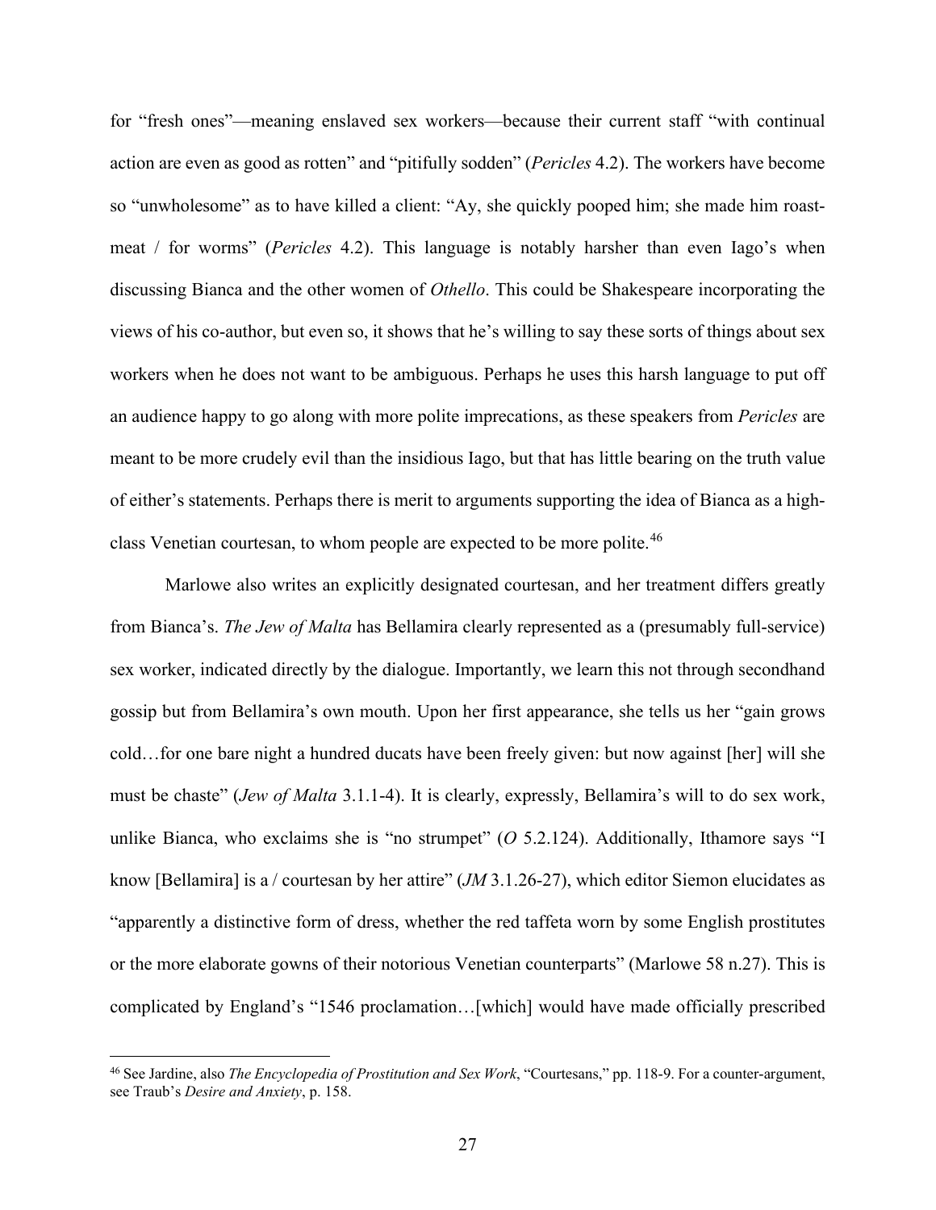for "fresh ones"—meaning enslaved sex workers—because their current staff "with continual action are even as good as rotten" and "pitifully sodden" (*Pericles* 4.2). The workers have become so "unwholesome" as to have killed a client: "Ay, she quickly pooped him; she made him roast-meat / for worms" (*Pericles* 4.2). This language is notably harsher than even Iago's when discussing Bianca and the other women of *Othello*. This could be Shakespeare incorporating the views of his co-author, but even so, it shows that he's willing to say these sorts of things about sex workers when he does not want to be ambiguous. Perhaps he uses this harsh language to put off an audience happy to go along with more polite imprecations, as these speakers from *Pericles* are meant to be more crudely evil than the insidious Iago, but that has little bearing on the truth value of either's statements. Perhaps there is merit to arguments supporting the idea of Bianca as a high-class Venetian courtesan, to whom people are expected to be more polite.[46]

Marlowe also writes an explicitly designated courtesan, and her treatment differs greatly from Bianca's. *The Jew of Malta* has Bellamira clearly represented as a (presumably full-service) sex worker, indicated directly by the dialogue. Importantly, we learn this not through secondhand gossip but from Bellamira's own mouth. Upon her first appearance, she tells us her "gain grows cold…for one bare night a hundred ducats have been freely given: but now against [her] will she must be chaste" (*Jew of Malta* 3.1.1-4). It is clearly, expressly, Bellamira's will to do sex work, unlike Bianca, who exclaims she is "no strumpet" (*O* 5.2.124). Additionally, Ithamore says "I know [Bellamira] is a / courtesan by her attire" (*JM* 3.1.26-27), which editor Siemon elucidates as "apparently a distinctive form of dress, whether the red taffeta worn by some English prostitutes or the more elaborate gowns of their notorious Venetian counterparts" (Marlowe 58 n.27). This is complicated by England's "1546 proclamation…[which] would have made officially prescribed

[46] See Jardine, also *The Encyclopedia of Prostitution and Sex Work*, "Courtesans," pp. 118-9. For a counter-argument, see Traub's *Desire and Anxiety*, p. 158.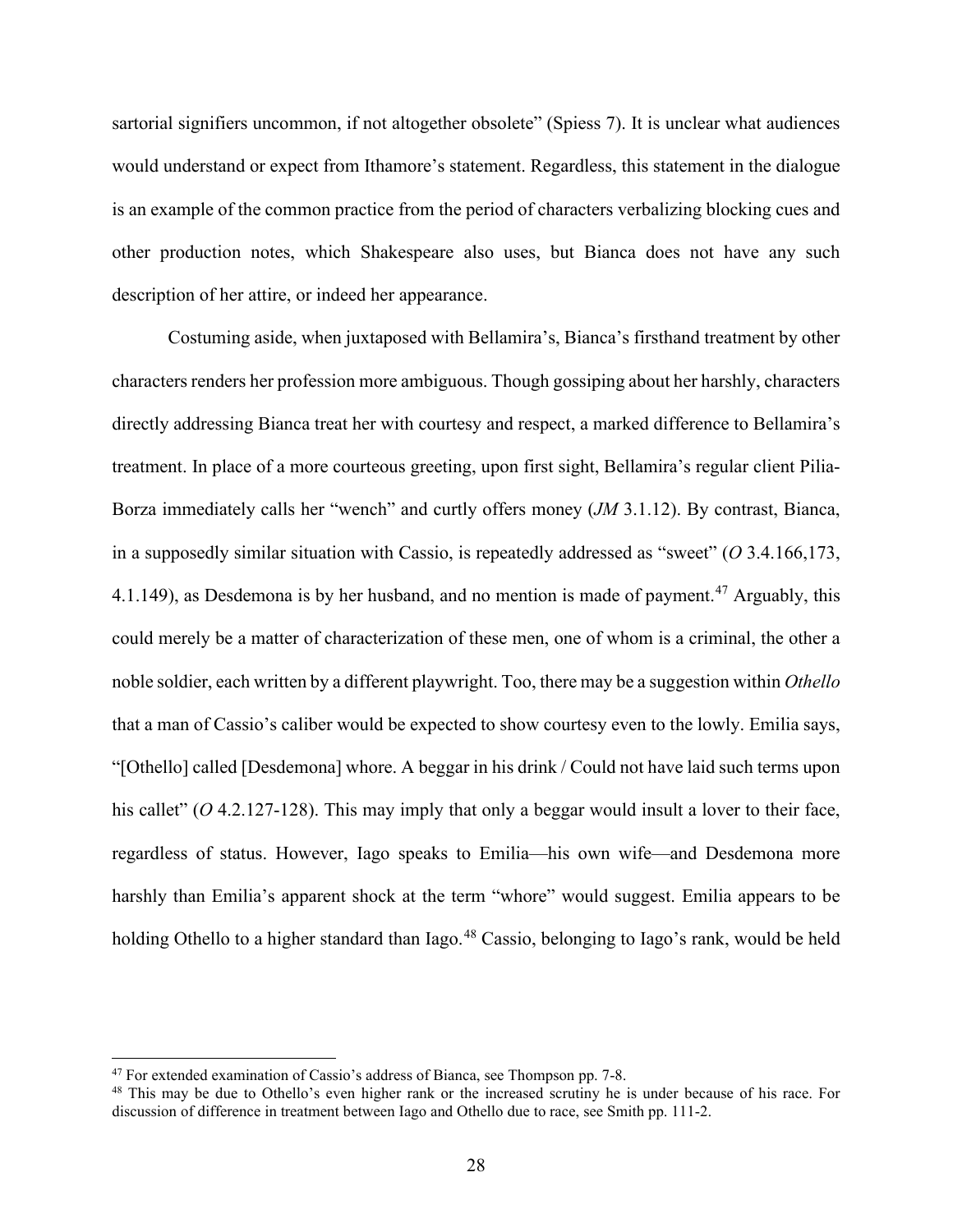sartorial signifiers uncommon, if not altogether obsolete" (Spiess 7). It is unclear what audiences would understand or expect from Ithamore's statement. Regardless, this statement in the dialogue is an example of the common practice from the period of characters verbalizing blocking cues and other production notes, which Shakespeare also uses, but Bianca does not have any such description of her attire, or indeed her appearance.

Costuming aside, when juxtaposed with Bellamira's, Bianca's firsthand treatment by other characters renders her profession more ambiguous. Though gossiping about her harshly, characters directly addressing Bianca treat her with courtesy and respect, a marked difference to Bellamira's treatment. In place of a more courteous greeting, upon first sight, Bellamira's regular client Pilia-Borza immediately calls her "wench" and curtly offers money (*JM* 3.1.12). By contrast, Bianca, in a supposedly similar situation with Cassio, is repeatedly addressed as "sweet" (*O* 3.4.166,173, 4.1.149), as Desdemona is by her husband, and no mention is made of payment.[47] Arguably, this could merely be a matter of characterization of these men, one of whom is a criminal, the other a noble soldier, each written by a different playwright. Too, there may be a suggestion within *Othello* that a man of Cassio's caliber would be expected to show courtesy even to the lowly. Emilia says, "[Othello] called [Desdemona] whore. A beggar in his drink / Could not have laid such terms upon his callet" (*O* 4.2.127-128). This may imply that only a beggar would insult a lover to their face, regardless of status. However, Iago speaks to Emilia—his own wife—and Desdemona more harshly than Emilia's apparent shock at the term "whore" would suggest. Emilia appears to be holding Othello to a higher standard than Iago.[48] Cassio, belonging to Iago's rank, would be held

[47] For extended examination of Cassio's address of Bianca, see Thompson pp. 7-8.

[48] This may be due to Othello's even higher rank or the increased scrutiny he is under because of his race. For discussion of difference in treatment between Iago and Othello due to race, see Smith pp. 111-2.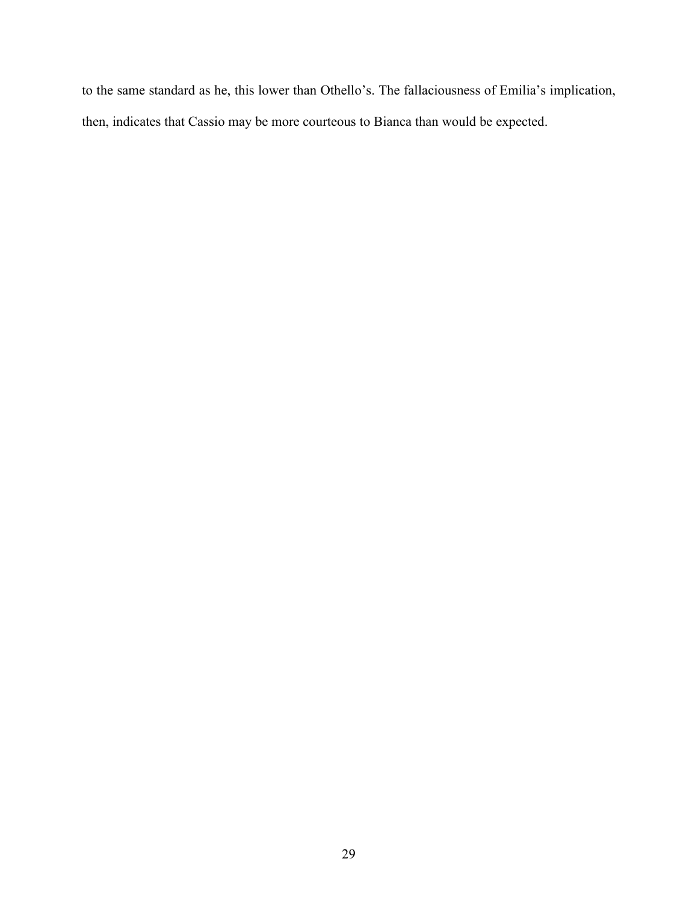to the same standard as he, this lower than Othello’s. The fallaciousness of Emilia’s implication, then, indicates that Cassio may be more courteous to Bianca than would be expected.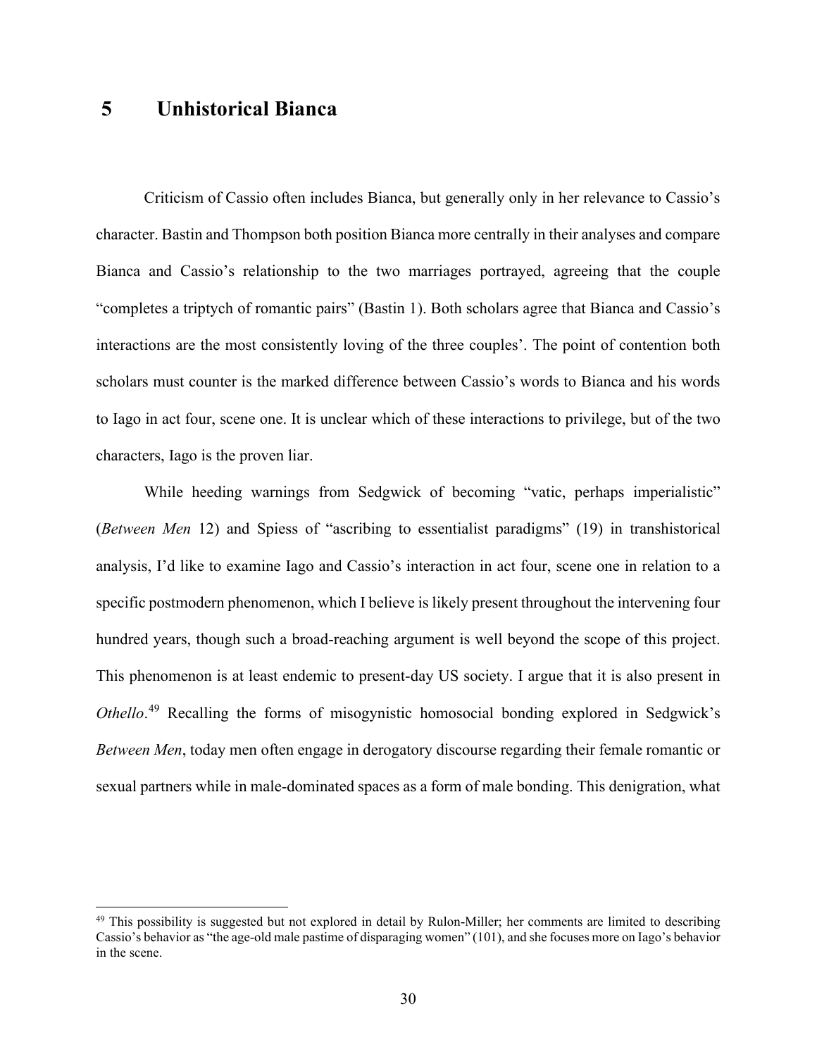# 5 Unhistorical Bianca

Criticism of Cassio often includes Bianca, but generally only in her relevance to Cassio's character. Bastin and Thompson both position Bianca more centrally in their analyses and compare Bianca and Cassio's relationship to the two marriages portrayed, agreeing that the couple "completes a triptych of romantic pairs" (Bastin 1). Both scholars agree that Bianca and Cassio's interactions are the most consistently loving of the three couples'. The point of contention both scholars must counter is the marked difference between Cassio's words to Bianca and his words to Iago in act four, scene one. It is unclear which of these interactions to privilege, but of the two characters, Iago is the proven liar.

While heeding warnings from Sedgwick of becoming "vatic, perhaps imperialistic" (*Between Men* 12) and Spiess of "ascribing to essentialist paradigms" (19) in transhistorical analysis, I'd like to examine Iago and Cassio's interaction in act four, scene one in relation to a specific postmodern phenomenon, which I believe is likely present throughout the intervening four hundred years, though such a broad-reaching argument is well beyond the scope of this project. This phenomenon is at least endemic to present-day US society. I argue that it is also present in *Othello*.[49] Recalling the forms of misogynistic homosocial bonding explored in Sedgwick's *Between Men*, today men often engage in derogatory discourse regarding their female romantic or sexual partners while in male-dominated spaces as a form of male bonding. This denigration, what

[49] This possibility is suggested but not explored in detail by Rulon-Miller; her comments are limited to describing Cassio's behavior as "the age-old male pastime of disparaging women" (101), and she focuses more on Iago's behavior in the scene.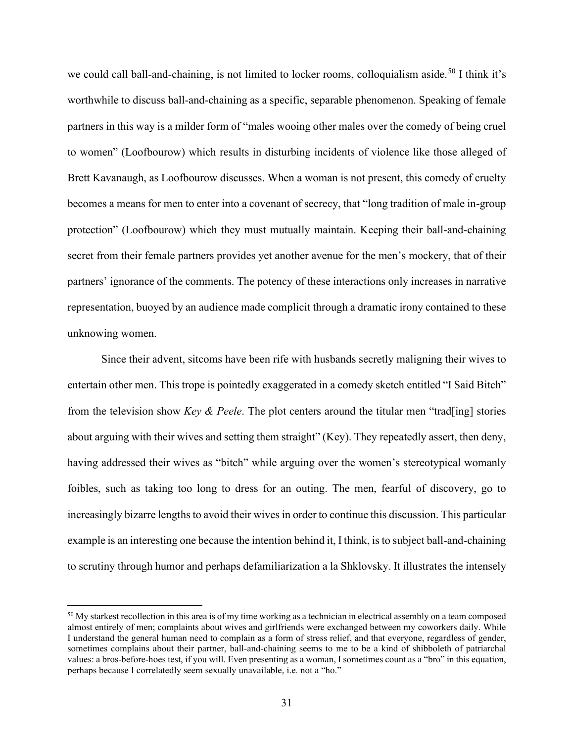we could call ball-and-chaining, is not limited to locker rooms, colloquialism aside.[50] I think it's worthwhile to discuss ball-and-chaining as a specific, separable phenomenon. Speaking of female partners in this way is a milder form of "males wooing other males over the comedy of being cruel to women" (Loofbourow) which results in disturbing incidents of violence like those alleged of Brett Kavanaugh, as Loofbourow discusses. When a woman is not present, this comedy of cruelty becomes a means for men to enter into a covenant of secrecy, that "long tradition of male in-group protection" (Loofbourow) which they must mutually maintain. Keeping their ball-and-chaining secret from their female partners provides yet another avenue for the men's mockery, that of their partners' ignorance of the comments. The potency of these interactions only increases in narrative representation, buoyed by an audience made complicit through a dramatic irony contained to these unknowing women.

Since their advent, sitcoms have been rife with husbands secretly maligning their wives to entertain other men. This trope is pointedly exaggerated in a comedy sketch entitled "I Said Bitch" from the television show *Key & Peele*. The plot centers around the titular men "trad[ing] stories about arguing with their wives and setting them straight" (Key). They repeatedly assert, then deny, having addressed their wives as "bitch" while arguing over the women's stereotypical womanly foibles, such as taking too long to dress for an outing. The men, fearful of discovery, go to increasingly bizarre lengths to avoid their wives in order to continue this discussion. This particular example is an interesting one because the intention behind it, I think, is to subject ball-and-chaining to scrutiny through humor and perhaps defamiliarization a la Shklovsky. It illustrates the intensely

---

[50] My starkest recollection in this area is of my time working as a technician in electrical assembly on a team composed almost entirely of men; complaints about wives and girlfriends were exchanged between my coworkers daily. While I understand the general human need to complain as a form of stress relief, and that everyone, regardless of gender, sometimes complains about their partner, ball-and-chaining seems to me to be a kind of shibboleth of patriarchal values: a bros-before-hoes test, if you will. Even presenting as a woman, I sometimes count as a "bro" in this equation, perhaps because I correlatedly seem sexually unavailable, i.e. not a "ho."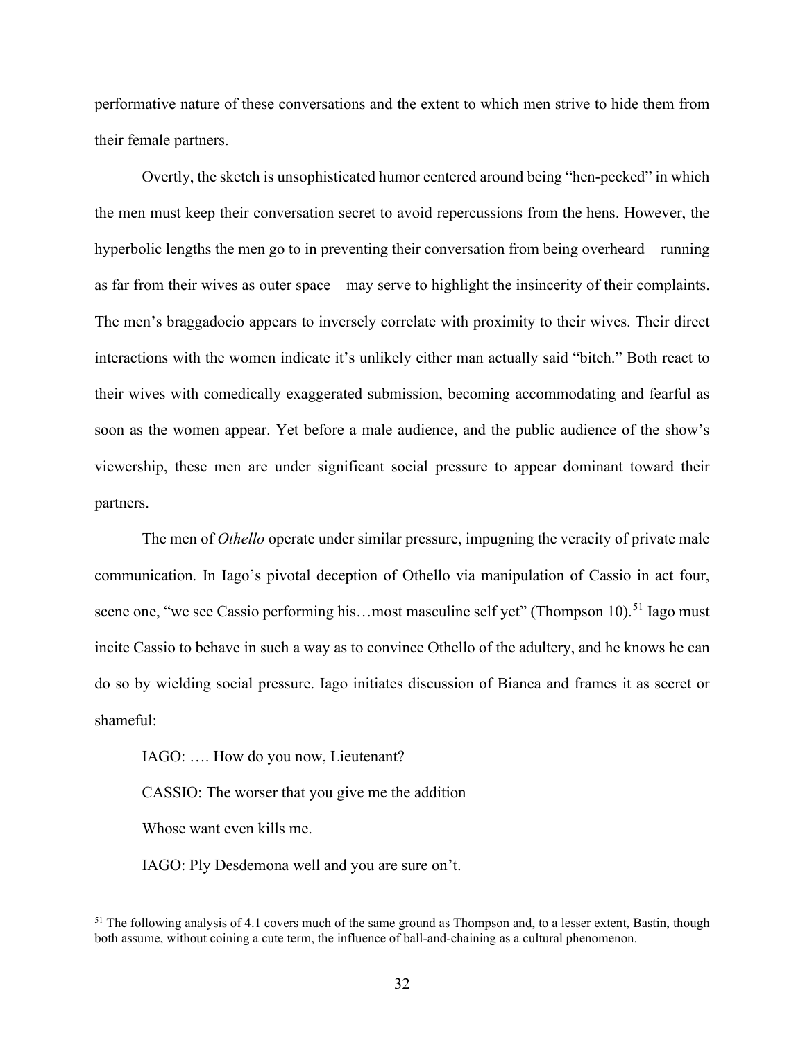performative nature of these conversations and the extent to which men strive to hide them from their female partners.

Overtly, the sketch is unsophisticated humor centered around being "hen-pecked" in which the men must keep their conversation secret to avoid repercussions from the hens. However, the hyperbolic lengths the men go to in preventing their conversation from being overheard—running as far from their wives as outer space—may serve to highlight the insincerity of their complaints. The men's braggadocio appears to inversely correlate with proximity to their wives. Their direct interactions with the women indicate it's unlikely either man actually said "bitch." Both react to their wives with comedically exaggerated submission, becoming accommodating and fearful as soon as the women appear. Yet before a male audience, and the public audience of the show's viewership, these men are under significant social pressure to appear dominant toward their partners.

The men of *Othello* operate under similar pressure, impugning the veracity of private male communication. In Iago's pivotal deception of Othello via manipulation of Cassio in act four, scene one, "we see Cassio performing his…most masculine self yet" (Thompson 10).[51] Iago must incite Cassio to behave in such a way as to convince Othello of the adultery, and he knows he can do so by wielding social pressure. Iago initiates discussion of Bianca and frames it as secret or shameful:

> IAGO: …. How do you now, Lieutenant?
>
> CASSIO: The worser that you give me the addition
>
> Whose want even kills me.
>
> IAGO: Ply Desdemona well and you are sure on't.

[51] The following analysis of 4.1 covers much of the same ground as Thompson and, to a lesser extent, Bastin, though both assume, without coining a cute term, the influence of ball-and-chaining as a cultural phenomenon.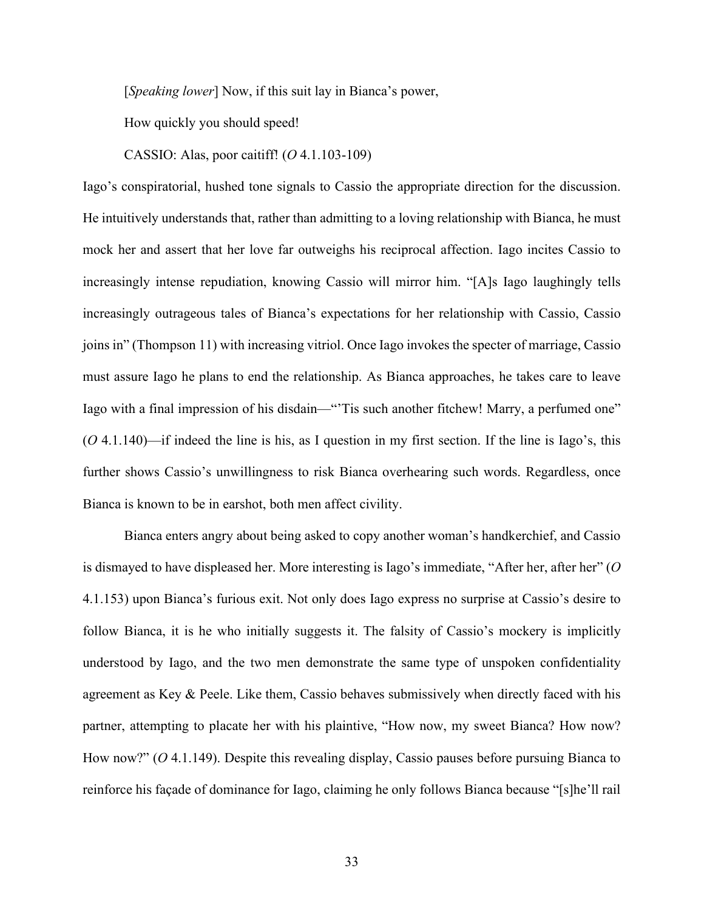[*Speaking lower*] Now, if this suit lay in Bianca's power,

How quickly you should speed!

CASSIO: Alas, poor caitiff! (*O* 4.1.103-109)

Iago's conspiratorial, hushed tone signals to Cassio the appropriate direction for the discussion. He intuitively understands that, rather than admitting to a loving relationship with Bianca, he must mock her and assert that her love far outweighs his reciprocal affection. Iago incites Cassio to increasingly intense repudiation, knowing Cassio will mirror him. "[A]s Iago laughingly tells increasingly outrageous tales of Bianca's expectations for her relationship with Cassio, Cassio joins in" (Thompson 11) with increasing vitriol. Once Iago invokes the specter of marriage, Cassio must assure Iago he plans to end the relationship. As Bianca approaches, he takes care to leave Iago with a final impression of his disdain—"'Tis such another fitchew! Marry, a perfumed one" (*O* 4.1.140)—if indeed the line is his, as I question in my first section. If the line is Iago's, this further shows Cassio's unwillingness to risk Bianca overhearing such words. Regardless, once Bianca is known to be in earshot, both men affect civility.

Bianca enters angry about being asked to copy another woman's handkerchief, and Cassio is dismayed to have displeased her. More interesting is Iago's immediate, "After her, after her" (*O* 4.1.153) upon Bianca's furious exit. Not only does Iago express no surprise at Cassio's desire to follow Bianca, it is he who initially suggests it. The falsity of Cassio's mockery is implicitly understood by Iago, and the two men demonstrate the same type of unspoken confidentiality agreement as Key & Peele. Like them, Cassio behaves submissively when directly faced with his partner, attempting to placate her with his plaintive, "How now, my sweet Bianca? How now? How now?" (*O* 4.1.149). Despite this revealing display, Cassio pauses before pursuing Bianca to reinforce his façade of dominance for Iago, claiming he only follows Bianca because "[s]he'll rail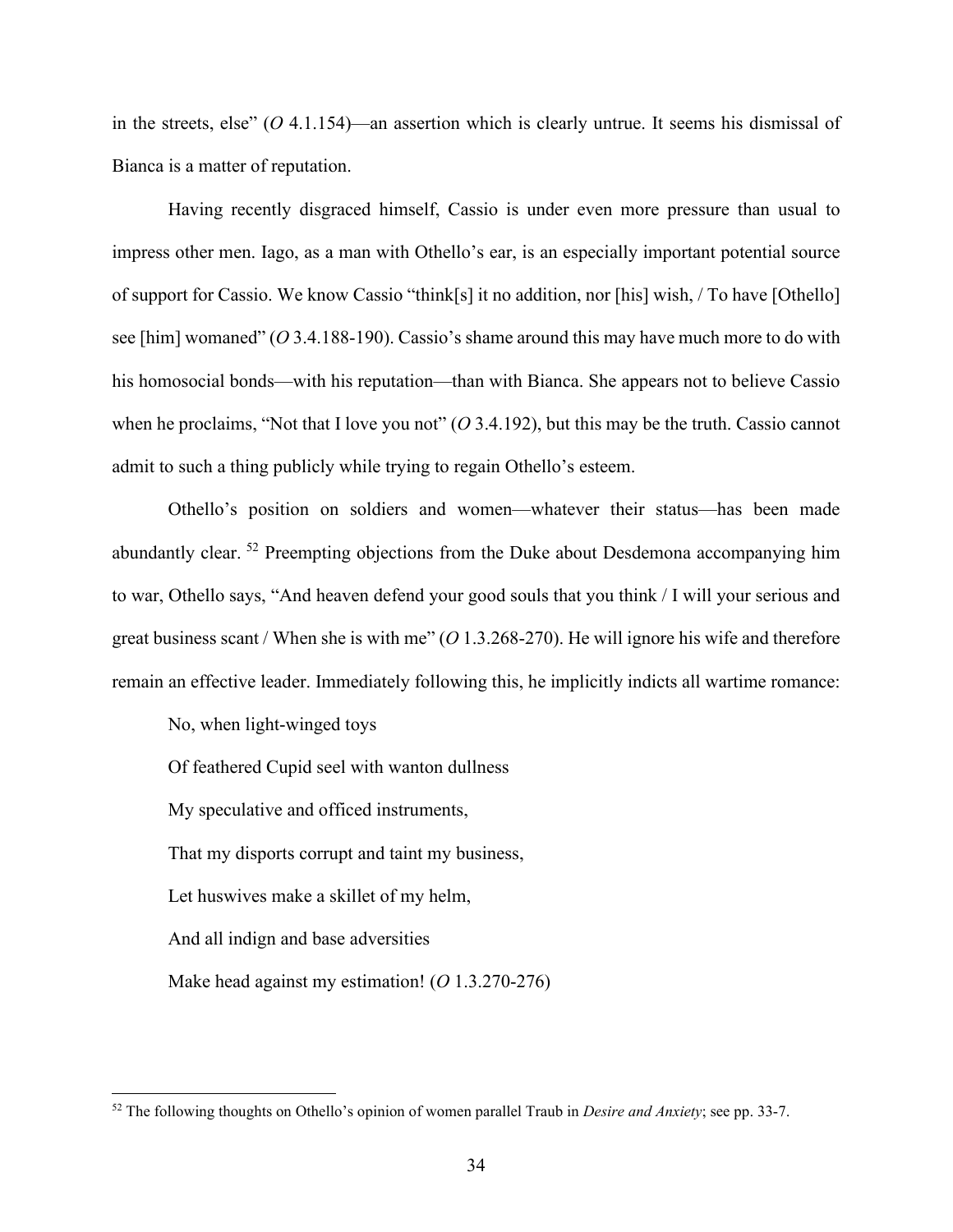in the streets, else" (*O* 4.1.154)—an assertion which is clearly untrue. It seems his dismissal of Bianca is a matter of reputation.

Having recently disgraced himself, Cassio is under even more pressure than usual to impress other men. Iago, as a man with Othello's ear, is an especially important potential source of support for Cassio. We know Cassio "think[s] it no addition, nor [his] wish, / To have [Othello] see [him] womaned" (*O* 3.4.188-190). Cassio's shame around this may have much more to do with his homosocial bonds—with his reputation—than with Bianca. She appears not to believe Cassio when he proclaims, "Not that I love you not" (*O* 3.4.192), but this may be the truth. Cassio cannot admit to such a thing publicly while trying to regain Othello's esteem.

Othello's position on soldiers and women—whatever their status—has been made abundantly clear. [52] Preempting objections from the Duke about Desdemona accompanying him to war, Othello says, "And heaven defend your good souls that you think / I will your serious and great business scant / When she is with me" (*O* 1.3.268-270). He will ignore his wife and therefore remain an effective leader. Immediately following this, he implicitly indicts all wartime romance:

> No, when light-winged toys
>
> Of feathered Cupid seel with wanton dullness
>
> My speculative and officed instruments,
>
> That my disports corrupt and taint my business,
>
> Let huswives make a skillet of my helm,
>
> And all indign and base adversities
>
> Make head against my estimation! (*O* 1.3.270-276)

---

[52] The following thoughts on Othello's opinion of women parallel Traub in *Desire and Anxiety*; see pp. 33-7.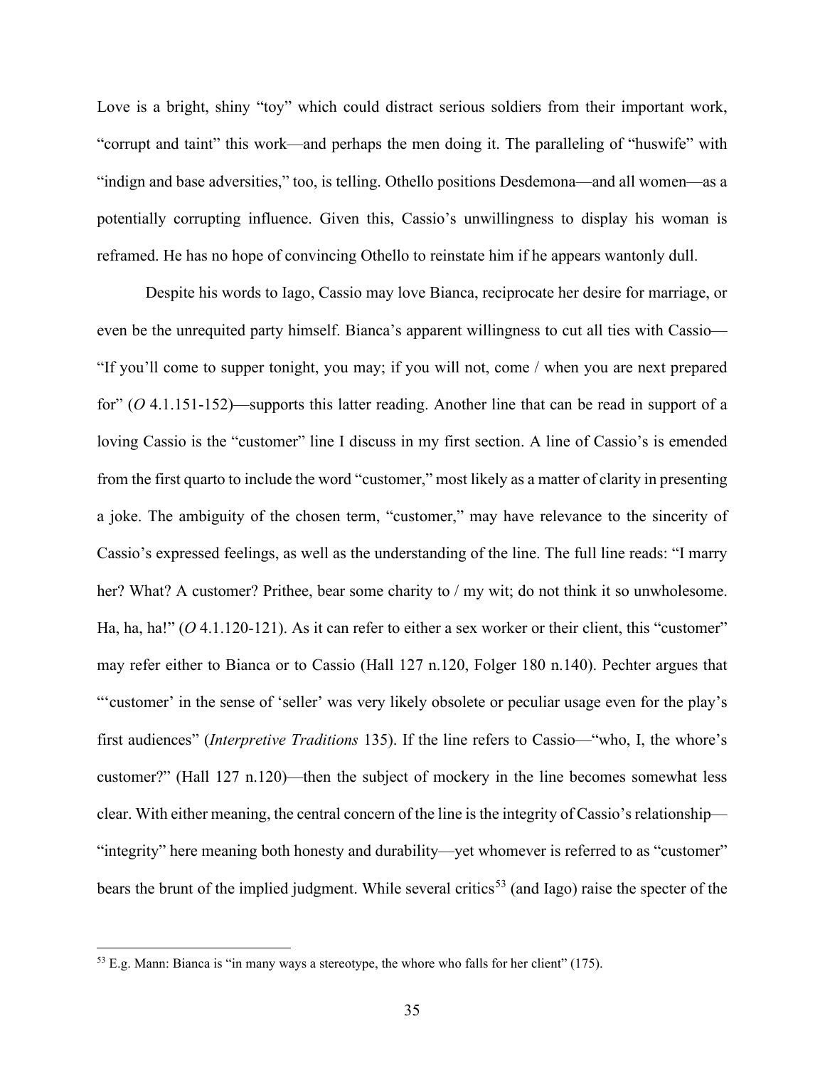Love is a bright, shiny "toy" which could distract serious soldiers from their important work, "corrupt and taint" this work—and perhaps the men doing it. The paralleling of "huswife" with "indign and base adversities," too, is telling. Othello positions Desdemona—and all women—as a potentially corrupting influence. Given this, Cassio's unwillingness to display his woman is reframed. He has no hope of convincing Othello to reinstate him if he appears wantonly dull.

Despite his words to Iago, Cassio may love Bianca, reciprocate her desire for marriage, or even be the unrequited party himself. Bianca's apparent willingness to cut all ties with Cassio—"If you'll come to supper tonight, you may; if you will not, come / when you are next prepared for" (*O* 4.1.151-152)—supports this latter reading. Another line that can be read in support of a loving Cassio is the "customer" line I discuss in my first section. A line of Cassio's is emended from the first quarto to include the word "customer," most likely as a matter of clarity in presenting a joke. The ambiguity of the chosen term, "customer," may have relevance to the sincerity of Cassio's expressed feelings, as well as the understanding of the line. The full line reads: "I marry her? What? A customer? Prithee, bear some charity to / my wit; do not think it so unwholesome. Ha, ha, ha!" (*O* 4.1.120-121). As it can refer to either a sex worker or their client, this "customer" may refer either to Bianca or to Cassio (Hall 127 n.120, Folger 180 n.140). Pechter argues that "'customer' in the sense of 'seller' was very likely obsolete or peculiar usage even for the play's first audiences" (*Interpretive Traditions* 135). If the line refers to Cassio—"who, I, the whore's customer?" (Hall 127 n.120)—then the subject of mockery in the line becomes somewhat less clear. With either meaning, the central concern of the line is the integrity of Cassio's relationship—"integrity" here meaning both honesty and durability—yet whomever is referred to as "customer" bears the brunt of the implied judgment. While several critics[53] (and Iago) raise the specter of the

[53] E.g. Mann: Bianca is "in many ways a stereotype, the whore who falls for her client" (175).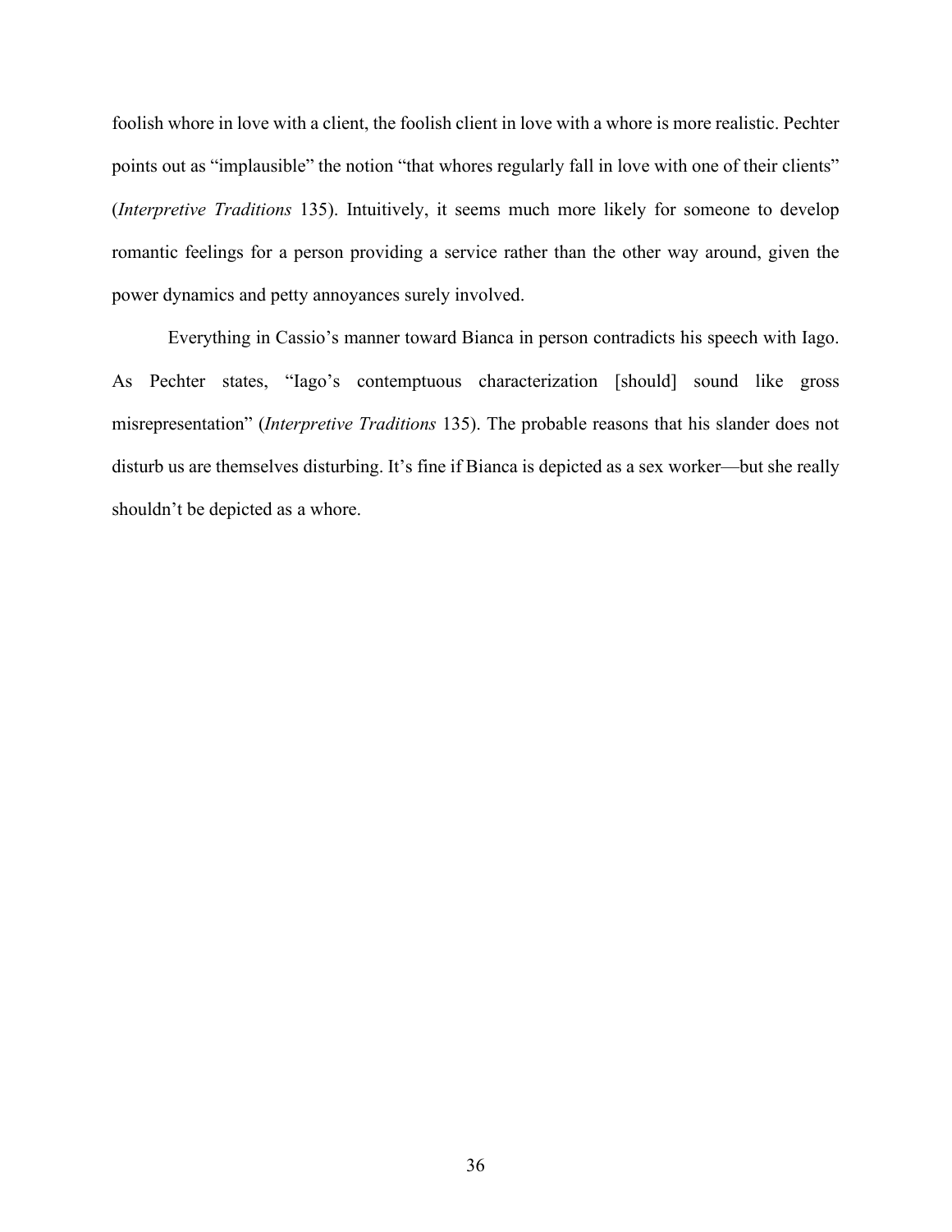foolish whore in love with a client, the foolish client in love with a whore is more realistic. Pechter points out as "implausible" the notion "that whores regularly fall in love with one of their clients" (*Interpretive Traditions* 135). Intuitively, it seems much more likely for someone to develop romantic feelings for a person providing a service rather than the other way around, given the power dynamics and petty annoyances surely involved.

Everything in Cassio's manner toward Bianca in person contradicts his speech with Iago. As Pechter states, "Iago's contemptuous characterization [should] sound like gross misrepresentation" (*Interpretive Traditions* 135). The probable reasons that his slander does not disturb us are themselves disturbing. It's fine if Bianca is depicted as a sex worker—but she really shouldn't be depicted as a whore.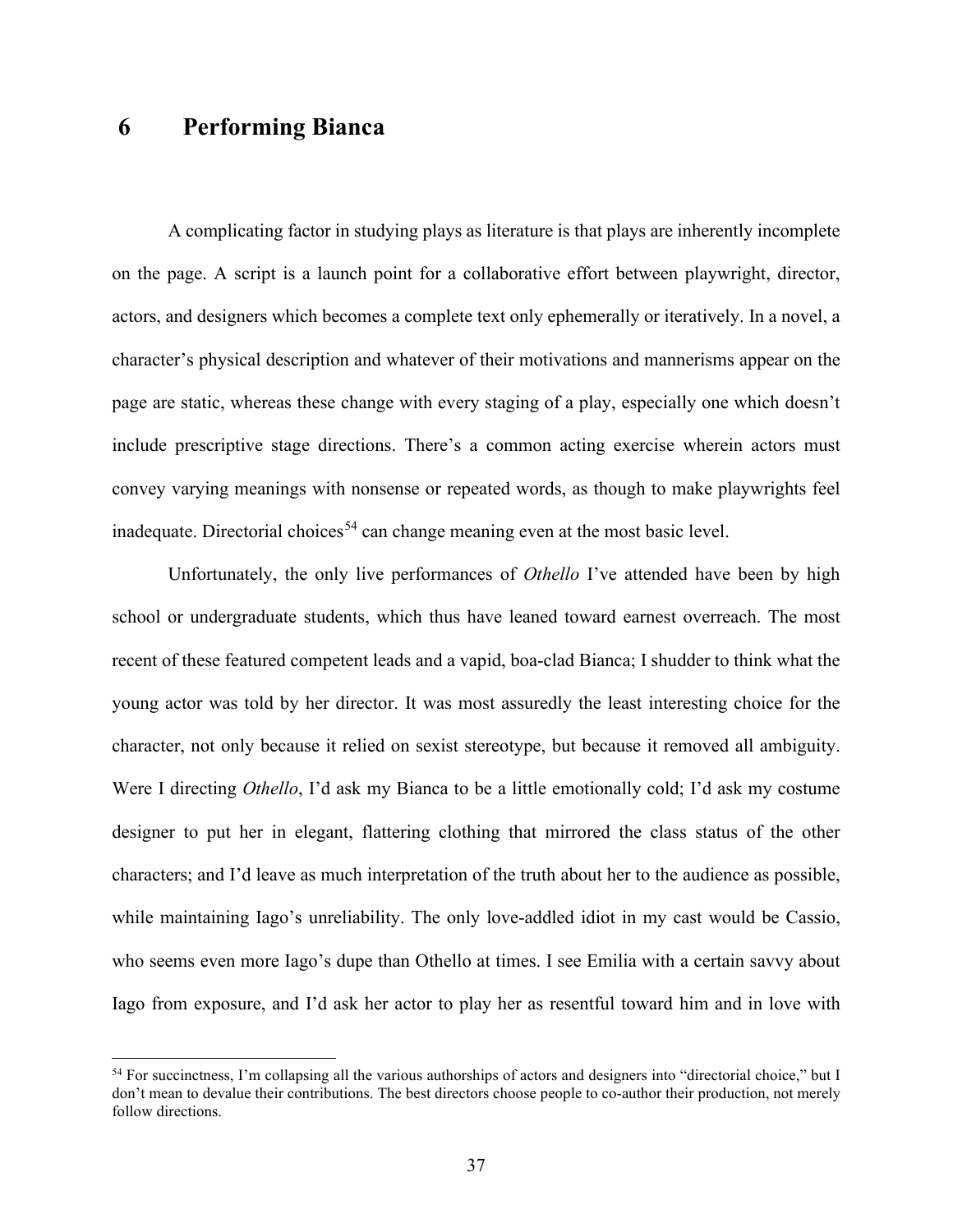# 6 Performing Bianca

A complicating factor in studying plays as literature is that plays are inherently incomplete on the page. A script is a launch point for a collaborative effort between playwright, director, actors, and designers which becomes a complete text only ephemerally or iteratively. In a novel, a character's physical description and whatever of their motivations and mannerisms appear on the page are static, whereas these change with every staging of a play, especially one which doesn't include prescriptive stage directions. There's a common acting exercise wherein actors must convey varying meanings with nonsense or repeated words, as though to make playwrights feel inadequate. Directorial choices[54] can change meaning even at the most basic level.

Unfortunately, the only live performances of *Othello* I've attended have been by high school or undergraduate students, which thus have leaned toward earnest overreach. The most recent of these featured competent leads and a vapid, boa-clad Bianca; I shudder to think what the young actor was told by her director. It was most assuredly the least interesting choice for the character, not only because it relied on sexist stereotype, but because it removed all ambiguity. Were I directing *Othello*, I'd ask my Bianca to be a little emotionally cold; I'd ask my costume designer to put her in elegant, flattering clothing that mirrored the class status of the other characters; and I'd leave as much interpretation of the truth about her to the audience as possible, while maintaining Iago's unreliability. The only love-addled idiot in my cast would be Cassio, who seems even more Iago's dupe than Othello at times. I see Emilia with a certain savvy about Iago from exposure, and I'd ask her actor to play her as resentful toward him and in love with

[54] For succinctness, I'm collapsing all the various authorships of actors and designers into "directorial choice," but I don't mean to devalue their contributions. The best directors choose people to co-author their production, not merely follow directions.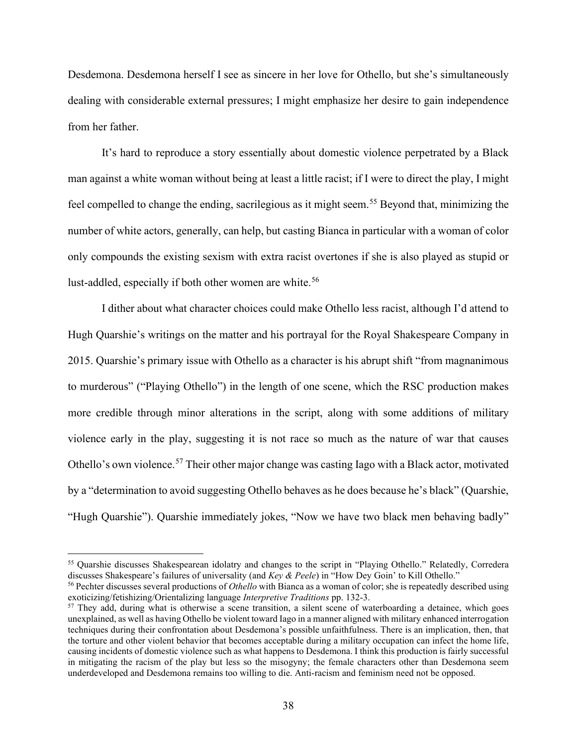Desdemona. Desdemona herself I see as sincere in her love for Othello, but she's simultaneously dealing with considerable external pressures; I might emphasize her desire to gain independence from her father.

It's hard to reproduce a story essentially about domestic violence perpetrated by a Black man against a white woman without being at least a little racist; if I were to direct the play, I might feel compelled to change the ending, sacrilegious as it might seem.[55] Beyond that, minimizing the number of white actors, generally, can help, but casting Bianca in particular with a woman of color only compounds the existing sexism with extra racist overtones if she is also played as stupid or lust-addled, especially if both other women are white.[56]

I dither about what character choices could make Othello less racist, although I'd attend to Hugh Quarshie's writings on the matter and his portrayal for the Royal Shakespeare Company in 2015. Quarshie's primary issue with Othello as a character is his abrupt shift "from magnanimous to murderous" ("Playing Othello") in the length of one scene, which the RSC production makes more credible through minor alterations in the script, along with some additions of military violence early in the play, suggesting it is not race so much as the nature of war that causes Othello's own violence.[57] Their other major change was casting Iago with a Black actor, motivated by a "determination to avoid suggesting Othello behaves as he does because he's black" (Quarshie, "Hugh Quarshie"). Quarshie immediately jokes, "Now we have two black men behaving badly"

---

[55] Quarshie discusses Shakespearean idolatry and changes to the script in "Playing Othello." Relatedly, Corredera discusses Shakespeare's failures of universality (and *Key & Peele*) in "How Dey Goin' to Kill Othello."

[56] Pechter discusses several productions of *Othello* with Bianca as a woman of color; she is repeatedly described using exoticizing/fetishizing/Orientalizing language *Interpretive Traditions* pp. 132-3.

[57] They add, during what is otherwise a scene transition, a silent scene of waterboarding a detainee, which goes unexplained, as well as having Othello be violent toward Iago in a manner aligned with military enhanced interrogation techniques during their confrontation about Desdemona's possible unfaithfulness. There is an implication, then, that the torture and other violent behavior that becomes acceptable during a military occupation can infect the home life, causing incidents of domestic violence such as what happens to Desdemona. I think this production is fairly successful in mitigating the racism of the play but less so the misogyny; the female characters other than Desdemona seem underdeveloped and Desdemona remains too willing to die. Anti-racism and feminism need not be opposed.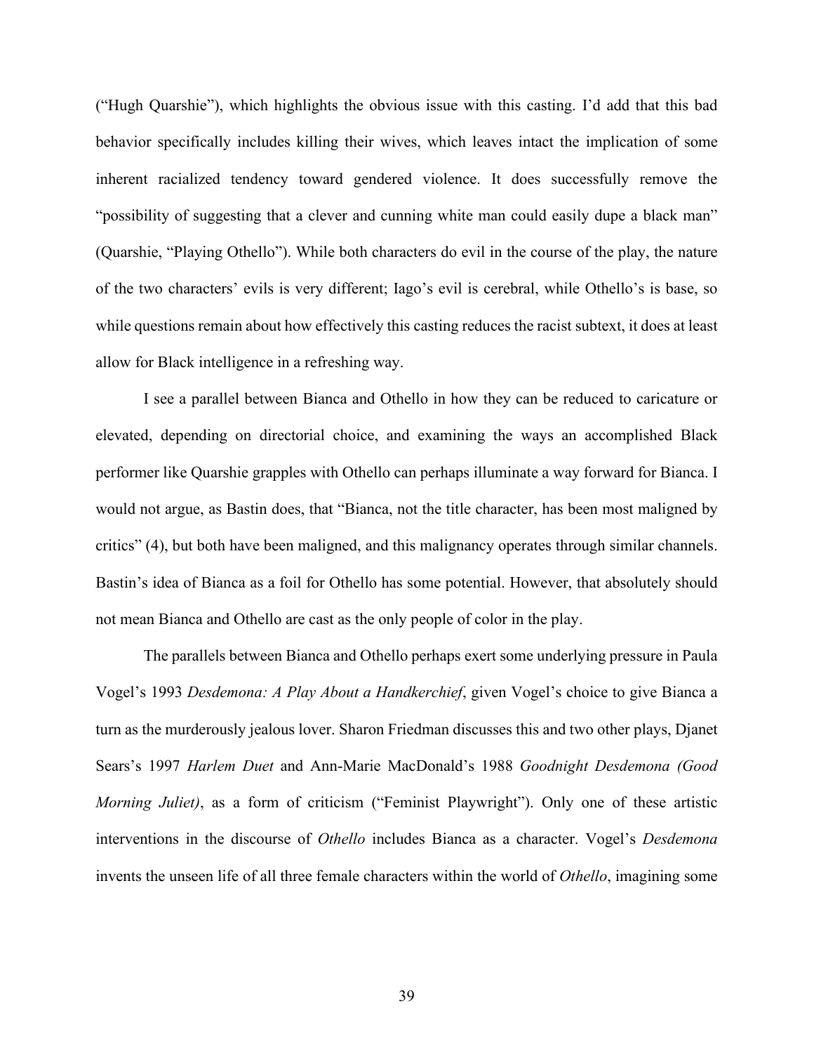("Hugh Quarshie"), which highlights the obvious issue with this casting. I'd add that this bad behavior specifically includes killing their wives, which leaves intact the implication of some inherent racialized tendency toward gendered violence. It does successfully remove the "possibility of suggesting that a clever and cunning white man could easily dupe a black man" (Quarshie, "Playing Othello"). While both characters do evil in the course of the play, the nature of the two characters' evils is very different; Iago's evil is cerebral, while Othello's is base, so while questions remain about how effectively this casting reduces the racist subtext, it does at least allow for Black intelligence in a refreshing way.

I see a parallel between Bianca and Othello in how they can be reduced to caricature or elevated, depending on directorial choice, and examining the ways an accomplished Black performer like Quarshie grapples with Othello can perhaps illuminate a way forward for Bianca. I would not argue, as Bastin does, that "Bianca, not the title character, has been most maligned by critics" (4), but both have been maligned, and this malignancy operates through similar channels. Bastin's idea of Bianca as a foil for Othello has some potential. However, that absolutely should not mean Bianca and Othello are cast as the only people of color in the play.

The parallels between Bianca and Othello perhaps exert some underlying pressure in Paula Vogel's 1993 *Desdemona: A Play About a Handkerchief*, given Vogel's choice to give Bianca a turn as the murderously jealous lover. Sharon Friedman discusses this and two other plays, Djanet Sears's 1997 *Harlem Duet* and Ann-Marie MacDonald's 1988 *Goodnight Desdemona (Good Morning Juliet)*, as a form of criticism ("Feminist Playwright"). Only one of these artistic interventions in the discourse of *Othello* includes Bianca as a character. Vogel's *Desdemona* invents the unseen life of all three female characters within the world of *Othello*, imagining some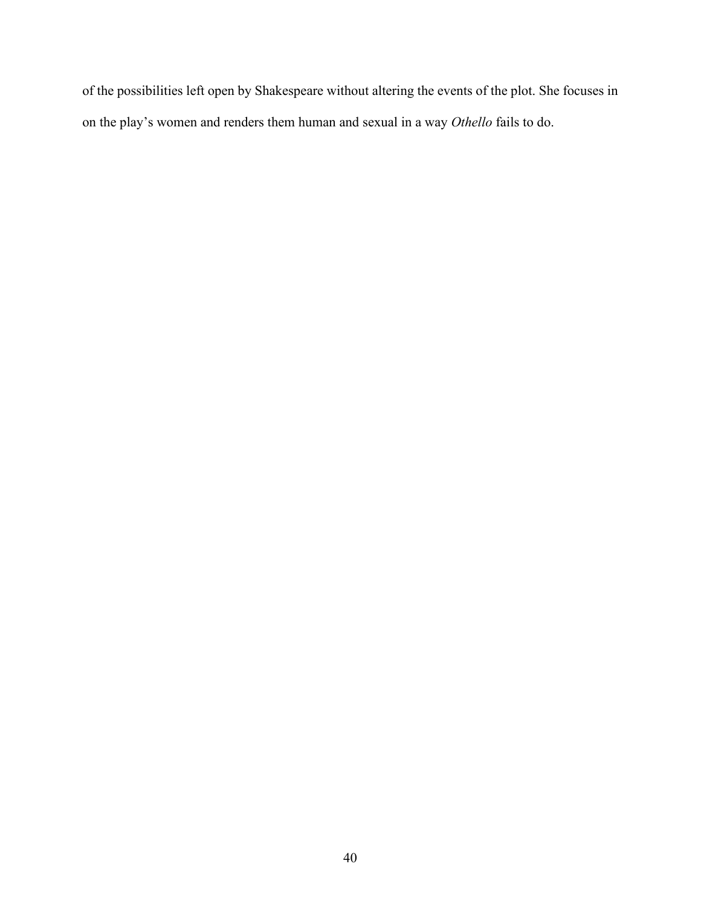of the possibilities left open by Shakespeare without altering the events of the plot. She focuses in on the play's women and renders them human and sexual in a way *Othello* fails to do.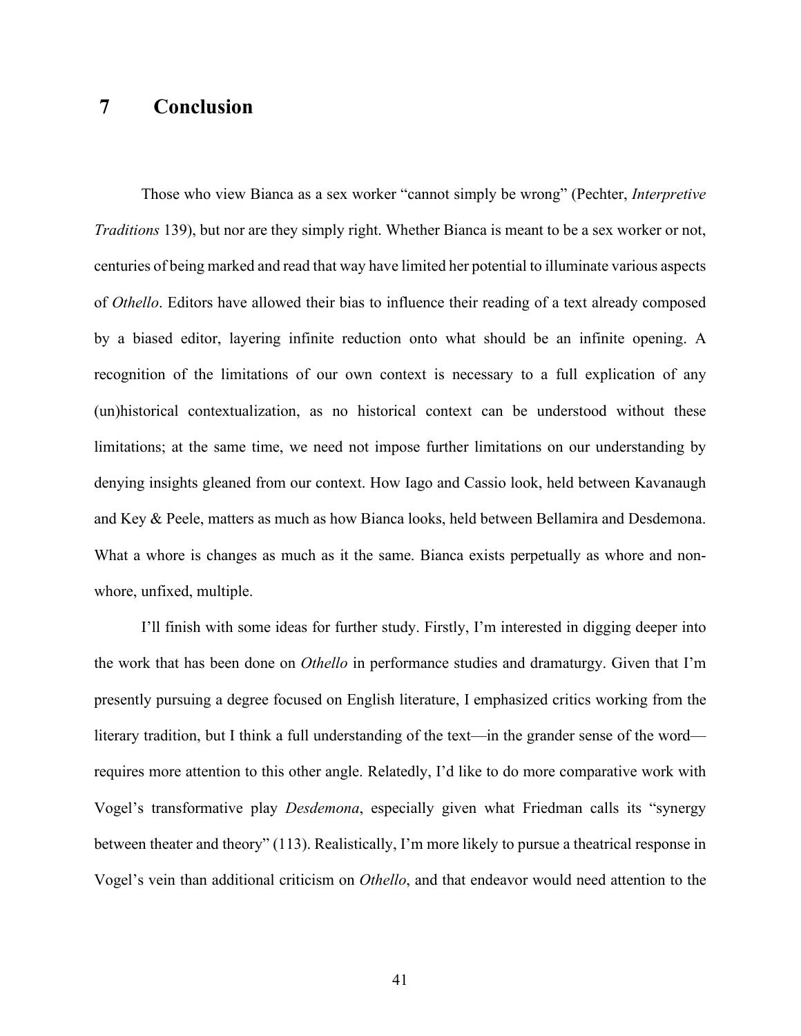# 7 Conclusion

Those who view Bianca as a sex worker "cannot simply be wrong" (Pechter, *Interpretive Traditions* 139), but nor are they simply right. Whether Bianca is meant to be a sex worker or not, centuries of being marked and read that way have limited her potential to illuminate various aspects of *Othello*. Editors have allowed their bias to influence their reading of a text already composed by a biased editor, layering infinite reduction onto what should be an infinite opening. A recognition of the limitations of our own context is necessary to a full explication of any (un)historical contextualization, as no historical context can be understood without these limitations; at the same time, we need not impose further limitations on our understanding by denying insights gleaned from our context. How Iago and Cassio look, held between Kavanaugh and Key & Peele, matters as much as how Bianca looks, held between Bellamira and Desdemona. What a whore is changes as much as it the same. Bianca exists perpetually as whore and non-whore, unfixed, multiple.

I'll finish with some ideas for further study. Firstly, I'm interested in digging deeper into the work that has been done on *Othello* in performance studies and dramaturgy. Given that I'm presently pursuing a degree focused on English literature, I emphasized critics working from the literary tradition, but I think a full understanding of the text—in the grander sense of the word—requires more attention to this other angle. Relatedly, I'd like to do more comparative work with Vogel's transformative play *Desdemona*, especially given what Friedman calls its "synergy between theater and theory" (113). Realistically, I'm more likely to pursue a theatrical response in Vogel's vein than additional criticism on *Othello*, and that endeavor would need attention to the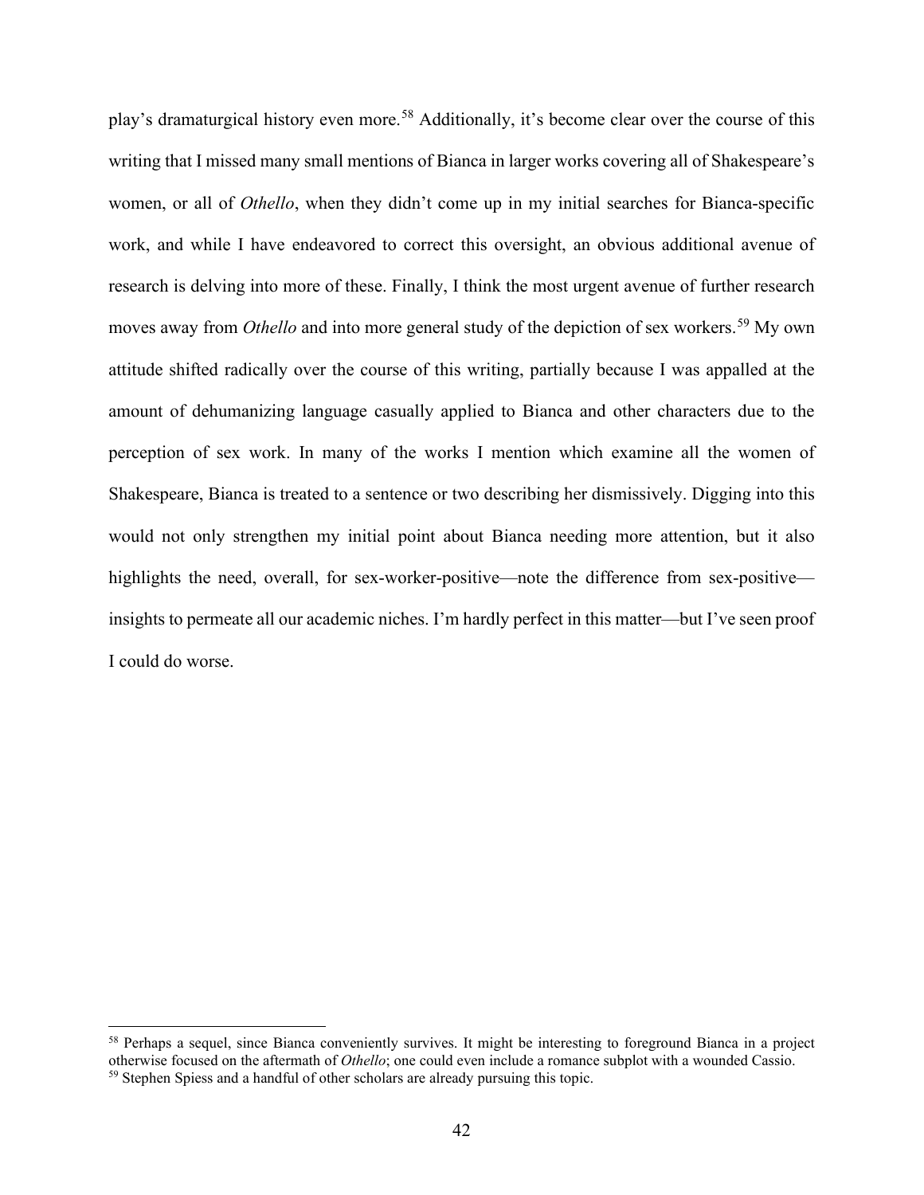play's dramaturgical history even more.[58] Additionally, it's become clear over the course of this writing that I missed many small mentions of Bianca in larger works covering all of Shakespeare's women, or all of *Othello*, when they didn't come up in my initial searches for Bianca-specific work, and while I have endeavored to correct this oversight, an obvious additional avenue of research is delving into more of these. Finally, I think the most urgent avenue of further research moves away from *Othello* and into more general study of the depiction of sex workers.[59] My own attitude shifted radically over the course of this writing, partially because I was appalled at the amount of dehumanizing language casually applied to Bianca and other characters due to the perception of sex work. In many of the works I mention which examine all the women of Shakespeare, Bianca is treated to a sentence or two describing her dismissively. Digging into this would not only strengthen my initial point about Bianca needing more attention, but it also highlights the need, overall, for sex-worker-positive—note the difference from sex-positive—insights to permeate all our academic niches. I'm hardly perfect in this matter—but I've seen proof I could do worse.

[58] Perhaps a sequel, since Bianca conveniently survives. It might be interesting to foreground Bianca in a project otherwise focused on the aftermath of *Othello*; one could even include a romance subplot with a wounded Cassio.

[59] Stephen Spiess and a handful of other scholars are already pursuing this topic.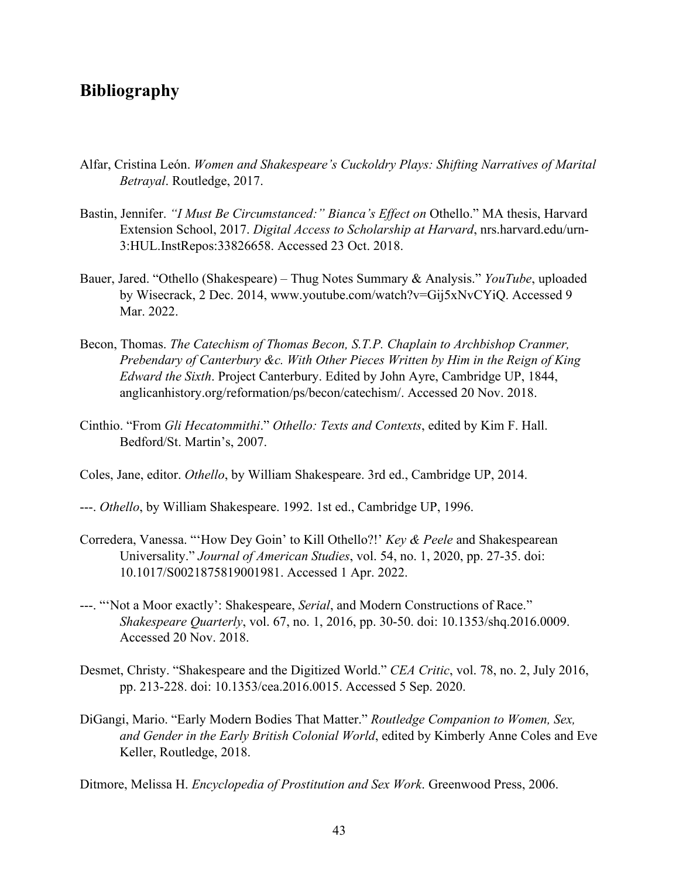## Bibliography

Alfar, Cristina León. *Women and Shakespeare's Cuckoldry Plays: Shifting Narratives of Marital Betrayal*. Routledge, 2017.

Bastin, Jennifer. *"I Must Be Circumstanced:" Bianca's Effect on* Othello." MA thesis, Harvard Extension School, 2017. *Digital Access to Scholarship at Harvard*, nrs.harvard.edu/urn-3:HUL.InstRepos:33826658. Accessed 23 Oct. 2018.

Bauer, Jared. "Othello (Shakespeare) – Thug Notes Summary & Analysis." *YouTube*, uploaded by Wisecrack, 2 Dec. 2014, www.youtube.com/watch?v=Gij5xNvCYiQ. Accessed 9 Mar. 2022.

Becon, Thomas. *The Catechism of Thomas Becon, S.T.P. Chaplain to Archbishop Cranmer, Prebendary of Canterbury &c. With Other Pieces Written by Him in the Reign of King Edward the Sixth*. Project Canterbury. Edited by John Ayre, Cambridge UP, 1844, anglicanhistory.org/reformation/ps/becon/catechism/. Accessed 20 Nov. 2018.

Cinthio. "From *Gli Hecatommithi*." *Othello: Texts and Contexts*, edited by Kim F. Hall. Bedford/St. Martin's, 2007.

Coles, Jane, editor. *Othello*, by William Shakespeare. 3rd ed., Cambridge UP, 2014.

---. *Othello*, by William Shakespeare. 1992. 1st ed., Cambridge UP, 1996.

Corredera, Vanessa. "'How Dey Goin' to Kill Othello?!' *Key & Peele* and Shakespearean Universality." *Journal of American Studies*, vol. 54, no. 1, 2020, pp. 27-35. doi: 10.1017/S0021875819001981. Accessed 1 Apr. 2022.

---. "'Not a Moor exactly': Shakespeare, *Serial*, and Modern Constructions of Race." *Shakespeare Quarterly*, vol. 67, no. 1, 2016, pp. 30-50. doi: 10.1353/shq.2016.0009. Accessed 20 Nov. 2018.

Desmet, Christy. "Shakespeare and the Digitized World." *CEA Critic*, vol. 78, no. 2, July 2016, pp. 213-228. doi: 10.1353/cea.2016.0015. Accessed 5 Sep. 2020.

DiGangi, Mario. "Early Modern Bodies That Matter." *Routledge Companion to Women, Sex, and Gender in the Early British Colonial World*, edited by Kimberly Anne Coles and Eve Keller, Routledge, 2018.

Ditmore, Melissa H. *Encyclopedia of Prostitution and Sex Work*. Greenwood Press, 2006.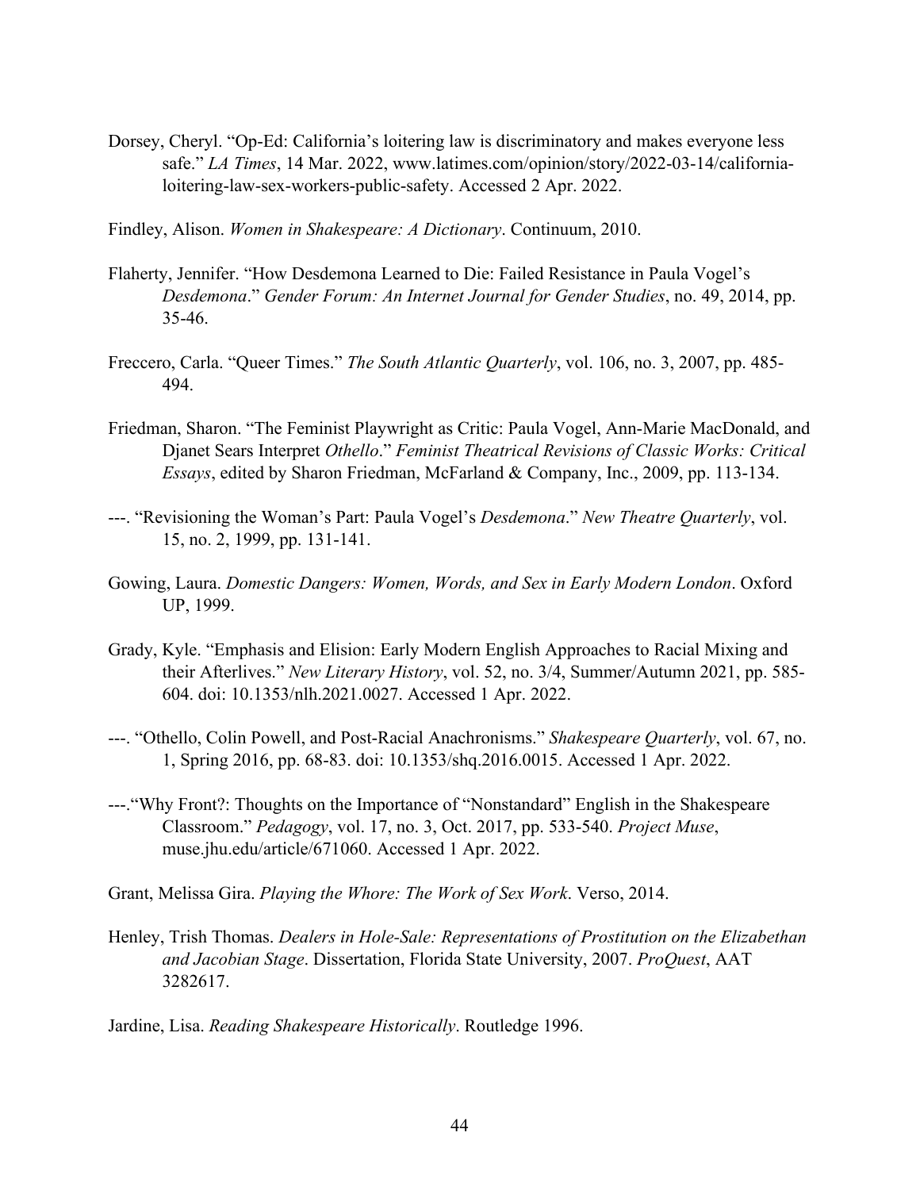Dorsey, Cheryl. "Op-Ed: California's loitering law is discriminatory and makes everyone less safe." *LA Times*, 14 Mar. 2022, www.latimes.com/opinion/story/2022-03-14/california-loitering-law-sex-workers-public-safety. Accessed 2 Apr. 2022.

Findley, Alison. *Women in Shakespeare: A Dictionary*. Continuum, 2010.

Flaherty, Jennifer. "How Desdemona Learned to Die: Failed Resistance in Paula Vogel's *Desdemona*." *Gender Forum: An Internet Journal for Gender Studies*, no. 49, 2014, pp. 35-46.

Freccero, Carla. "Queer Times." *The South Atlantic Quarterly*, vol. 106, no. 3, 2007, pp. 485-494.

Friedman, Sharon. "The Feminist Playwright as Critic: Paula Vogel, Ann-Marie MacDonald, and Djanet Sears Interpret *Othello*." *Feminist Theatrical Revisions of Classic Works: Critical Essays*, edited by Sharon Friedman, McFarland & Company, Inc., 2009, pp. 113-134.

---. "Revisioning the Woman's Part: Paula Vogel's *Desdemona*." *New Theatre Quarterly*, vol. 15, no. 2, 1999, pp. 131-141.

Gowing, Laura. *Domestic Dangers: Women, Words, and Sex in Early Modern London*. Oxford UP, 1999.

Grady, Kyle. "Emphasis and Elision: Early Modern English Approaches to Racial Mixing and their Afterlives." *New Literary History*, vol. 52, no. 3/4, Summer/Autumn 2021, pp. 585-604. doi: 10.1353/nlh.2021.0027. Accessed 1 Apr. 2022.

---. "Othello, Colin Powell, and Post-Racial Anachronisms." *Shakespeare Quarterly*, vol. 67, no. 1, Spring 2016, pp. 68-83. doi: 10.1353/shq.2016.0015. Accessed 1 Apr. 2022.

---."Why Front?: Thoughts on the Importance of "Nonstandard" English in the Shakespeare Classroom." *Pedagogy*, vol. 17, no. 3, Oct. 2017, pp. 533-540. *Project Muse*, muse.jhu.edu/article/671060. Accessed 1 Apr. 2022.

Grant, Melissa Gira. *Playing the Whore: The Work of Sex Work*. Verso, 2014.

Henley, Trish Thomas. *Dealers in Hole-Sale: Representations of Prostitution on the Elizabethan and Jacobian Stage*. Dissertation, Florida State University, 2007. *ProQuest*, AAT 3282617.

Jardine, Lisa. *Reading Shakespeare Historically*. Routledge 1996.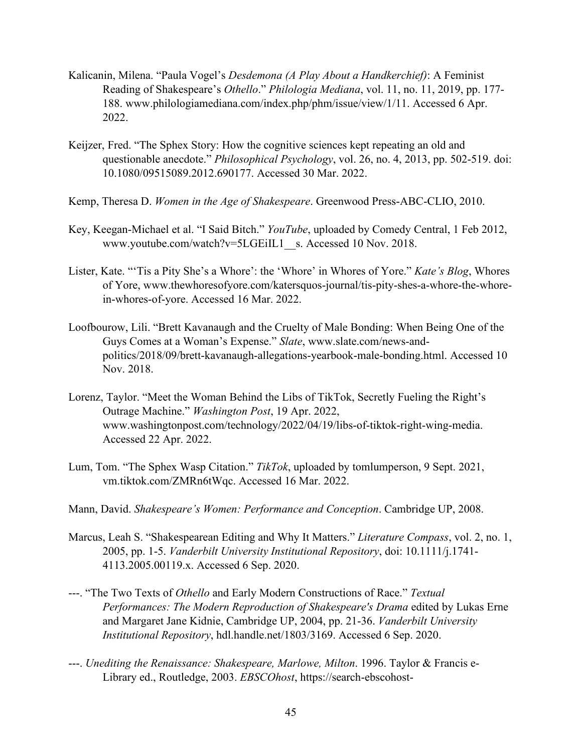Kalicanin, Milena. "Paula Vogel's *Desdemona (A Play About a Handkerchief)*: A Feminist Reading of Shakespeare's *Othello*." *Philologia Mediana*, vol. 11, no. 11, 2019, pp. 177-188. www.philologiamediana.com/index.php/phm/issue/view/1/11. Accessed 6 Apr. 2022.

Keijzer, Fred. "The Sphex Story: How the cognitive sciences kept repeating an old and questionable anecdote." *Philosophical Psychology*, vol. 26, no. 4, 2013, pp. 502-519. doi: 10.1080/09515089.2012.690177. Accessed 30 Mar. 2022.

Kemp, Theresa D. *Women in the Age of Shakespeare*. Greenwood Press-ABC-CLIO, 2010.

Key, Keegan-Michael et al. "I Said Bitch." *YouTube*, uploaded by Comedy Central, 1 Feb 2012, www.youtube.com/watch?v=5LGEiIL1__s. Accessed 10 Nov. 2018.

Lister, Kate. "'Tis a Pity She's a Whore': the 'Whore' in Whores of Yore." *Kate's Blog*, Whores of Yore, www.thewhoresofyore.com/katersquos-journal/tis-pity-shes-a-whore-the-whore-in-whores-of-yore. Accessed 16 Mar. 2022.

Loofbourow, Lili. "Brett Kavanaugh and the Cruelty of Male Bonding: When Being One of the Guys Comes at a Woman's Expense." *Slate*, www.slate.com/news-and-politics/2018/09/brett-kavanaugh-allegations-yearbook-male-bonding.html. Accessed 10 Nov. 2018.

Lorenz, Taylor. "Meet the Woman Behind the Libs of TikTok, Secretly Fueling the Right's Outrage Machine." *Washington Post*, 19 Apr. 2022, www.washingtonpost.com/technology/2022/04/19/libs-of-tiktok-right-wing-media. Accessed 22 Apr. 2022.

Lum, Tom. "The Sphex Wasp Citation." *TikTok*, uploaded by tomlumperson, 9 Sept. 2021, vm.tiktok.com/ZMRn6tWqc. Accessed 16 Mar. 2022.

Mann, David. *Shakespeare's Women: Performance and Conception*. Cambridge UP, 2008.

Marcus, Leah S. "Shakespearean Editing and Why It Matters." *Literature Compass*, vol. 2, no. 1, 2005, pp. 1-5. *Vanderbilt University Institutional Repository*, doi: 10.1111/j.1741-4113.2005.00119.x. Accessed 6 Sep. 2020.

---. "The Two Texts of *Othello* and Early Modern Constructions of Race." *Textual Performances: The Modern Reproduction of Shakespeare's Drama* edited by Lukas Erne and Margaret Jane Kidnie, Cambridge UP, 2004, pp. 21-36. *Vanderbilt University Institutional Repository*, hdl.handle.net/1803/3169. Accessed 6 Sep. 2020.

---. *Unediting the Renaissance: Shakespeare, Marlowe, Milton*. 1996. Taylor & Francis e-Library ed., Routledge, 2003. *EBSCOhost*, https://search-ebscohost-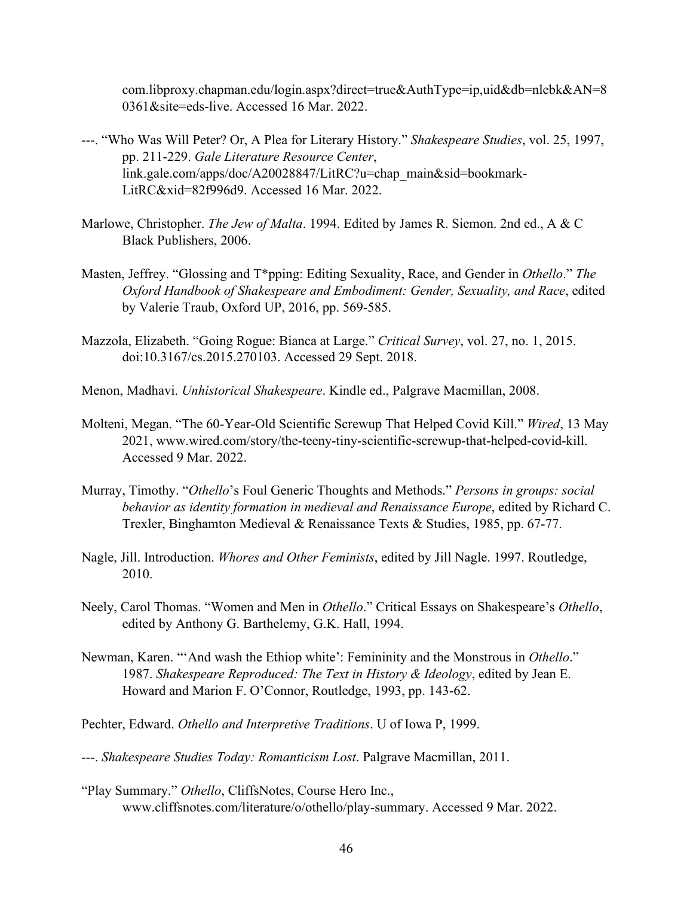com.libproxy.chapman.edu/login.aspx?direct=true&AuthType=ip,uid&db=nlebk&AN=80361&site=eds-live. Accessed 16 Mar. 2022.

---. "Who Was Will Peter? Or, A Plea for Literary History." *Shakespeare Studies*, vol. 25, 1997, pp. 211-229. *Gale Literature Resource Center*, link.gale.com/apps/doc/A20028847/LitRC?u=chap_main&sid=bookmark-LitRC&xid=82f996d9. Accessed 16 Mar. 2022.

Marlowe, Christopher. *The Jew of Malta*. 1994. Edited by James R. Siemon. 2nd ed., A & C Black Publishers, 2006.

Masten, Jeffrey. "Glossing and T*pping: Editing Sexuality, Race, and Gender in *Othello*." *The Oxford Handbook of Shakespeare and Embodiment: Gender, Sexuality, and Race*, edited by Valerie Traub, Oxford UP, 2016, pp. 569-585.

Mazzola, Elizabeth. "Going Rogue: Bianca at Large." *Critical Survey*, vol. 27, no. 1, 2015. doi:10.3167/cs.2015.270103. Accessed 29 Sept. 2018.

Menon, Madhavi. *Unhistorical Shakespeare*. Kindle ed., Palgrave Macmillan, 2008.

Molteni, Megan. "The 60-Year-Old Scientific Screwup That Helped Covid Kill." *Wired*, 13 May 2021, www.wired.com/story/the-teeny-tiny-scientific-screwup-that-helped-covid-kill. Accessed 9 Mar. 2022.

Murray, Timothy. "*Othello*'s Foul Generic Thoughts and Methods." *Persons in groups: social behavior as identity formation in medieval and Renaissance Europe*, edited by Richard C. Trexler, Binghamton Medieval & Renaissance Texts & Studies, 1985, pp. 67-77.

Nagle, Jill. Introduction. *Whores and Other Feminists*, edited by Jill Nagle. 1997. Routledge, 2010.

Neely, Carol Thomas. "Women and Men in *Othello*." Critical Essays on Shakespeare's *Othello*, edited by Anthony G. Barthelemy, G.K. Hall, 1994.

Newman, Karen. "'And wash the Ethiop white': Femininity and the Monstrous in *Othello*." 1987. *Shakespeare Reproduced: The Text in History & Ideology*, edited by Jean E. Howard and Marion F. O'Connor, Routledge, 1993, pp. 143-62.

Pechter, Edward. *Othello and Interpretive Traditions*. U of Iowa P, 1999.

---. *Shakespeare Studies Today: Romanticism Lost*. Palgrave Macmillan, 2011.

"Play Summary." *Othello*, CliffsNotes, Course Hero Inc., www.cliffsnotes.com/literature/o/othello/play-summary. Accessed 9 Mar. 2022.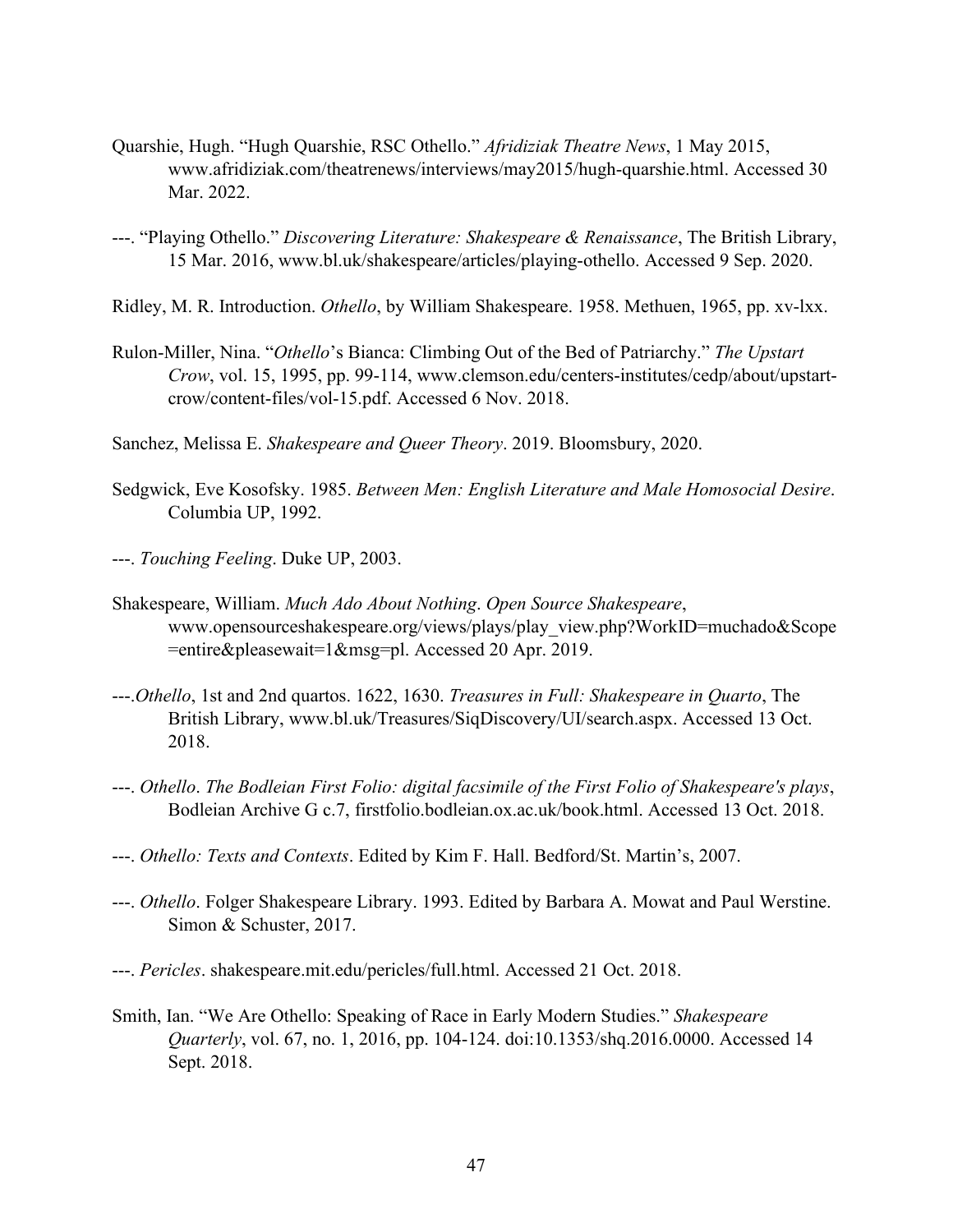Quarshie, Hugh. "Hugh Quarshie, RSC Othello." *Afridiziak Theatre News*, 1 May 2015, www.afridiziak.com/theatrenews/interviews/may2015/hugh-quarshie.html. Accessed 30 Mar. 2022.

---. "Playing Othello." *Discovering Literature: Shakespeare & Renaissance*, The British Library, 15 Mar. 2016, www.bl.uk/shakespeare/articles/playing-othello. Accessed 9 Sep. 2020.

Ridley, M. R. Introduction. *Othello*, by William Shakespeare. 1958. Methuen, 1965, pp. xv-lxx.

Rulon-Miller, Nina. "*Othello*'s Bianca: Climbing Out of the Bed of Patriarchy." *The Upstart Crow*, vol. 15, 1995, pp. 99-114, www.clemson.edu/centers-institutes/cedp/about/upstart-crow/content-files/vol-15.pdf. Accessed 6 Nov. 2018.

Sanchez, Melissa E. *Shakespeare and Queer Theory*. 2019. Bloomsbury, 2020.

Sedgwick, Eve Kosofsky. 1985. *Between Men: English Literature and Male Homosocial Desire*. Columbia UP, 1992.

---. *Touching Feeling*. Duke UP, 2003.

Shakespeare, William. *Much Ado About Nothing*. *Open Source Shakespeare*, www.opensourceshakespeare.org/views/plays/play_view.php?WorkID=muchado&Scope=entire&pleasewait=1&msg=pl. Accessed 20 Apr. 2019.

---.*Othello*, 1st and 2nd quartos. 1622, 1630. *Treasures in Full: Shakespeare in Quarto*, The British Library, www.bl.uk/Treasures/SiqDiscovery/UI/search.aspx. Accessed 13 Oct. 2018.

---. *Othello*. *The Bodleian First Folio: digital facsimile of the First Folio of Shakespeare's plays*, Bodleian Archive G c.7, firstfolio.bodleian.ox.ac.uk/book.html. Accessed 13 Oct. 2018.

---. *Othello: Texts and Contexts*. Edited by Kim F. Hall. Bedford/St. Martin's, 2007.

---. *Othello*. Folger Shakespeare Library. 1993. Edited by Barbara A. Mowat and Paul Werstine. Simon & Schuster, 2017.

---. *Pericles*. shakespeare.mit.edu/pericles/full.html. Accessed 21 Oct. 2018.

Smith, Ian. "We Are Othello: Speaking of Race in Early Modern Studies." *Shakespeare Quarterly*, vol. 67, no. 1, 2016, pp. 104-124. doi:10.1353/shq.2016.0000. Accessed 14 Sept. 2018.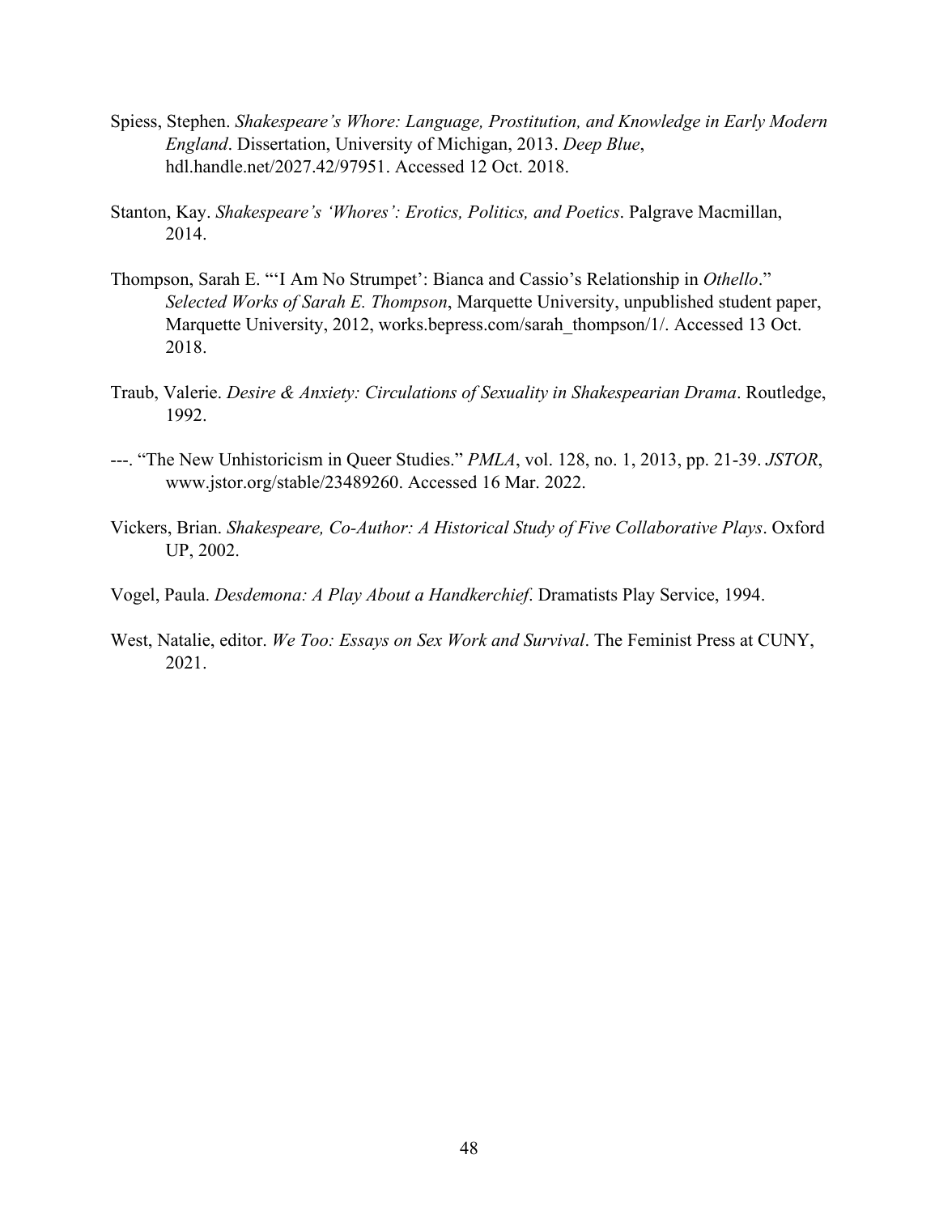Spiess, Stephen. *Shakespeare's Whore: Language, Prostitution, and Knowledge in Early Modern England*. Dissertation, University of Michigan, 2013. *Deep Blue*, hdl.handle.net/2027.42/97951. Accessed 12 Oct. 2018.

Stanton, Kay. *Shakespeare's 'Whores': Erotics, Politics, and Poetics*. Palgrave Macmillan, 2014.

Thompson, Sarah E. "'I Am No Strumpet': Bianca and Cassio's Relationship in *Othello*." *Selected Works of Sarah E. Thompson*, Marquette University, unpublished student paper, Marquette University, 2012, works.bepress.com/sarah_thompson/1/. Accessed 13 Oct. 2018.

Traub, Valerie. *Desire & Anxiety: Circulations of Sexuality in Shakespearian Drama*. Routledge, 1992.

---. "The New Unhistoricism in Queer Studies." *PMLA*, vol. 128, no. 1, 2013, pp. 21-39. *JSTOR*, www.jstor.org/stable/23489260. Accessed 16 Mar. 2022.

Vickers, Brian. *Shakespeare, Co-Author: A Historical Study of Five Collaborative Plays*. Oxford UP, 2002.

Vogel, Paula. *Desdemona: A Play About a Handkerchief*. Dramatists Play Service, 1994.

West, Natalie, editor. *We Too: Essays on Sex Work and Survival*. The Feminist Press at CUNY, 2021.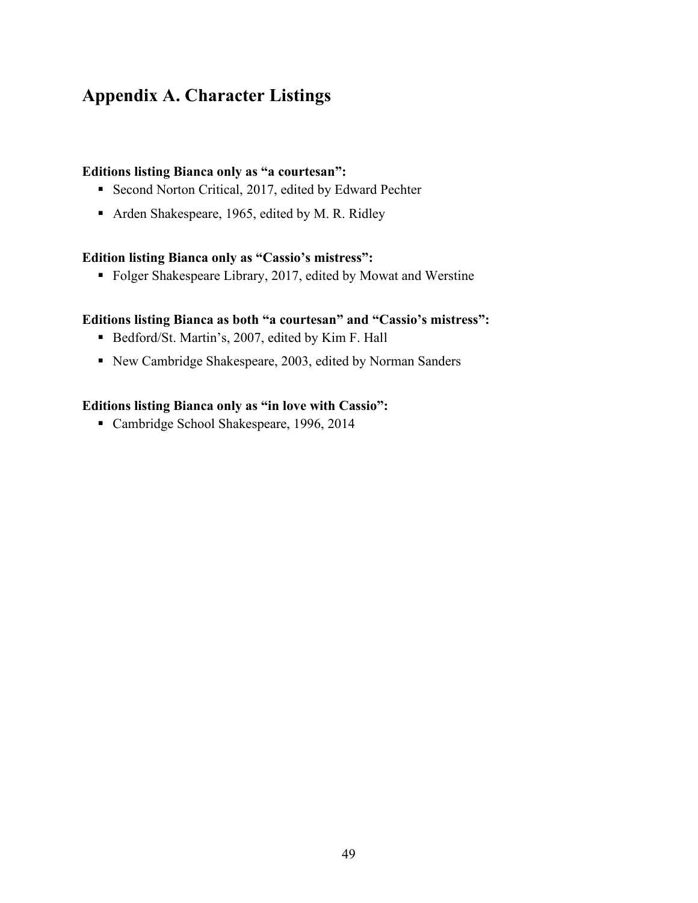## Appendix A. Character Listings

**Editions listing Bianca only as "a courtesan":**

- Second Norton Critical, 2017, edited by Edward Pechter
- Arden Shakespeare, 1965, edited by M. R. Ridley

**Edition listing Bianca only as "Cassio's mistress":**

- Folger Shakespeare Library, 2017, edited by Mowat and Werstine

**Editions listing Bianca as both "a courtesan" and "Cassio's mistress":**

- Bedford/St. Martin's, 2007, edited by Kim F. Hall
- New Cambridge Shakespeare, 2003, edited by Norman Sanders

**Editions listing Bianca only as "in love with Cassio":**

- Cambridge School Shakespeare, 1996, 2014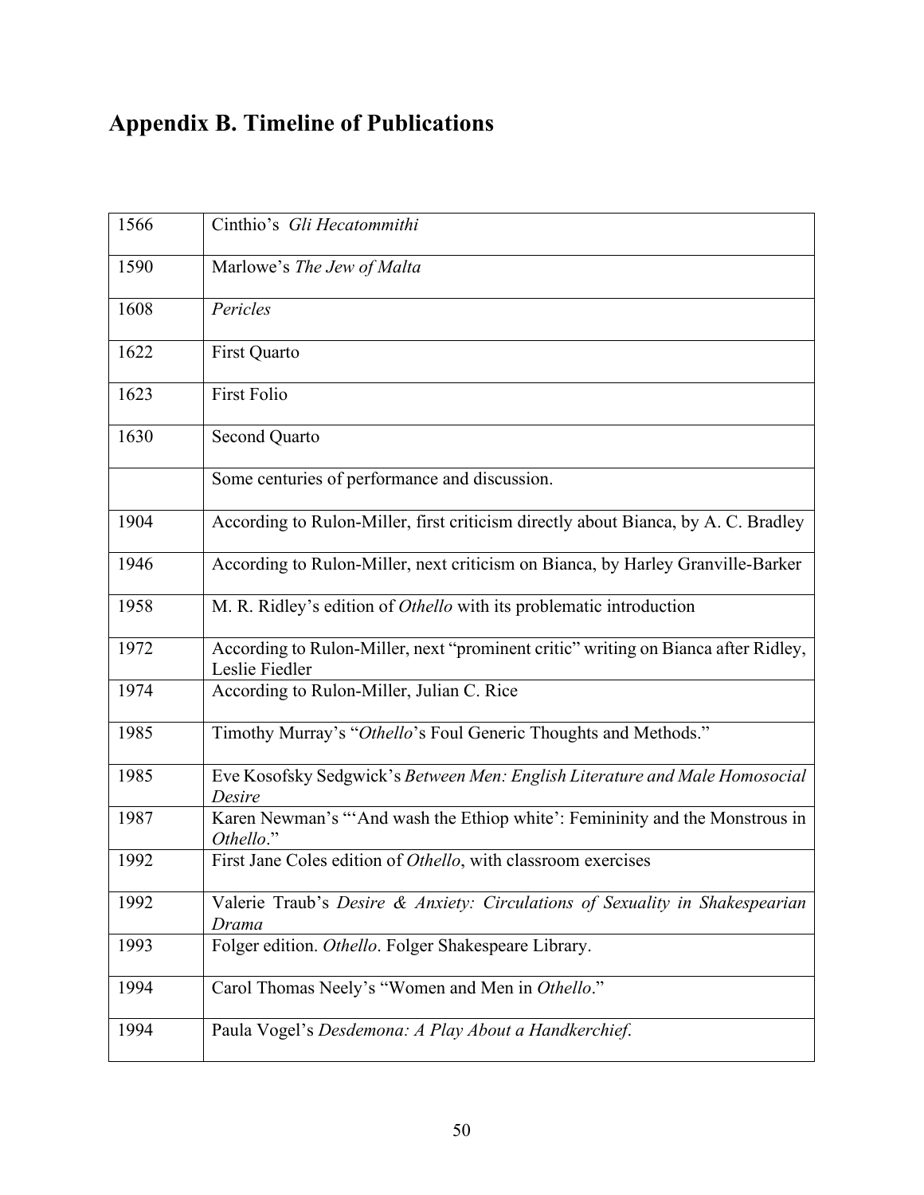# Appendix B. Timeline of Publications

| | |
|---|---|
| 1566 | Cinthio's *Gli Hecatommithi* |
| 1590 | Marlowe's *The Jew of Malta* |
| 1608 | *Pericles* |
| 1622 | First Quarto |
| 1623 | First Folio |
| 1630 | Second Quarto |
| | Some centuries of performance and discussion. |
| 1904 | According to Rulon-Miller, first criticism directly about Bianca, by A. C. Bradley |
| 1946 | According to Rulon-Miller, next criticism on Bianca, by Harley Granville-Barker |
| 1958 | M. R. Ridley's edition of *Othello* with its problematic introduction |
| 1972 | According to Rulon-Miller, next "prominent critic" writing on Bianca after Ridley, Leslie Fiedler |
| 1974 | According to Rulon-Miller, Julian C. Rice |
| 1985 | Timothy Murray's "*Othello*'s Foul Generic Thoughts and Methods." |
| 1985 | Eve Kosofsky Sedgwick's *Between Men: English Literature and Male Homosocial Desire* |
| 1987 | Karen Newman's "'And wash the Ethiop white': Femininity and the Monstrous in *Othello*." |
| 1992 | First Jane Coles edition of *Othello*, with classroom exercises |
| 1992 | Valerie Traub's *Desire & Anxiety: Circulations of Sexuality in Shakespearian Drama* |
| 1993 | Folger edition. *Othello*. Folger Shakespeare Library. |
| 1994 | Carol Thomas Neely's "Women and Men in *Othello*." |
| 1994 | Paula Vogel's *Desdemona: A Play About a Handkerchief*. |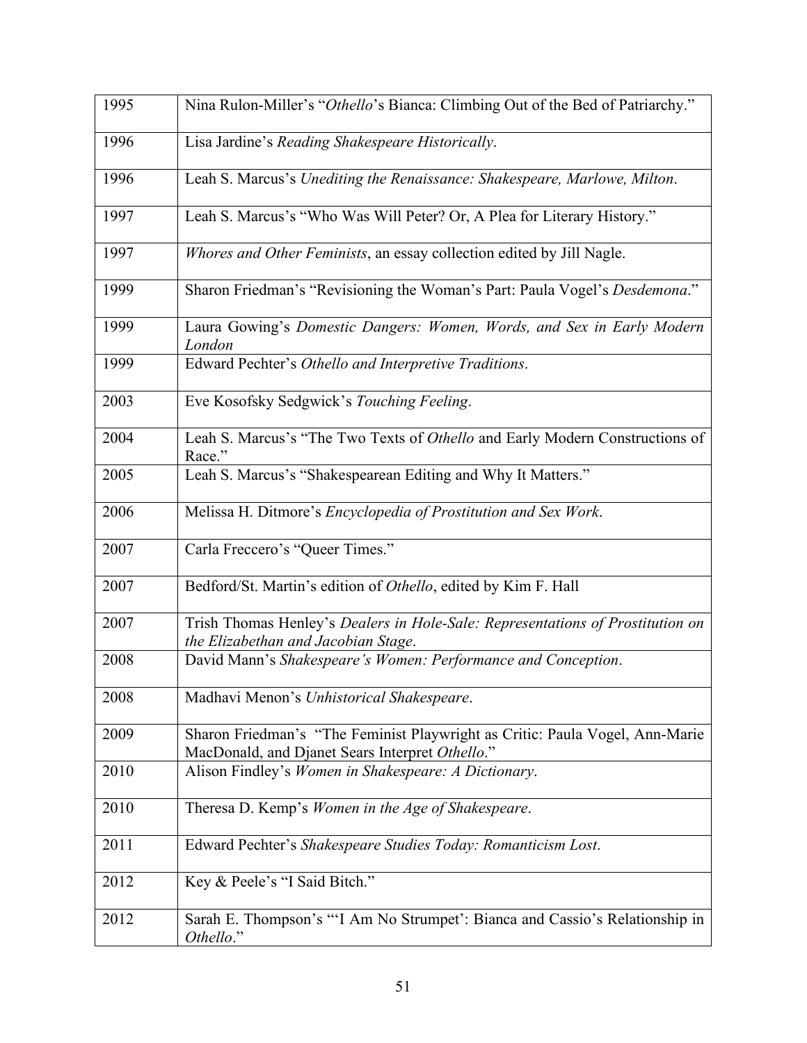| | |
|---|---|
| 1995 | Nina Rulon-Miller's "*Othello*'s Bianca: Climbing Out of the Bed of Patriarchy." |
| 1996 | Lisa Jardine's *Reading Shakespeare Historically*. |
| 1996 | Leah S. Marcus's *Unediting the Renaissance: Shakespeare, Marlowe, Milton*. |
| 1997 | Leah S. Marcus's "Who Was Will Peter? Or, A Plea for Literary History." |
| 1997 | *Whores and Other Feminists*, an essay collection edited by Jill Nagle. |
| 1999 | Sharon Friedman's "Revisioning the Woman's Part: Paula Vogel's *Desdemona*." |
| 1999 | Laura Gowing's *Domestic Dangers: Women, Words, and Sex in Early Modern London* |
| 1999 | Edward Pechter's *Othello and Interpretive Traditions*. |
| 2003 | Eve Kosofsky Sedgwick's *Touching Feeling*. |
| 2004 | Leah S. Marcus's "The Two Texts of *Othello* and Early Modern Constructions of Race." |
| 2005 | Leah S. Marcus's "Shakespearean Editing and Why It Matters." |
| 2006 | Melissa H. Ditmore's *Encyclopedia of Prostitution and Sex Work*. |
| 2007 | Carla Freccero's "Queer Times." |
| 2007 | Bedford/St. Martin's edition of *Othello*, edited by Kim F. Hall |
| 2007 | Trish Thomas Henley's *Dealers in Hole-Sale: Representations of Prostitution on the Elizabethan and Jacobian Stage*. |
| 2008 | David Mann's *Shakespeare's Women: Performance and Conception*. |
| 2008 | Madhavi Menon's *Unhistorical Shakespeare*. |
| 2009 | Sharon Friedman's "The Feminist Playwright as Critic: Paula Vogel, Ann-Marie MacDonald, and Djanet Sears Interpret *Othello*." |
| 2010 | Alison Findley's *Women in Shakespeare: A Dictionary*. |
| 2010 | Theresa D. Kemp's *Women in the Age of Shakespeare*. |
| 2011 | Edward Pechter's *Shakespeare Studies Today: Romanticism Lost*. |
| 2012 | Key & Peele's "I Said Bitch." |
| 2012 | Sarah E. Thompson's "'I Am No Strumpet': Bianca and Cassio's Relationship in *Othello*." |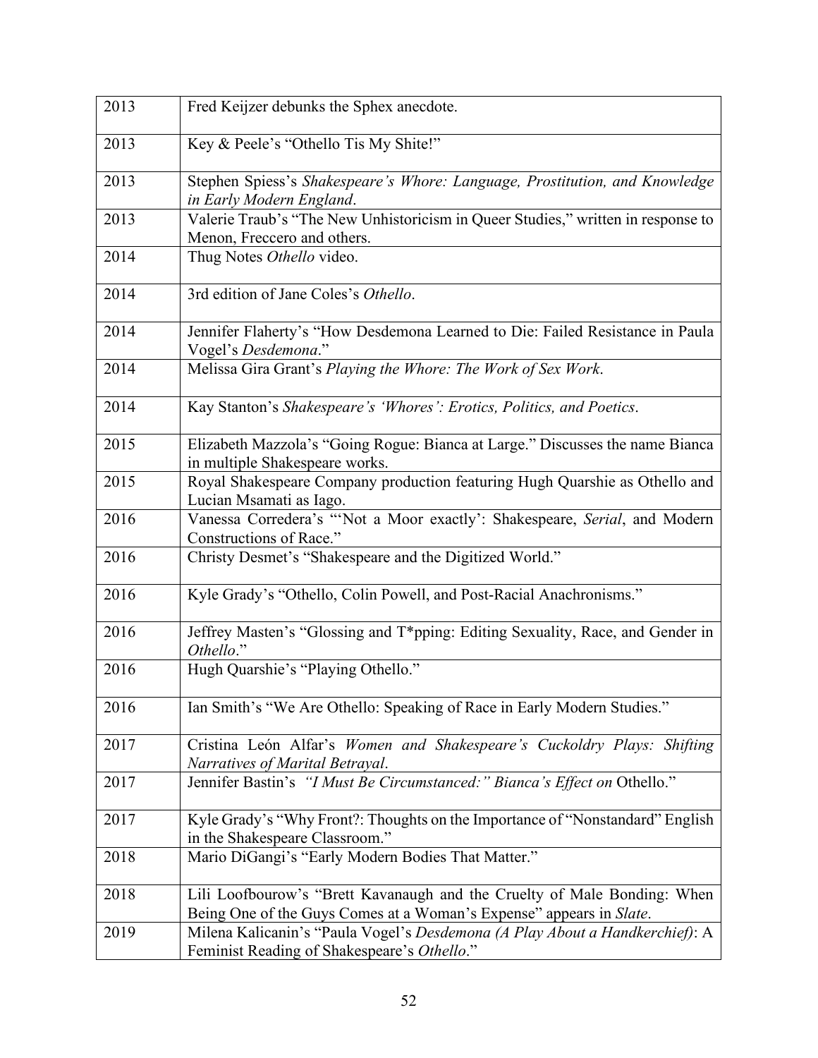| 2013 | Fred Keijzer debunks the Sphex anecdote. |
|---|---|
| 2013 | Key & Peele's "Othello Tis My Shite!" |
| 2013 | Stephen Spiess's *Shakespeare's Whore: Language, Prostitution, and Knowledge in Early Modern England*. |
| 2013 | Valerie Traub's "The New Unhistoricism in Queer Studies," written in response to Menon, Freccero and others. |
| 2014 | Thug Notes *Othello* video. |
| 2014 | 3rd edition of Jane Coles's *Othello*. |
| 2014 | Jennifer Flaherty's "How Desdemona Learned to Die: Failed Resistance in Paula Vogel's *Desdemona*." |
| 2014 | Melissa Gira Grant's *Playing the Whore: The Work of Sex Work*. |
| 2014 | Kay Stanton's *Shakespeare's 'Whores': Erotics, Politics, and Poetics*. |
| 2015 | Elizabeth Mazzola's "Going Rogue: Bianca at Large." Discusses the name Bianca in multiple Shakespeare works. |
| 2015 | Royal Shakespeare Company production featuring Hugh Quarshie as Othello and Lucian Msamati as Iago. |
| 2016 | Vanessa Corredera's "'Not a Moor exactly': Shakespeare, *Serial*, and Modern Constructions of Race." |
| 2016 | Christy Desmet's "Shakespeare and the Digitized World." |
| 2016 | Kyle Grady's "Othello, Colin Powell, and Post-Racial Anachronisms." |
| 2016 | Jeffrey Masten's "Glossing and T*pping: Editing Sexuality, Race, and Gender in *Othello*." |
| 2016 | Hugh Quarshie's "Playing Othello." |
| 2016 | Ian Smith's "We Are Othello: Speaking of Race in Early Modern Studies." |
| 2017 | Cristina León Alfar's *Women and Shakespeare's Cuckoldry Plays: Shifting Narratives of Marital Betrayal*. |
| 2017 | Jennifer Bastin's *"I Must Be Circumstanced:" Bianca's Effect on* Othello." |
| 2017 | Kyle Grady's "Why Front?: Thoughts on the Importance of "Nonstandard" English in the Shakespeare Classroom." |
| 2018 | Mario DiGangi's "Early Modern Bodies That Matter." |
| 2018 | Lili Loofbourow's "Brett Kavanaugh and the Cruelty of Male Bonding: When Being One of the Guys Comes at a Woman's Expense" appears in *Slate*. |
| 2019 | Milena Kalicanin's "Paula Vogel's *Desdemona (A Play About a Handkerchief)*: A Feminist Reading of Shakespeare's *Othello*." |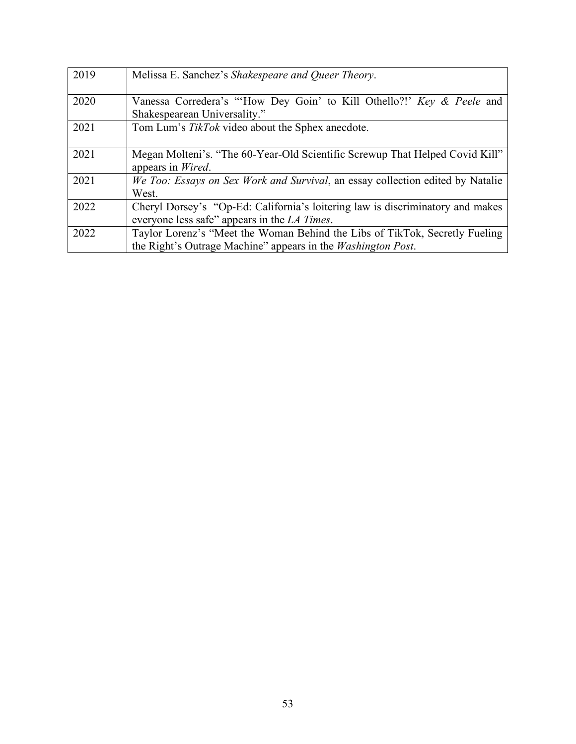| | |
|---|---|
| 2019 | Melissa E. Sanchez's *Shakespeare and Queer Theory*. |
| 2020 | Vanessa Corredera's "'How Dey Goin' to Kill Othello?!' *Key & Peele* and Shakespearean Universality." |
| 2021 | Tom Lum's *TikTok* video about the Sphex anecdote. |
| 2021 | Megan Molteni's. "The 60-Year-Old Scientific Screwup That Helped Covid Kill" appears in *Wired*. |
| 2021 | *We Too: Essays on Sex Work and Survival*, an essay collection edited by Natalie West. |
| 2022 | Cheryl Dorsey's "Op-Ed: California's loitering law is discriminatory and makes everyone less safe" appears in the *LA Times*. |
| 2022 | Taylor Lorenz's "Meet the Woman Behind the Libs of TikTok, Secretly Fueling the Right's Outrage Machine" appears in the *Washington Post*. |